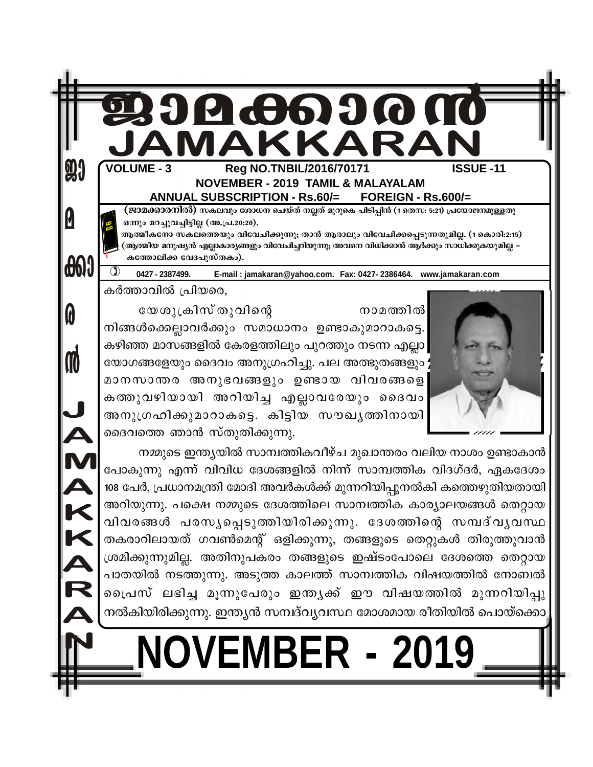# ജാമക്കാരൻ
# JAMAKKARAN

**VOLUME - 3** **Reg NO.TNBIL/2016/70171** **ISSUE -11**

**NOVEMBER - 2019 TAMIL & MALAYALAM**

**ANNUAL SUBSCRIPTION - Rs.60/= FOREIGN - Rs.600/=**

**(ജാമക്കാരനിൽ)** സകലവും ശോധന ചെയ്ത് നല്ലത് മുറുകെ പിടിപ്പിൻ (1 തെസ: 5:21) പ്രയോജനമുള്ളതു ഒന്നും മറച്ചുവച്ചിട്ടില്ല (അ.പ്ര.20:20).
ആത്മീകനോ സകലത്തെയും വിവേചിക്കുന്നു; താൻ ആരാലും വിവേചിക്കപ്പെടുന്നതുമില്ല. (1 കൊരി:2:15)
(ആത്മീയ മനുഷ്യൻ എല്ലാകാര്യങ്ങളും വിവേചിച്ചറിയുന്നു; അവനെ വിധിക്കാൻ ആർക്കും സാധിക്കുകയുമില്ല – കത്തോലിക്ക വേദപുസ്തകം).

0427 - 2387499. E-mail : jamakaran@yahoo.com. Fax: 0427- 2386464. www.jamakaran.com

കർത്താവിൽ പ്രിയരെ,

യേശുക്രിസ്തുവിന്റെ നാമത്തിൽ നിങ്ങൾക്കെല്ലാവർക്കും സമാധാനം ഉണ്ടാകുമാറാകട്ടെ. കഴിഞ്ഞ മാസങ്ങളിൽ കേരളത്തിലും പുറത്തും നടന്ന എല്ലാ യോഗങ്ങളേയും ദൈവം അനുഗ്രഹിച്ചു. പല അത്ഭുതങ്ങളും മാനസാന്തര അനുഭവങ്ങളും ഉണ്ടായ വിവരങ്ങളെ കത്തുവഴിയായി അറിയിച്ച എല്ലാവരേയും ദൈവം അനുഗ്രഹിക്കുമാറാകട്ടെ. കിട്ടിയ സൗഖ്യത്തിനായി ദൈവത്തെ ഞാൻ സ്തുതിക്കുന്നു.

നമ്മുടെ ഇന്ത്യയിൽ സാമ്പത്തികവീഴ്ച മുഖാന്തരം വലിയ നാശം ഉണ്ടാകാൻ പോകുന്നു എന്ന് വിവിധ ദേശങ്ങളിൽ നിന്ന് സാമ്പത്തിക വിദഗ്ദർ, ഏകദേശം 108 പേർ, പ്രധാനമന്ത്രി മോദി അവർകൾക്ക് മുന്നറിയിപ്പുനൽകി കത്തെഴുതിയതായി അറിയുന്നു. പക്ഷെ നമ്മുടെ ദേശത്തിലെ സാമ്പത്തിക കാര്യാലയങ്ങൾ തെറ്റായ വിവരങ്ങൾ പരസ്യപ്പെടുത്തിയിരിക്കുന്നു. ദേശത്തിന്റെ സമ്പദ്വ്യവസ്ഥ തകരാറിലായത് ഗവൺമെന്റ് ഒളിക്കുന്നു, തങ്ങളുടെ തെറ്റുകൾ തിരുത്തുവാൻ ശ്രമിക്കുന്നുമില്ല. അതിനുപകരം തങ്ങളുടെ ഇഷ്ടംപോലെ ദേശത്തെ തെറ്റായ പാതയിൽ നടത്തുന്നു. അടുത്ത കാലത്ത് സാമ്പത്തിക വിഷയത്തിൽ നോബൽ പ്രൈസ് ലഭിച്ച മൂന്നുപേരും ഇന്ത്യക്ക് ഈ വിഷയത്തിൽ മുന്നറിയിപ്പു നൽകിയിരിക്കുന്നു. ഇന്ത്യൻ സമ്പദ്വ്യവസ്ഥ മോശമായ രീതിയിൽ പൊയ്ക്കൊ

# NOVEMBER - 2019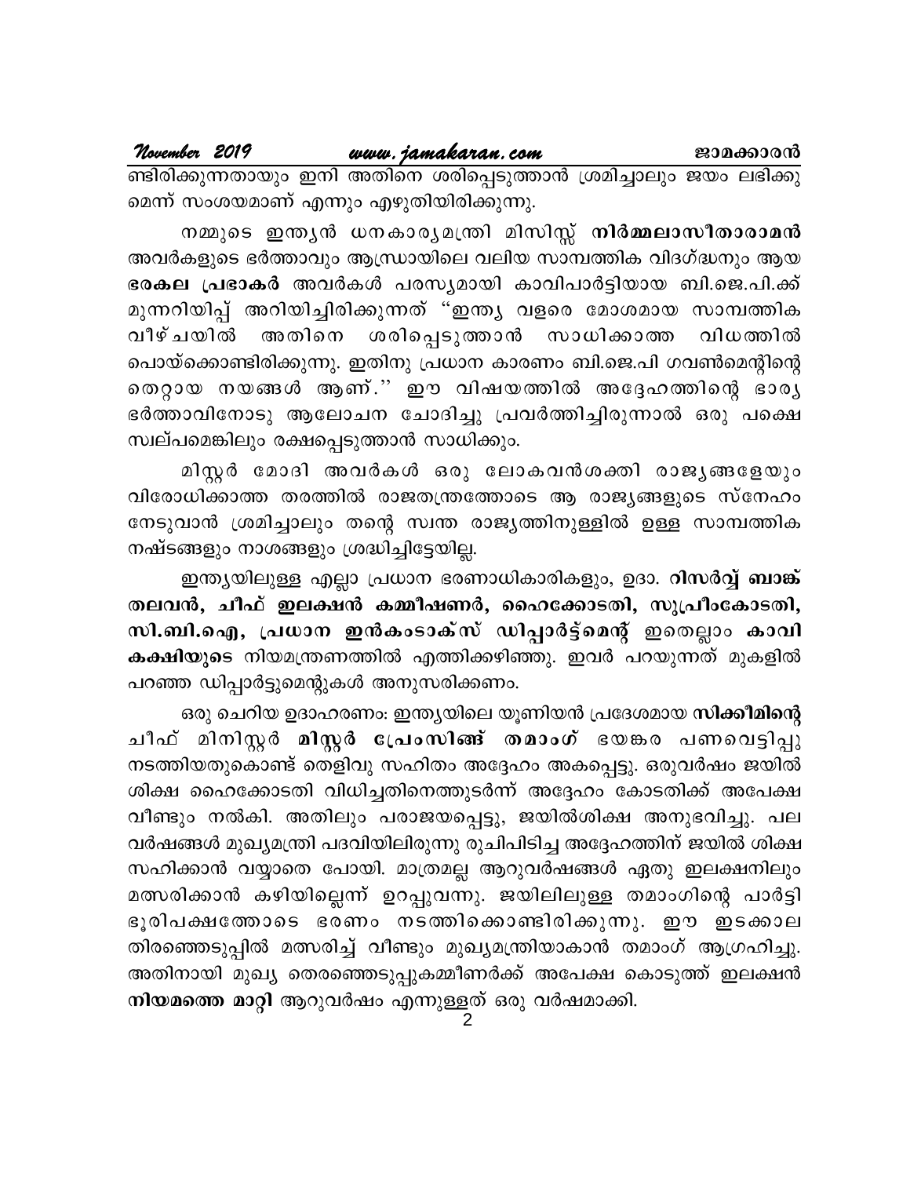ണ്ടിരിക്കുന്നതായും ഇനി അതിനെ ശരിപ്പെടുത്താൻ ശ്രമിച്ചാലും ജയം ലഭിക്കുമെന്ന് സംശയമാണ് എന്നും എഴുതിയിരിക്കുന്നു.

നമ്മുടെ ഇന്ത്യൻ ധനകാര്യമന്ത്രി മിസിസ്സ് **നിർമ്മലാസീതാരാമൻ** അവർകളുടെ ഭർത്താവും ആന്ധ്രായിലെ വലിയ സാമ്പത്തിക വിദഗ്ദ്ധനും ആയ **ഭരകല പ്രഭാകർ** അവർകൾ പരസ്യമായി കാവിപാർട്ടിയായ ബി.ജെ.പി.ക്ക് മുന്നറിയിപ്പ് അറിയിച്ചിരിക്കുന്നത് "ഇന്ത്യ വളരെ മോശമായ സാമ്പത്തിക വീഴ്ചയിൽ അതിനെ ശരിപ്പെടുത്താൻ സാധിക്കാത്ത വിധത്തിൽ പൊയ്ക്കൊണ്ടിരിക്കുന്നു. ഇതിനു പ്രധാന കാരണം ബി.ജെ.പി ഗവൺമെന്റിന്റെ തെറ്റായ നയങ്ങൾ ആണ്.'' ഈ വിഷയത്തിൽ അദ്ദേഹത്തിന്റെ ഭാര്യ ഭർത്താവിനോടു ആലോചന ചോദിച്ചു പ്രവർത്തിച്ചിരുന്നാൽ ഒരു പക്ഷെ സ്വല്പമെങ്കിലും രക്ഷപ്പെടുത്താൻ സാധിക്കും.

മിസ്റ്റർ മോദി അവർകൾ ഒരു ലോകവൻശക്തി രാജ്യങ്ങളേയും വിരോധിക്കാത്ത തരത്തിൽ രാജതന്ത്രത്തോടെ ആ രാജ്യങ്ങളുടെ സ്നേഹം നേടുവാൻ ശ്രമിച്ചാലും തന്റെ സ്വന്ത രാജ്യത്തിനുള്ളിൽ ഉള്ള സാമ്പത്തിക നഷ്ടങ്ങളും നാശങ്ങളും ശ്രദ്ധിച്ചിട്ടേയില്ല.

ഇന്ത്യയിലുള്ള എല്ലാ പ്രധാന ഭരണാധികാരികളും, ഉദാ. **റിസർവ്വ് ബാങ്ക് തലവൻ, ചീഫ് ഇലക്ഷൻ കമ്മീഷണർ, ഹൈക്കോടതി, സുപ്രീംകോടതി, സി.ബി.ഐ, പ്രധാന ഇൻകംടാക്സ് ഡിപ്പാർട്ട്മെന്റ്** ഇതെല്ലാം **കാവി കക്ഷിയുടെ** നിയമന്ത്രണത്തിൽ എത്തിക്കഴിഞ്ഞു. ഇവർ പറയുന്നത് മുകളിൽ പറഞ്ഞ ഡിപ്പാർട്ടുമെന്റുകൾ അനുസരിക്കണം.

ഒരു ചെറിയ ഉദാഹരണം: ഇന്ത്യയിലെ യൂണിയൻ പ്രദേശമായ **സിക്കീമിന്റെ** ചീഫ് മിനിസ്റ്റർ **മിസ്റ്റർ പ്രേംസിങ്ങ് തമാംഗ്** ഭയങ്കര പണവെട്ടിപ്പു നടത്തിയതുകൊണ്ട് തെളിവു സഹിതം അദ്ദേഹം അകപ്പെട്ടു. ഒരുവർഷം ജയിൽ ശിക്ഷ ഹൈക്കോടതി വിധിച്ചതിനെത്തുടർന്ന് അദ്ദേഹം കോടതിക്ക് അപേക്ഷ വീണ്ടും നൽകി. അതിലും പരാജയപ്പെട്ടു, ജയിൽശിക്ഷ അനുഭവിച്ചു. പല വർഷങ്ങൾ മുഖ്യമന്ത്രി പദവിയിലിരുന്നു രുചിപിടിച്ച അദ്ദേഹത്തിന് ജയിൽ ശിക്ഷ സഹിക്കാൻ വയ്യാതെ പോയി. മാത്രമല്ല ആറുവർഷങ്ങൾ ഏതു ഇലക്ഷനിലും മത്സരിക്കാൻ കഴിയില്ലെന്ന് ഉറപ്പുവന്നു. ജയിലിലുള്ള തമാംഗിന്റെ പാർട്ടി ഭൂരിപക്ഷത്തോടെ ഭരണം നടത്തിക്കൊണ്ടിരിക്കുന്നു. ഈ ഇടക്കാല തിരഞ്ഞെടുപ്പിൽ മത്സരിച്ച് വീണ്ടും മുഖ്യമന്ത്രിയാകാൻ തമാംഗ് ആഗ്രഹിച്ചു. അതിനായി മുഖ്യ തെരഞ്ഞെടുപ്പുകമ്മീണർക്ക് അപേക്ഷ കൊടുത്ത് ഇലക്ഷൻ **നിയമത്തെ മാറ്റി** ആറുവർഷം എന്നുള്ളത് ഒരു വർഷമാക്കി.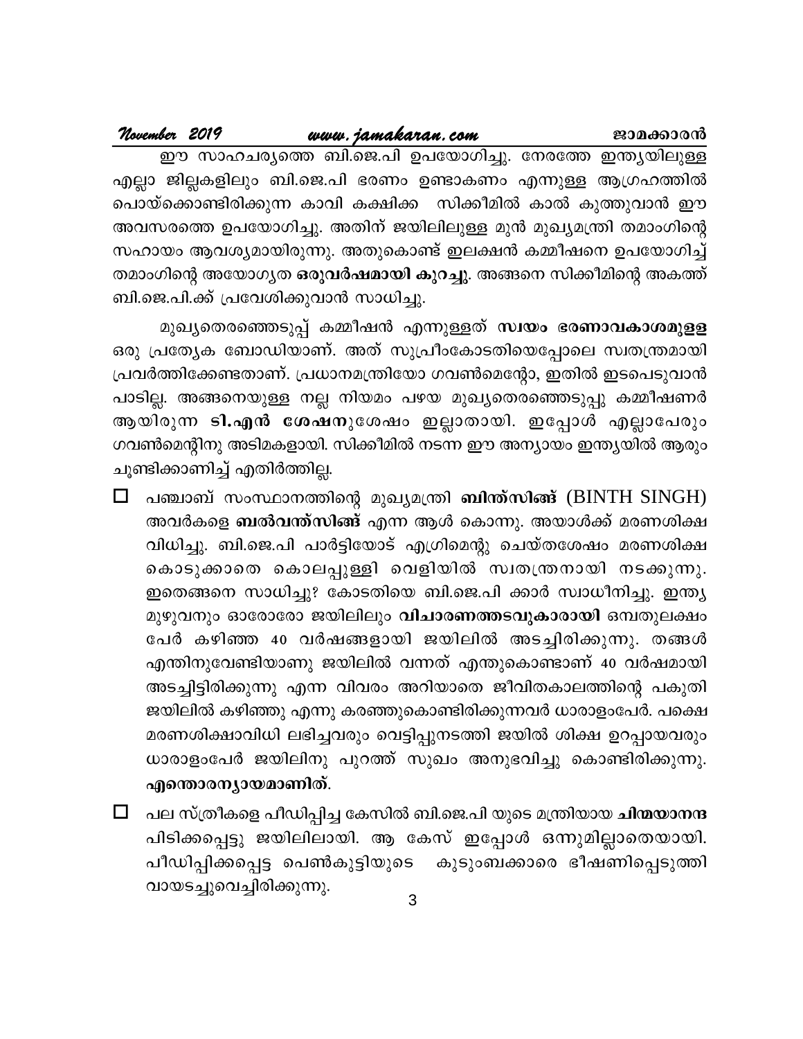ഈ സാഹചര്യത്തെ ബി.ജെ.പി ഉപയോഗിച്ചു. നേരത്തേ ഇന്ത്യയിലുള്ള എല്ലാ ജില്ലകളിലും ബി.ജെ.പി ഭരണം ഉണ്ടാകണം എന്നുള്ള ആഗ്രഹത്തിൽ പൊയ്ക്കൊണ്ടിരിക്കുന്ന കാവി കക്ഷിക്ക സിക്കീമിൽ കാൽ കുത്തുവാൻ ഈ അവസരത്തെ ഉപയോഗിച്ചു. അതിന് ജയിലിലുള്ള മുൻ മുഖ്യമന്ത്രി തമാംഗിന്റെ സഹായം ആവശ്യമായിരുന്നു. അതുകൊണ്ട് ഇലക്ഷൻ കമ്മീഷനെ ഉപയോഗിച്ച് തമാംഗിന്റെ അയോഗ്യത **ഒരുവർഷമായി കുറച്ചു**. അങ്ങനെ സിക്കീമിന്റെ അകത്ത് ബി.ജെ.പി.ക്ക് പ്രവേശിക്കുവാൻ സാധിച്ചു.

മുഖ്യതെരഞ്ഞെടുപ്പ് കമ്മീഷൻ എന്നുള്ളത് **സ്വയം ഭരണാവകാശമുള്ള** ഒരു പ്രത്യേക ബോഡിയാണ്. അത് സുപ്രീംകോടതിയെപ്പോലെ സ്വതന്ത്രമായി പ്രവർത്തിക്കേണ്ടതാണ്. പ്രധാനമന്ത്രിയോ ഗവൺമെന്റോ, ഇതിൽ ഇടപെടുവാൻ പാടില്ല. അങ്ങനെയുള്ള നല്ല നിയമം പഴയ മുഖ്യതെരഞ്ഞെടുപ്പു കമ്മീഷണർ ആയിരുന്ന **ടി.എൻ ശേഷനു**ശേഷം ഇല്ലാതായി. ഇപ്പോൾ എല്ലാപേരും ഗവൺമെന്റിനു അടിമകളായി. സിക്കീമിൽ നടന്ന ഈ അന്യായം ഇന്ത്യയിൽ ആരും ചൂണ്ടിക്കാണിച്ച് എതിർത്തില്ല.

- ☐ പഞ്ചാബ് സംസ്ഥാനത്തിന്റെ മുഖ്യമന്ത്രി **ബിന്ത്സിങ്ങ്** (BINTH SINGH) അവർകളെ **ബൽവന്ത്സിങ്ങ്** എന്ന ആൾ കൊന്നു. അയാൾക്ക് മരണശിക്ഷ വിധിച്ചു. ബി.ജെ.പി പാർട്ടിയോട് എഗ്രിമെന്റു ചെയ്തശേഷം മരണശിക്ഷ കൊടുക്കാതെ കൊലപ്പുള്ളി വെളിയിൽ സ്വതന്ത്രനായി നടക്കുന്നു. ഇതെങ്ങനെ സാധിച്ചു? കോടതിയെ ബി.ജെ.പി ക്കാർ സ്വാധീനിച്ചു. ഇന്ത്യ മുഴുവനും ഓരോരോ ജയിലിലും **വിചാരണത്തടവുകാരായി** ഒമ്പതുലക്ഷം പേർ കഴിഞ്ഞ 40 വർഷങ്ങളായി ജയിലിൽ അടച്ചിരിക്കുന്നു. തങ്ങൾ എന്തിനുവേണ്ടിയാണു ജയിലിൽ വന്നത് എന്തുകൊണ്ടാണ് 40 വർഷമായി അടച്ചിട്ടിരിക്കുന്നു എന്ന വിവരം അറിയാതെ ജീവിതകാലത്തിന്റെ പകുതി ജയിലിൽ കഴിഞ്ഞു എന്നു കരഞ്ഞുകൊണ്ടിരിക്കുന്നവർ ധാരാളംപേർ. പക്ഷെ മരണശിക്ഷാവിധി ലഭിച്ചവരും വെട്ടിപ്പുനടത്തി ജയിൽ ശിക്ഷ ഉറപ്പായവരും ധാരാളംപേർ ജയിലിനു പുറത്ത് സുഖം അനുഭവിച്ചു കൊണ്ടിരിക്കുന്നു. **എന്തൊരന്യായമാണിത്**.
- ☐ പല സ്ത്രീകളെ പീഡിപ്പിച്ച കേസിൽ ബി.ജെ.പി യുടെ മന്ത്രിയായ **ചിന്മയാനന്ദ** പിടിക്കപ്പെട്ടു ജയിലിലായി. ആ കേസ് ഇപ്പോൾ ഒന്നുമില്ലാതെയായി. പീഡിപ്പിക്കപ്പെട്ട പെൺകുട്ടിയുടെ കുടുംബക്കാരെ ഭീഷണിപ്പെടുത്തി വായടച്ചുവെച്ചിരിക്കുന്നു.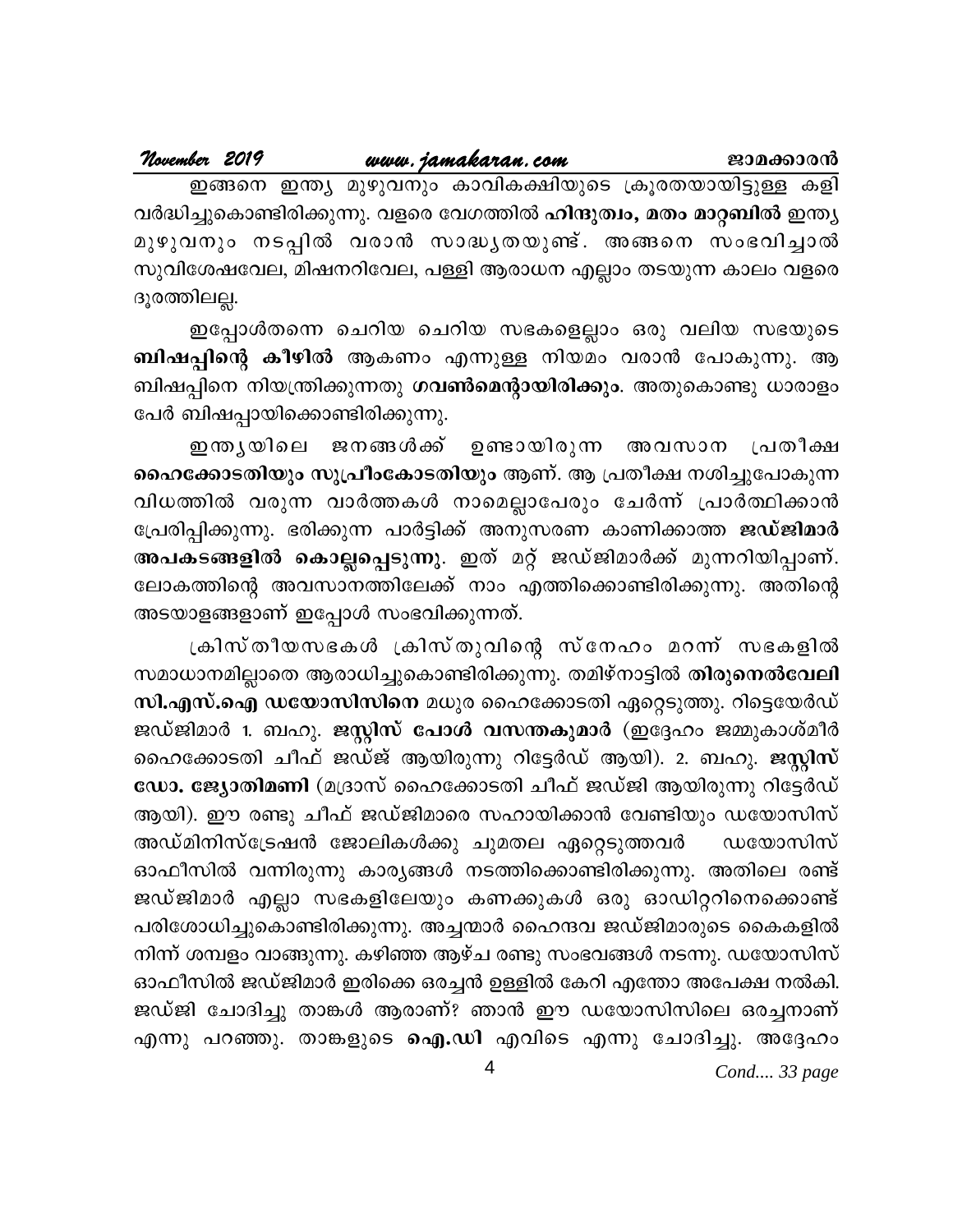ഇങ്ങനെ ഇന്ത്യ മുഴുവനും കാവികക്ഷിയുടെ ക്രൂരതയായിട്ടുള്ള കളി വർദ്ധിച്ചുകൊണ്ടിരിക്കുന്നു. വളരെ വേഗത്തിൽ **ഹിന്ദുത്വം, മതം മാറ്റബിൽ** ഇന്ത്യ മുഴുവനും നടപ്പിൽ വരാൻ സാദ്ധ്യതയുണ്ട്. അങ്ങനെ സംഭവിച്ചാൽ സുവിശേഷവേല, മിഷനറിവേല, പള്ളി ആരാധന എല്ലാം തടയുന്ന കാലം വളരെ ദൂരത്തിലല്ല.

ഇപ്പോൾതന്നെ ചെറിയ ചെറിയ സഭകളെല്ലാം ഒരു വലിയ സഭയുടെ **ബിഷപ്പിന്റെ കീഴിൽ** ആകണം എന്നുള്ള നിയമം വരാൻ പോകുന്നു. ആ ബിഷപ്പിനെ നിയന്ത്രിക്കുന്നതു **ഗവൺമെന്റായിരിക്കും**. അതുകൊണ്ടു ധാരാളം പേർ ബിഷപ്പായിക്കൊണ്ടിരിക്കുന്നു.

ഇന്ത്യയിലെ ജനങ്ങൾക്ക് ഉണ്ടായിരുന്ന അവസാന പ്രതീക്ഷ **ഹൈക്കോടതിയും സുപ്രീംകോടതിയും** ആണ്. ആ പ്രതീക്ഷ നശിച്ചുപോകുന്ന വിധത്തിൽ വരുന്ന വാർത്തകൾ നാമെല്ലാപേരും ചേർന്ന് പ്രാർത്ഥിക്കാൻ പ്രേരിപ്പിക്കുന്നു. ഭരിക്കുന്ന പാർട്ടിക്ക് അനുസരണ കാണിക്കാത്ത **ജഡ്ജിമാർ അപകടങ്ങളിൽ കൊല്ലപ്പെടുന്നു**. ഇത് മറ്റ് ജഡ്ജിമാർക്ക് മുന്നറിയിപ്പാണ്. ലോകത്തിന്റെ അവസാനത്തിലേക്ക് നാം എത്തിക്കൊണ്ടിരിക്കുന്നു. അതിന്റെ അടയാളങ്ങളാണ് ഇപ്പോൾ സംഭവിക്കുന്നത്.

ക്രിസ്തീയസഭകൾ ക്രിസ്തുവിന്റെ സ്നേഹം മറന്ന് സഭകളിൽ സമാധാനമില്ലാതെ ആരാധിച്ചുകൊണ്ടിരിക്കുന്നു. തമിഴ്നാട്ടിൽ **തിരുനെൽവേലി സി.എസ്.ഐ ഡയോസിസിനെ** മധുര ഹൈക്കോടതി ഏറ്റെടുത്തു. റിട്ടെയേർഡ് ജഡ്ജിമാർ 1. ബഹു. **ജസ്റ്റിസ് പോൾ വസന്തകുമാർ** (ഇദ്ദേഹം ജമ്മുകാശ്മീർ ഹൈക്കോടതി ചീഫ് ജഡ്ജ് ആയിരുന്നു റിട്ടേർഡ് ആയി). 2. ബഹു. **ജസ്റ്റിസ് ഡോ. ജ്യോതിമണി** (മദ്രാസ് ഹൈക്കോടതി ചീഫ് ജഡ്ജി ആയിരുന്നു റിട്ടേർഡ് ആയി). ഈ രണ്ടു ചീഫ് ജഡ്ജിമാരെ സഹായിക്കാൻ വേണ്ടിയും ഡയോസിസ് അഡ്മിനിസ്ട്രേഷൻ ജോലികൾക്കു ചുമതല ഏറ്റെടുത്തവർ ഡയോസിസ് ഓഫീസിൽ വന്നിരുന്നു കാര്യങ്ങൾ നടത്തിക്കൊണ്ടിരിക്കുന്നു. അതിലെ രണ്ട് ജഡ്ജിമാർ എല്ലാ സഭകളിലേയും കണക്കുകൾ ഒരു ഓഡിറ്ററിനെക്കൊണ്ട് പരിശോധിച്ചുകൊണ്ടിരിക്കുന്നു. അച്ചന്മാർ ഹൈന്ദവ ജഡ്ജിമാരുടെ കൈകളിൽ നിന്ന് ശമ്പളം വാങ്ങുന്നു. കഴിഞ്ഞ ആഴ്ച രണ്ടു സംഭവങ്ങൾ നടന്നു. ഡയോസിസ് ഓഫീസിൽ ജഡ്ജിമാർ ഇരിക്കെ ഒരച്ചൻ ഉള്ളിൽ കേറി എന്തോ അപേക്ഷ നൽകി. ജഡ്ജി ചോദിച്ചു താങ്കൾ ആരാണ്? ഞാൻ ഈ ഡയോസിസിലെ ഒരച്ചനാണ് എന്നു പറഞ്ഞു. താങ്കളുടെ **ഐ.ഡി** എവിടെ എന്നു ചോദിച്ചു. അദ്ദേഹം

*Cond.... 33 page*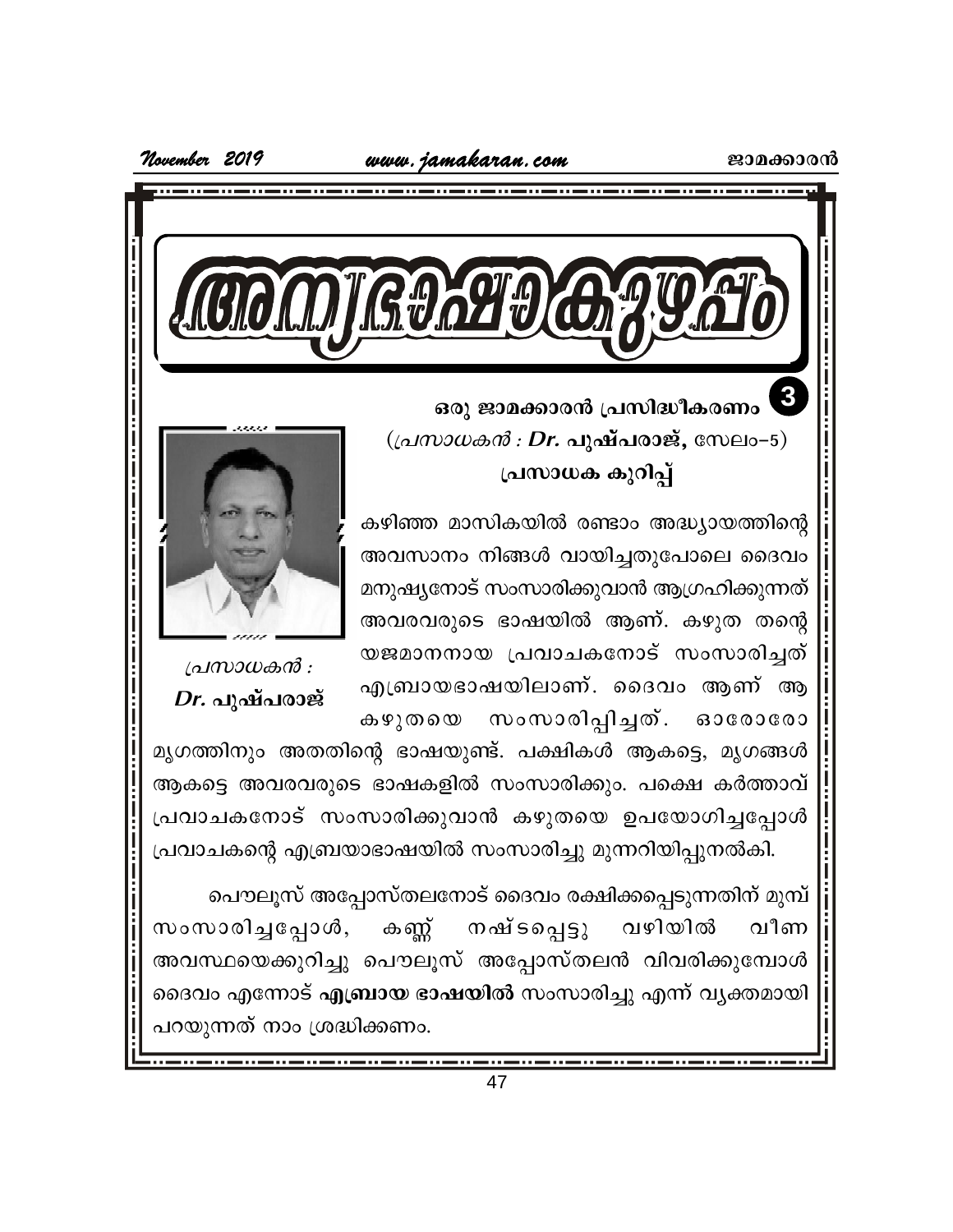# അന്യഭാഷാകുഴപ്പം

**ഒരു ജാമക്കാരൻ പ്രസിദ്ധീകരണം** 3

(*പ്രസാധകൻ : **Dr. പുഷ്പരാജ്,*** സേലം-5)

**പ്രസാധക കുറിപ്പ്**

*പ്രസാധകൻ :*
***Dr. പുഷ്പരാജ്***

കഴിഞ്ഞ മാസികയിൽ രണ്ടാം അദ്ധ്യായത്തിന്റെ അവസാനം നിങ്ങൾ വായിച്ചതുപോലെ ദൈവം മനുഷ്യനോട് സംസാരിക്കുവാൻ ആഗ്രഹിക്കുന്നത് അവരവരുടെ ഭാഷയിൽ ആണ്. കഴുത തന്റെ യജമാനനായ പ്രവാചകനോട് സംസാരിച്ചത് എബ്രായഭാഷയിലാണ്. ദൈവം ആണ് ആ കഴുതയെ സംസാരിപ്പിച്ചത്. ഓരോരോ മൃഗത്തിനും അതതിന്റെ ഭാഷയുണ്ട്. പക്ഷികൾ ആകട്ടെ, മൃഗങ്ങൾ ആകട്ടെ അവരവരുടെ ഭാഷകളിൽ സംസാരിക്കും. പക്ഷെ കർത്താവ് പ്രവാചകനോട് സംസാരിക്കുവാൻ കഴുതയെ ഉപയോഗിച്ചപ്പോൾ പ്രവാചകന്റെ എബ്രയാഭാഷയിൽ സംസാരിച്ചു മുന്നറിയിപ്പുനൽകി.

പൌലൂസ് അപ്പോസ്തലനോട് ദൈവം രക്ഷിക്കപ്പെടുന്നതിന് മുമ്പ് സംസാരിച്ചപ്പോൾ, കണ്ണ് നഷ്ടപ്പെട്ടു വഴിയിൽ വീണ അവസ്ഥയെക്കുറിച്ചു പൌലൂസ് അപ്പോസ്തലൻ വിവരിക്കുമ്പോൾ ദൈവം എന്നോട് **എബ്രായ ഭാഷയിൽ** സംസാരിച്ചു എന്ന് വ്യക്തമായി പറയുന്നത് നാം ശ്രദ്ധിക്കണം.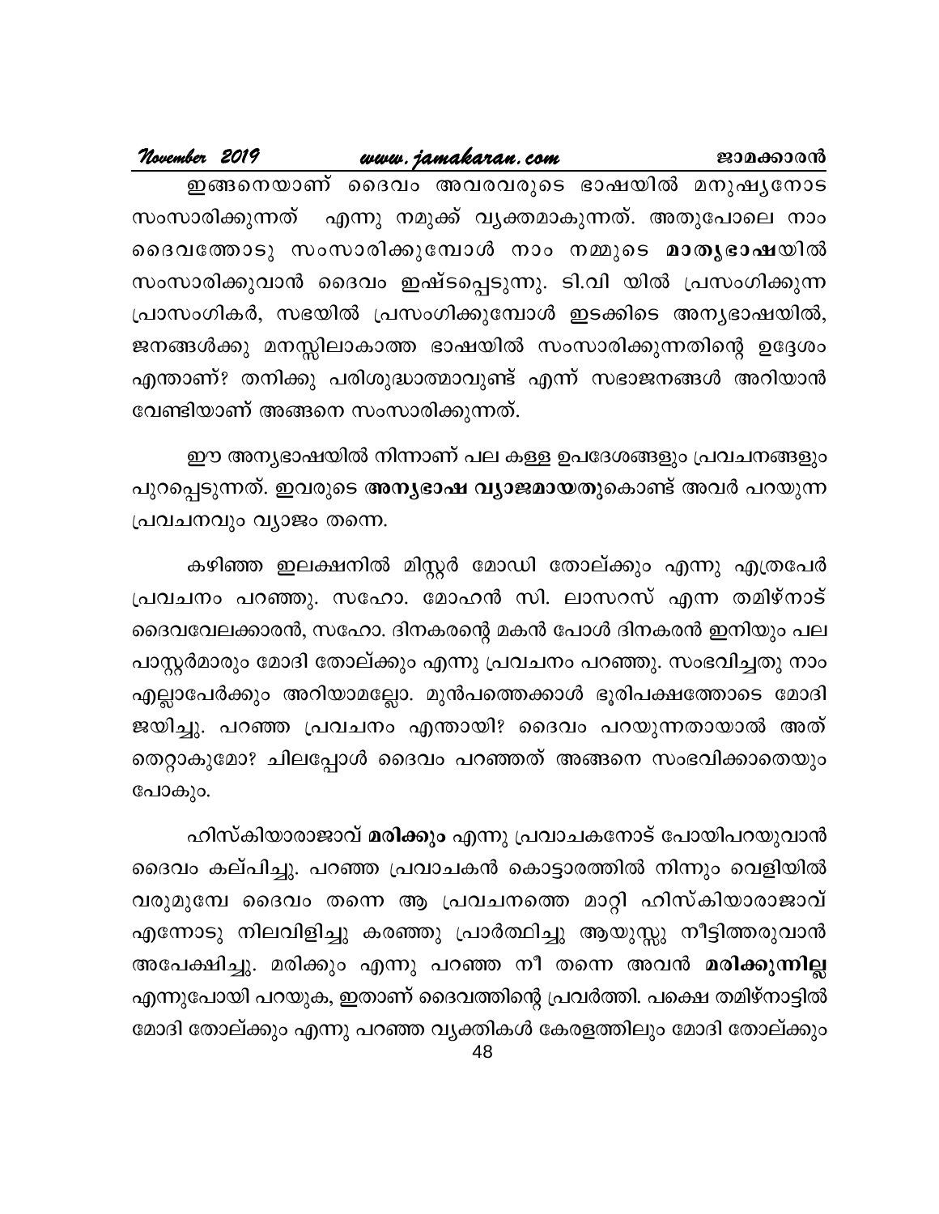ഇങ്ങനെയാണ് ദൈവം അവരവരുടെ ഭാഷയിൽ മനുഷ്യനോട സംസാരിക്കുന്നത് എന്നു നമുക്ക് വ്യക്തമാകുന്നത്. അതുപോലെ നാം ദൈവത്തോടു സംസാരിക്കുമ്പോൾ നാം നമ്മുടെ **മാതൃഭാഷ**യിൽ സംസാരിക്കുവാൻ ദൈവം ഇഷ്ടപ്പെടുന്നു. ടി.വി യിൽ പ്രസംഗിക്കുന്ന പ്രാസംഗികർ, സഭയിൽ പ്രസംഗിക്കുമ്പോൾ ഇടക്കിടെ അന്യഭാഷയിൽ, ജനങ്ങൾക്കു മനസ്സിലാകാത്ത ഭാഷയിൽ സംസാരിക്കുന്നതിന്റെ ഉദ്ദേശം എന്താണ്? തനിക്കു പരിശുദ്ധാത്മാവുണ്ട് എന്ന് സഭാജനങ്ങൾ അറിയാൻ വേണ്ടിയാണ് അങ്ങനെ സംസാരിക്കുന്നത്.

ഈ അന്യഭാഷയിൽ നിന്നാണ് പല കള്ള ഉപദേശങ്ങളും പ്രവചനങ്ങളും പുറപ്പെടുന്നത്. ഇവരുടെ **അന്യഭാഷ വ്യാജമായതു**കൊണ്ട് അവർ പറയുന്ന പ്രവചനവും വ്യാജം തന്നെ.

കഴിഞ്ഞ ഇലക്ഷനിൽ മിസ്റ്റർ മോഡി തോല്ക്കും എന്നു എത്രപേർ പ്രവചനം പറഞ്ഞു. സഹോ. മോഹൻ സി. ലാസറസ് എന്ന തമിഴ്നാട് ദൈവവേലക്കാരൻ, സഹോ. ദിനകരന്റെ മകൻ പോൾ ദിനകരൻ ഇനിയും പല പാസ്റ്റർമാരും മോദി തോല്ക്കും എന്നു പ്രവചനം പറഞ്ഞു. സംഭവിച്ചതു നാം എല്ലാപേർക്കും അറിയാമല്ലോ. മുൻപത്തെക്കാൾ ഭൂരിപക്ഷത്തോടെ മോദി ജയിച്ചു. പറഞ്ഞ പ്രവചനം എന്തായി? ദൈവം പറയുന്നതായാൽ അത് തെറ്റാകുമോ? ചിലപ്പോൾ ദൈവം പറഞ്ഞത് അങ്ങനെ സംഭവിക്കാതെയും പോകും.

ഹിസ്കിയാരാജാവ് **മരിക്കും** എന്നു പ്രവാചകനോട് പോയിപറയുവാൻ ദൈവം കല്പിച്ചു. പറഞ്ഞ പ്രവാചകൻ കൊട്ടാരത്തിൽ നിന്നും വെളിയിൽ വരുമുമ്പേ ദൈവം തന്നെ ആ പ്രവചനത്തെ മാറ്റി ഹിസ്കിയാരാജാവ് എന്നോടു നിലവിളിച്ചു കരഞ്ഞു പ്രാർത്ഥിച്ചു ആയുസ്സു നീട്ടിത്തരുവാൻ അപേക്ഷിച്ചു. മരിക്കും എന്നു പറഞ്ഞ നീ തന്നെ അവൻ **മരിക്കുന്നില്ല** എന്നുപോയി പറയുക, ഇതാണ് ദൈവത്തിന്റെ പ്രവർത്തി. പക്ഷെ തമിഴ്നാട്ടിൽ മോദി തോല്ക്കും എന്നു പറഞ്ഞ വ്യക്തികൾ കേരളത്തിലും മോദി തോല്ക്കും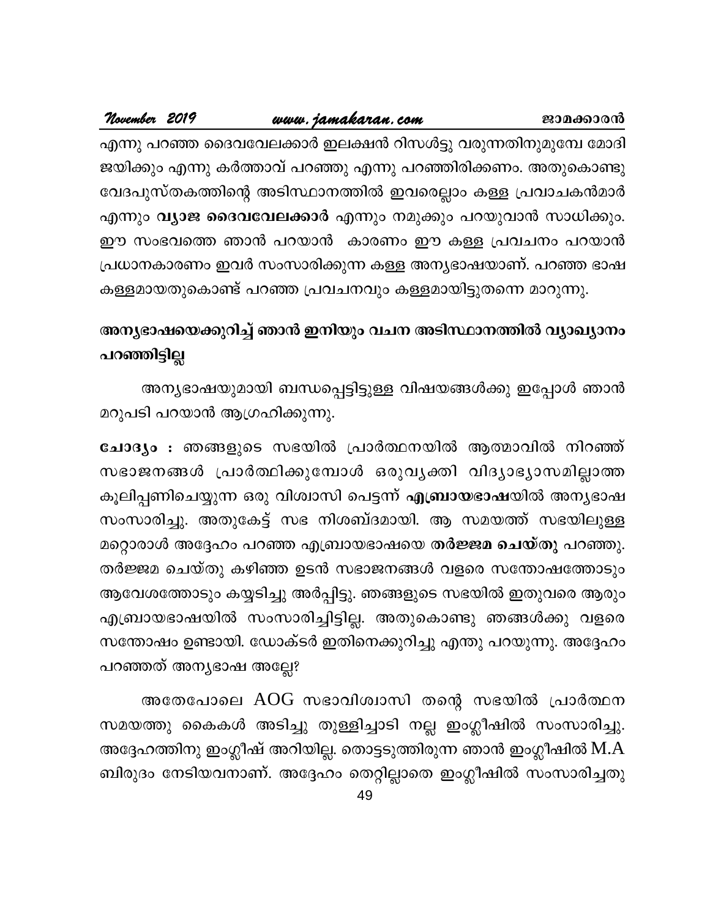എന്നു പറഞ്ഞ ദൈവവേലക്കാർ ഇലക്ഷൻ റിസൾട്ടു വരുന്നതിനുമുമ്പേ മോദി ജയിക്കും എന്നു കർത്താവ് പറഞ്ഞു എന്നു പറഞ്ഞിരിക്കണം. അതുകൊണ്ടു വേദപുസ്തകത്തിന്റെ അടിസ്ഥാനത്തിൽ ഇവരെല്ലാം കള്ള പ്രവാചകൻമാർ എന്നും **വ്യാജ ദൈവവേലക്കാർ** എന്നും നമുക്കും പറയുവാൻ സാധിക്കും. ഈ സംഭവത്തെ ഞാൻ പറയാൻ കാരണം ഈ കള്ള പ്രവചനം പറയാൻ പ്രധാനകാരണം ഇവർ സംസാരിക്കുന്ന കള്ള അന്യഭാഷയാണ്. പറഞ്ഞ ഭാഷ കള്ളമായതുകൊണ്ട് പറഞ്ഞ പ്രവചനവും കള്ളമായിട്ടുതന്നെ മാറുന്നു.

## അന്യഭാഷയെക്കുറിച്ച് ഞാൻ ഇനിയും വചന അടിസ്ഥാനത്തിൽ വ്യാഖ്യാനം പറഞ്ഞിട്ടില്ല

അന്യഭാഷയുമായി ബന്ധപ്പെട്ടിട്ടുള്ള വിഷയങ്ങൾക്കു ഇപ്പോൾ ഞാൻ മറുപടി പറയാൻ ആഗ്രഹിക്കുന്നു.

**ചോദ്യം :** ഞങ്ങളുടെ സഭയിൽ പ്രാർത്ഥനയിൽ ആത്മാവിൽ നിറഞ്ഞ് സഭാജനങ്ങൾ പ്രാർത്ഥിക്കുമ്പോൾ ഒരുവ്യക്തി വിദ്യാഭ്യാസമില്ലാത്ത കൂലിപ്പണിചെയ്യുന്ന ഒരു വിശ്വാസി പെട്ടന്ന് **എബ്രായഭാഷ**യിൽ അന്യഭാഷ സംസാരിച്ചു. അതുകേട്ട് സഭ നിശബ്ദമായി. ആ സമയത്ത് സഭയിലുള്ള മറ്റൊരാൾ അദ്ദേഹം പറഞ്ഞ എബ്രായഭാഷയെ **തർജ്ജമ ചെയ്തു** പറഞ്ഞു. തർജ്ജമ ചെയ്തു കഴിഞ്ഞ ഉടൻ സഭാജനങ്ങൾ വളരെ സന്തോഷത്തോടും ആവേശത്തോടും കയ്യടിച്ചു അർപ്പിട്ടു. ഞങ്ങളുടെ സഭയിൽ ഇതുവരെ ആരും എബ്രായഭാഷയിൽ സംസാരിച്ചിട്ടില്ല. അതുകൊണ്ടു ഞങ്ങൾക്കു വളരെ സന്തോഷം ഉണ്ടായി. ഡോക്ടർ ഇതിനെക്കുറിച്ചു എന്തു പറയുന്നു. അദ്ദേഹം പറഞ്ഞത് അന്യഭാഷ അല്ലേ?

അതേപോലെ AOG സഭാവിശ്വാസി തന്റെ സഭയിൽ പ്രാർത്ഥന സമയത്തു കൈകൾ അടിച്ചു തുള്ളിച്ചാടി നല്ല ഇംഗ്ലീഷിൽ സംസാരിച്ചു. അദ്ദേഹത്തിനു ഇംഗ്ലീഷ് അറിയില്ല. തൊട്ടടുത്തിരുന്ന ഞാൻ ഇംഗ്ലീഷിൽ M.A ബിരുദം നേടിയവനാണ്. അദ്ദേഹം തെറ്റില്ലാതെ ഇംഗ്ലീഷിൽ സംസാരിച്ചതു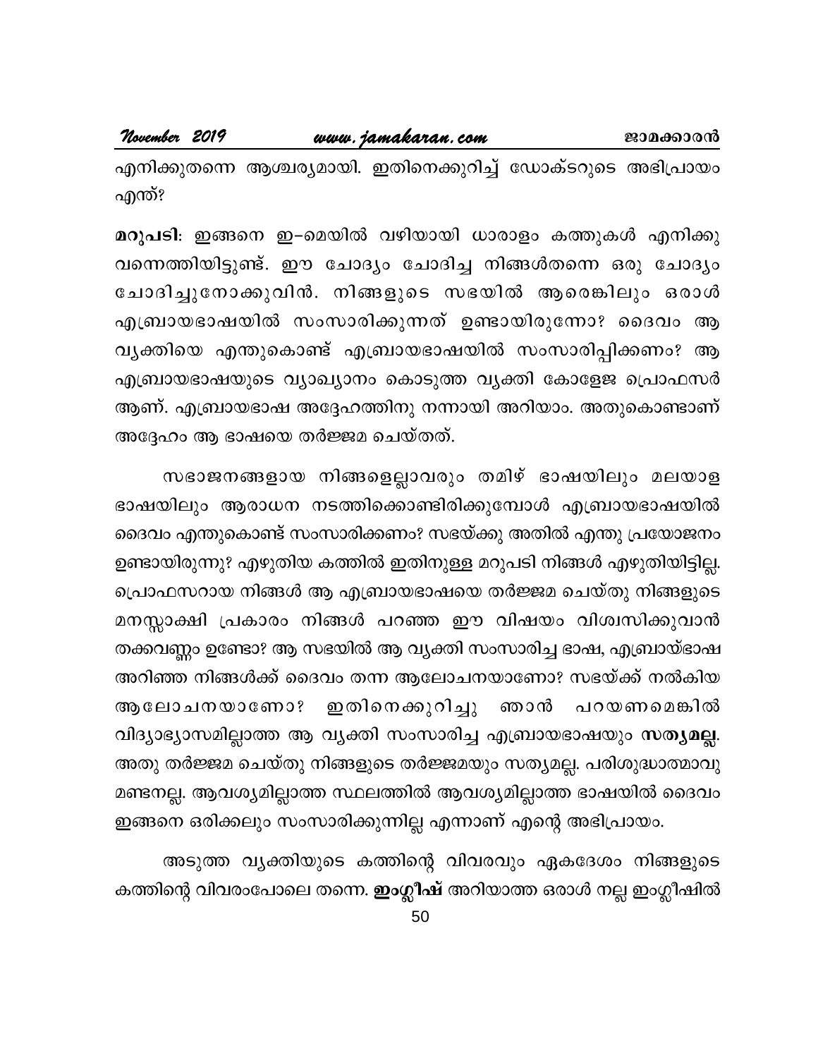എനിക്കുതന്നെ ആശ്ചര്യമായി. ഇതിനെക്കുറിച്ച് ഡോക്ടറുടെ അഭിപ്രായം എന്ത്?

**മറുപടി**: ഇങ്ങനെ ഇ–മെയിൽ വഴിയായി ധാരാളം കത്തുകൾ എനിക്കു വന്നെത്തിയിട്ടുണ്ട്. ഈ ചോദ്യം ചോദിച്ച നിങ്ങൾതന്നെ ഒരു ചോദ്യം ചോദിച്ചുനോക്കുവിൻ. നിങ്ങളുടെ സഭയിൽ ആരെങ്കിലും ഒരാൾ എബ്രായഭാഷയിൽ സംസാരിക്കുന്നത് ഉണ്ടായിരുന്നോ? ദൈവം ആ വ്യക്തിയെ എന്തുകൊണ്ട് എബ്രായഭാഷയിൽ സംസാരിപ്പിക്കണം? ആ എബ്രായഭാഷയുടെ വ്യാഖ്യാനം കൊടുത്ത വ്യക്തി കോളേജ പ്രൊഫസർ ആണ്. എബ്രായഭാഷ അദ്ദേഹത്തിനു നന്നായി അറിയാം. അതുകൊണ്ടാണ് അദ്ദേഹം ആ ഭാഷയെ തർജ്ജമ ചെയ്തത്.

സഭാജനങ്ങളായ നിങ്ങളെല്ലാവരും തമിഴ് ഭാഷയിലും മലയാള ഭാഷയിലും ആരാധന നടത്തിക്കൊണ്ടിരിക്കുമ്പോൾ എബ്രായഭാഷയിൽ ദൈവം എന്തുകൊണ്ട് സംസാരിക്കണം? സഭയ്ക്കു അതിൽ എന്തു പ്രയോജനം ഉണ്ടായിരുന്നു? എഴുതിയ കത്തിൽ ഇതിനുള്ള മറുപടി നിങ്ങൾ എഴുതിയിട്ടില്ല. പ്രൊഫസറായ നിങ്ങൾ ആ എബ്രായഭാഷയെ തർജ്ജമ ചെയ്തു നിങ്ങളുടെ മനസ്സാക്ഷി പ്രകാരം നിങ്ങൾ പറഞ്ഞ ഈ വിഷയം വിശ്വസിക്കുവാൻ തക്കവണ്ണം ഉണ്ടോ? ആ സഭയിൽ ആ വ്യക്തി സംസാരിച്ച ഭാഷ, എബ്രായ്ഭാഷ അറിഞ്ഞ നിങ്ങൾക്ക് ദൈവം തന്ന ആലോചനയാണോ? സഭയ്ക്ക് നൽകിയ ആലോചനയാണോ? ഇതിനെക്കുറിച്ചു ഞാൻ പറയണമെങ്കിൽ വിദ്യാഭ്യാസമില്ലാത്ത ആ വ്യക്തി സംസാരിച്ച എബ്രായഭാഷയും **സത്യമല്ല**. അതു തർജ്ജമ ചെയ്തു നിങ്ങളുടെ തർജ്ജമയും സത്യമല്ല. പരിശുദ്ധാത്മാവു മണ്ടനല്ല. ആവശ്യമില്ലാത്ത സ്ഥലത്തിൽ ആവശ്യമില്ലാത്ത ഭാഷയിൽ ദൈവം ഇങ്ങനെ ഒരിക്കലും സംസാരിക്കുന്നില്ല എന്നാണ് എന്റെ അഭിപ്രായം.

അടുത്ത വ്യക്തിയുടെ കത്തിന്റെ വിവരവും ഏകദേശം നിങ്ങളുടെ കത്തിന്റെ വിവരംപോലെ തന്നെ. **ഇംഗ്ലീഷ്** അറിയാത്ത ഒരാൾ നല്ല ഇംഗ്ലീഷിൽ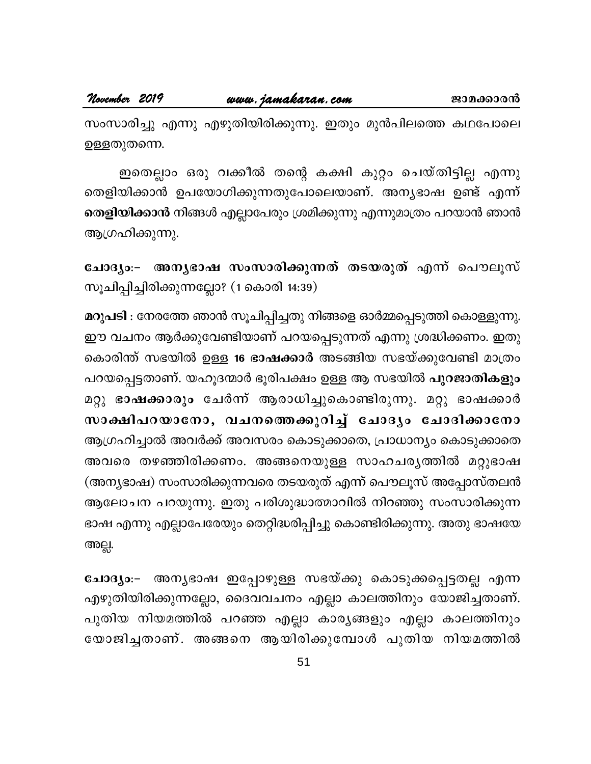സംസാരിച്ചു എന്നു എഴുതിയിരിക്കുന്നു. ഇതും മുൻപിലത്തെ കഥപോലെ ഉള്ളതുതന്നെ.

ഇതെല്ലാം ഒരു വക്കീൽ തന്റെ കക്ഷി കുറ്റം ചെയ്തിട്ടില്ല എന്നു തെളിയിക്കാൻ ഉപയോഗിക്കുന്നതുപോലെയാണ്. അന്യഭാഷ ഉണ്ട് എന്ന് **തെളിയിക്കാൻ** നിങ്ങൾ എല്ലാപേരും ശ്രമിക്കുന്നു എന്നുമാത്രം പറയാൻ ഞാൻ ആഗ്രഹിക്കുന്നു.

**ചോദ്യം:- അന്യഭാഷ സംസാരിക്കുന്നത് തടയരുത്** എന്ന് പൌലൂസ് സൂചിപ്പിച്ചിരിക്കുന്നല്ലോ? (1 കൊരി 14:39)

**മറുപടി** : നേരത്തേ ഞാൻ സൂചിപ്പിച്ചതു നിങ്ങളെ ഓർമ്മപ്പെടുത്തി കൊള്ളുന്നു. ഈ വചനം ആർക്കുവേണ്ടിയാണ് പറയപ്പെടുന്നത് എന്നു ശ്രദ്ധിക്കണം. ഇതു കൊരിന്ത് സഭയിൽ ഉള്ള **16 ഭാഷക്കാർ** അടങ്ങിയ സഭയ്ക്കുവേണ്ടി മാത്രം പറയപ്പെട്ടതാണ്. യഹൂദന്മാർ ഭൂരിപക്ഷം ഉള്ള ആ സഭയിൽ **പുറജാതികളും** മറ്റു **ഭാഷക്കാരും** ചേർന്ന് ആരാധിച്ചുകൊണ്ടിരുന്നു. മറ്റു ഭാഷക്കാർ **സാക്ഷിപറയാനോ, വചനത്തെക്കുറിച്ച് ചോദ്യം ചോദിക്കാനോ** ആഗ്രഹിച്ചാൽ അവർക്ക് അവസരം കൊടുക്കാതെ, പ്രാധാന്യം കൊടുക്കാതെ അവരെ തഴഞ്ഞിരിക്കണം. അങ്ങനെയുള്ള സാഹചര്യത്തിൽ മറ്റുഭാഷ (അന്യഭാഷ) സംസാരിക്കുന്നവരെ തടയരുത് എന്ന് പൌലൂസ് അപ്പോസ്തലൻ ആലോചന പറയുന്നു. ഇതു പരിശുദ്ധാത്മാവിൽ നിറഞ്ഞു സംസാരിക്കുന്ന ഭാഷ എന്നു എല്ലാപേരേയും തെറ്റിദ്ധരിപ്പിച്ചു കൊണ്ടിരിക്കുന്നു. അതു ഭാഷയേ അല്ല.

**ചോദ്യം:-** അന്യഭാഷ ഇപ്പോഴുള്ള സഭയ്ക്കു കൊടുക്കപ്പെട്ടതല്ല എന്ന എഴുതിയിരിക്കുന്നല്ലോ, ദൈവവചനം എല്ലാ കാലത്തിനും യോജിച്ചതാണ്. പുതിയ നിയമത്തിൽ പറഞ്ഞ എല്ലാ കാര്യങ്ങളും എല്ലാ കാലത്തിനും യോജിച്ചതാണ്. അങ്ങനെ ആയിരിക്കുമ്പോൾ പുതിയ നിയമത്തിൽ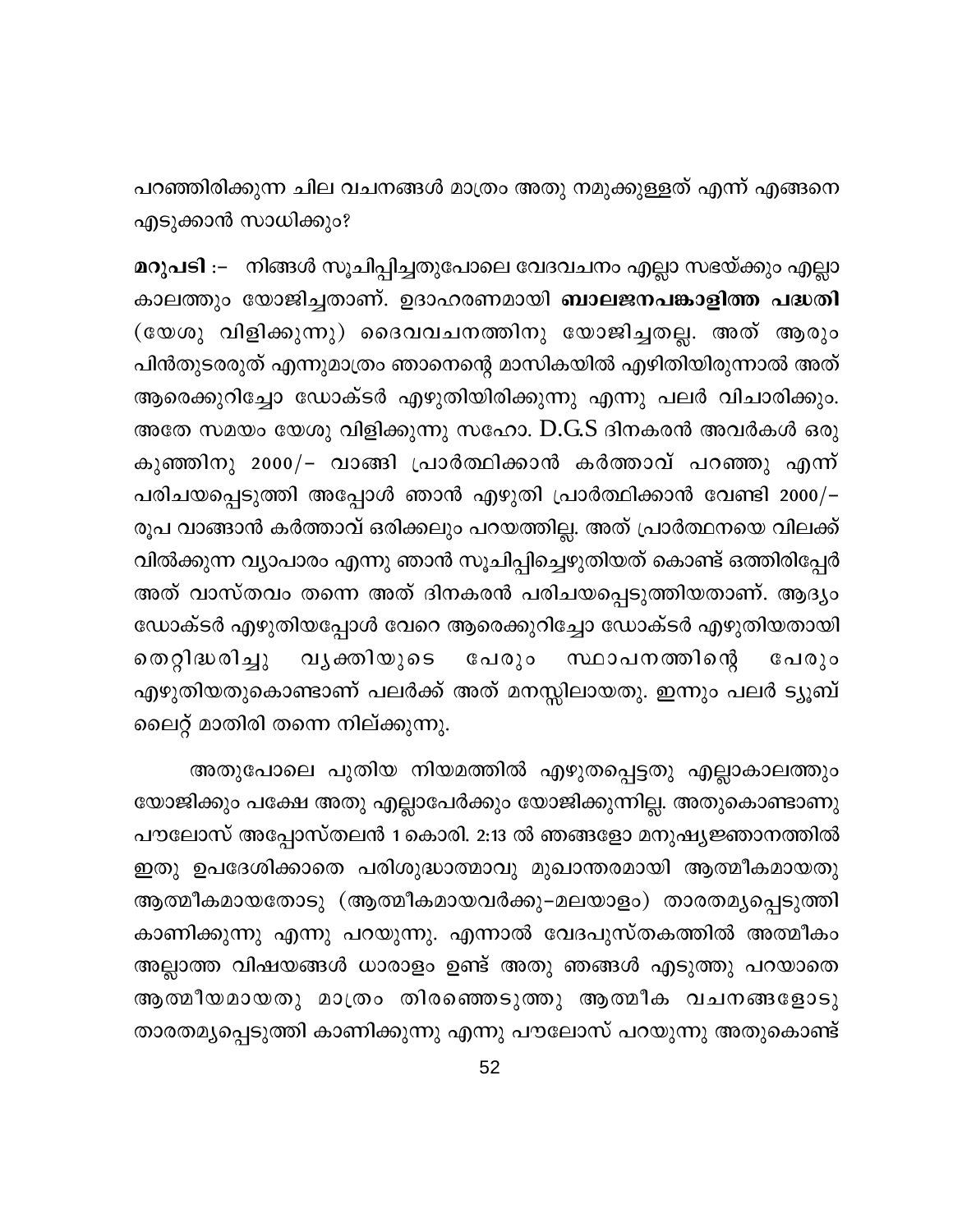പറഞ്ഞിരിക്കുന്ന ചില വചനങ്ങൾ മാത്രം അതു നമുക്കുള്ളത് എന്ന് എങ്ങനെ എടുക്കാൻ സാധിക്കും?

**മറുപടി** :– നിങ്ങൾ സൂചിപ്പിച്ചതുപോലെ വേദവചനം എല്ലാ സഭയ്ക്കും എല്ലാ കാലത്തും യോജിച്ചതാണ്. ഉദാഹരണമായി **ബാലജനപങ്കാളിത്ത പദ്ധതി** (യേശു വിളിക്കുന്നു) ദൈവവചനത്തിനു യോജിച്ചതല്ല. അത് ആരും പിൻതുടരരുത് എന്നുമാത്രം ഞാനെന്റെ മാസികയിൽ എഴിതിയിരുന്നാൽ അത് ആരെക്കുറിച്ചോ ഡോക്ടർ എഴുതിയിരിക്കുന്നു എന്നു പലർ വിചാരിക്കും. അതേ സമയം യേശു വിളിക്കുന്നു സഹോ. D.G.S ദിനകരൻ അവർകൾ ഒരു കുഞ്ഞിനു 2000/– വാങ്ങി പ്രാർത്ഥിക്കാൻ കർത്താവ് പറഞ്ഞു എന്ന് പരിചയപ്പെടുത്തി അപ്പോൾ ഞാൻ എഴുതി പ്രാർത്ഥിക്കാൻ വേണ്ടി 2000/– രൂപ വാങ്ങാൻ കർത്താവ് ഒരിക്കലും പറയത്തില്ല. അത് പ്രാർത്ഥനയെ വിലക്ക് വിൽക്കുന്ന വ്യാപാരം എന്നു ഞാൻ സൂചിപ്പിച്ചെഴുതിയത് കൊണ്ട് ഒത്തിരിപ്പേർ അത് വാസ്തവം തന്നെ അത് ദിനകരൻ പരിചയപ്പെടുത്തിയതാണ്. ആദ്യം ഡോക്ടർ എഴുതിയപ്പോൾ വേറെ ആരെക്കുറിച്ചോ ഡോക്ടർ എഴുതിയതായി തെറ്റിദ്ധരിച്ചു വ്യക്തിയുടെ പേരും സ്ഥാപനത്തിന്റെ പേരും എഴുതിയതുകൊണ്ടാണ് പലർക്ക് അത് മനസ്സിലായതു. ഇന്നും പലർ ട്യൂബ് ലൈറ്റ് മാതിരി തന്നെ നില്ക്കുന്നു.

അതുപോലെ പുതിയ നിയമത്തിൽ എഴുതപ്പെട്ടതു എല്ലാകാലത്തും യോജിക്കും പക്ഷേ അതു എല്ലാപേർക്കും യോജിക്കുന്നില്ല. അതുകൊണ്ടാണു പൗലോസ് അപ്പോസ്തലൻ 1 കൊരി. 2:13 ൽ ഞങ്ങളോ മനുഷ്യജ്ഞാനത്തിൽ ഇതു ഉപദേശിക്കാതെ പരിശുദ്ധാത്മാവു മുഖാന്തരമായി ആത്മീകമായതു ആത്മീകമായതോടു (ആത്മീകമായവർക്കു–മലയാളം) താരതമ്യപ്പെടുത്തി കാണിക്കുന്നു എന്നു പറയുന്നു. എന്നാൽ വേദപുസ്തകത്തിൽ അത്മീകം അല്ലാത്ത വിഷയങ്ങൾ ധാരാളം ഉണ്ട് അതു ഞങ്ങൾ എടുത്തു പറയാതെ ആത്മീയമായതു മാത്രം തിരഞ്ഞെടുത്തു ആത്മീക വചനങ്ങളോടു താരതമ്യപ്പെടുത്തി കാണിക്കുന്നു എന്നു പൗലോസ് പറയുന്നു അതുകൊണ്ട്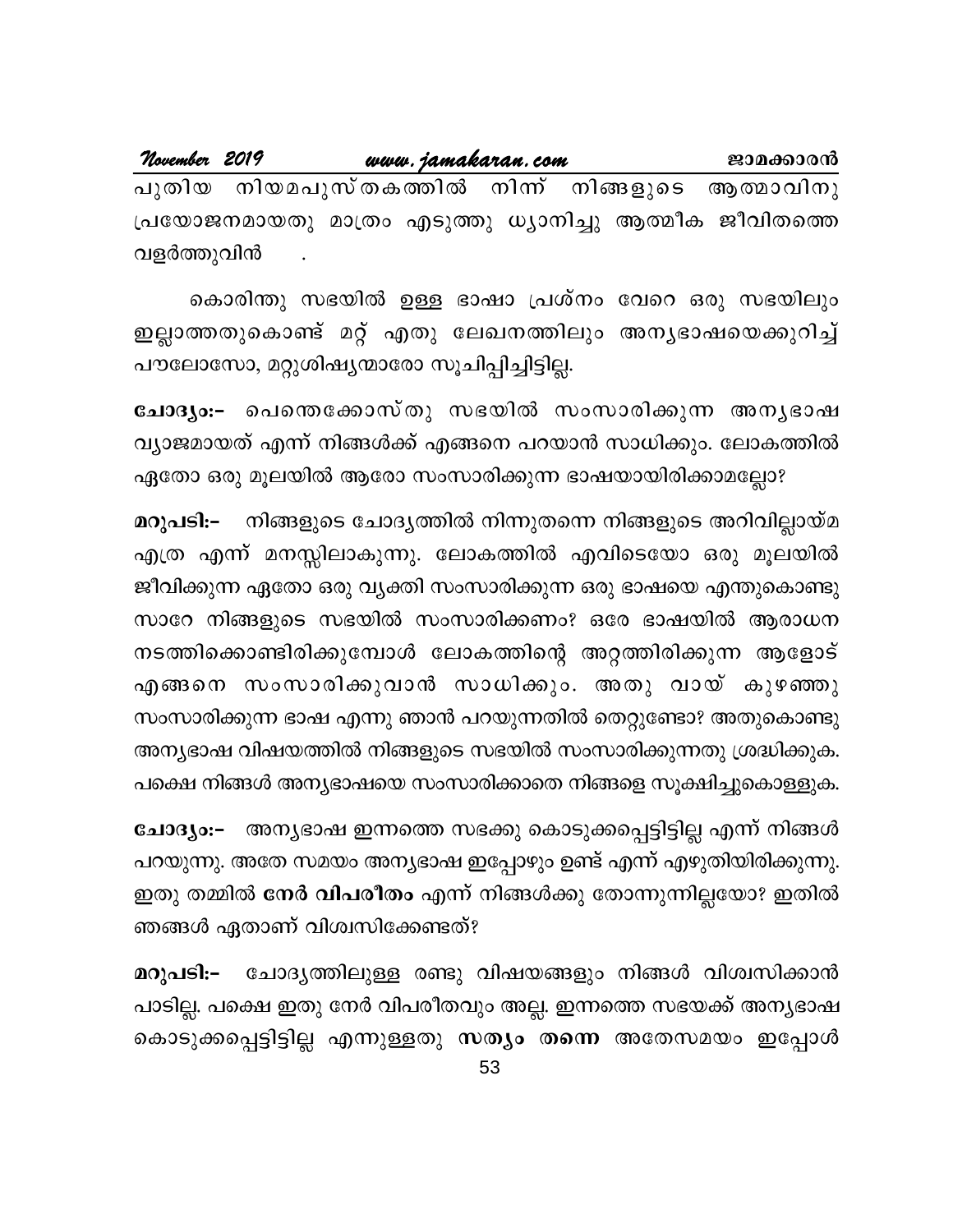പുതിയ നിയമപുസ്തകത്തിൽ നിന്ന് നിങ്ങളുടെ ആത്മാവിനു പ്രയോജനമായതു മാത്രം എടുത്തു ധ്യാനിച്ചു ആത്മീക ജീവിതത്തെ വളർത്തുവിൻ .

കൊരിന്തു സഭയിൽ ഉള്ള ഭാഷാ പ്രശ്നം വേറെ ഒരു സഭയിലും ഇല്ലാത്തതുകൊണ്ട് മറ്റ് എതു ലേഖനത്തിലും അന്യഭാഷയെക്കുറിച്ച് പൗലോസോ, മറ്റുശിഷ്യന്മാരോ സൂചിപ്പിച്ചിട്ടില്ല.

**ചോദ്യം:–** പെന്തെക്കോസ്തു സഭയിൽ സംസാരിക്കുന്ന അന്യഭാഷ വ്യാജമായത് എന്ന് നിങ്ങൾക്ക് എങ്ങനെ പറയാൻ സാധിക്കും. ലോകത്തിൽ ഏതോ ഒരു മൂലയിൽ ആരോ സംസാരിക്കുന്ന ഭാഷയായിരിക്കാമല്ലോ?

**മറുപടി:–** നിങ്ങളുടെ ചോദ്യത്തിൽ നിന്നുതന്നെ നിങ്ങളുടെ അറിവില്ലായ്മ എത്ര എന്ന് മനസ്സിലാകുന്നു. ലോകത്തിൽ എവിടെയോ ഒരു മൂലയിൽ ജീവിക്കുന്ന ഏതോ ഒരു വ്യക്തി സംസാരിക്കുന്ന ഒരു ഭാഷയെ എന്തുകൊണ്ടു സാറേ നിങ്ങളുടെ സഭയിൽ സംസാരിക്കണം? ഒരേ ഭാഷയിൽ ആരാധന നടത്തിക്കൊണ്ടിരിക്കുമ്പോൾ ലോകത്തിന്റെ അറ്റത്തിരിക്കുന്ന ആളോട് എങ്ങനെ സംസാരിക്കുവാൻ സാധിക്കും. അതു വായ് കുഴഞ്ഞു സംസാരിക്കുന്ന ഭാഷ എന്നു ഞാൻ പറയുന്നതിൽ തെറ്റുണ്ടോ? അതുകൊണ്ടു അന്യഭാഷ വിഷയത്തിൽ നിങ്ങളുടെ സഭയിൽ സംസാരിക്കുന്നതു ശ്രദ്ധിക്കുക. പക്ഷെ നിങ്ങൾ അന്യഭാഷയെ സംസാരിക്കാതെ നിങ്ങളെ സൂക്ഷിച്ചുകൊള്ളുക.

**ചോദ്യം:–** അന്യഭാഷ ഇന്നത്തെ സഭക്കു കൊടുക്കപ്പെട്ടിട്ടില്ല എന്ന് നിങ്ങൾ പറയുന്നു. അതേ സമയം അന്യഭാഷ ഇപ്പോഴും ഉണ്ട് എന്ന് എഴുതിയിരിക്കുന്നു. ഇതു തമ്മിൽ **നേർ വിപരീതം** എന്ന് നിങ്ങൾക്കു തോന്നുന്നില്ലയോ? ഇതിൽ ഞങ്ങൾ ഏതാണ് വിശ്വസിക്കേണ്ടത്?

**മറുപടി:–** ചോദ്യത്തിലുള്ള രണ്ടു വിഷയങ്ങളും നിങ്ങൾ വിശ്വസിക്കാൻ പാടില്ല. പക്ഷെ ഇതു നേർ വിപരീതവും അല്ല. ഇന്നത്തെ സഭയക്ക് അന്യഭാഷ കൊടുക്കപ്പെട്ടിട്ടില്ല എന്നുള്ളതു **സത്യം തന്നെ** അതേസമയം ഇപ്പോൾ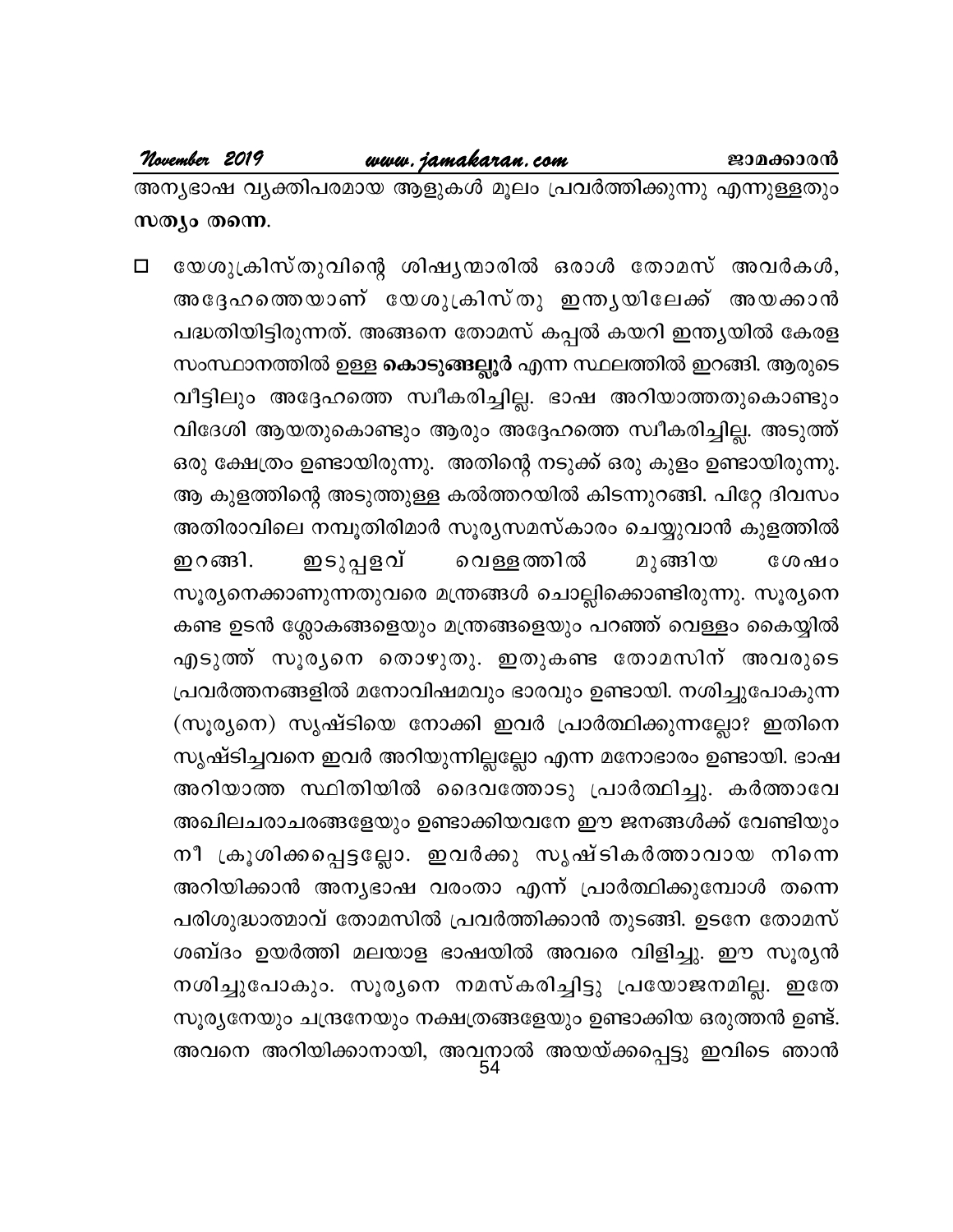അന്യഭാഷ വ്യക്തിപരമായ ആളുകൾ മൂലം പ്രവർത്തിക്കുന്നു എന്നുള്ളതും **സത്യം തന്നെ.**

- യേശുക്രിസ്തുവിന്റെ ശിഷ്യന്മാരിൽ ഒരാൾ തോമസ് അവർകൾ, അദ്ദേഹത്തെയാണ് യേശുക്രിസ്തു ഇന്ത്യയിലേക്ക് അയക്കാൻ പദ്ധതിയിട്ടിരുന്നത്. അങ്ങനെ തോമസ് കപ്പൽ കയറി ഇന്ത്യയിൽ കേരള സംസ്ഥാനത്തിൽ ഉള്ള **കൊടുങ്ങല്ലൂർ** എന്ന സ്ഥലത്തിൽ ഇറങ്ങി. ആരുടെ വീട്ടിലും അദ്ദേഹത്തെ സ്വീകരിച്ചില്ല. ഭാഷ അറിയാത്തതുകൊണ്ടും വിദേശി ആയതുകൊണ്ടും ആരും അദ്ദേഹത്തെ സ്വീകരിച്ചില്ല. അടുത്ത് ഒരു ക്ഷേത്രം ഉണ്ടായിരുന്നു. അതിന്റെ നടുക്ക് ഒരു കുളം ഉണ്ടായിരുന്നു. ആ കുളത്തിന്റെ അടുത്തുള്ള കൽത്തറയിൽ കിടന്നുറങ്ങി. പിറ്റേ ദിവസം അതിരാവിലെ നമ്പൂതിരിമാർ സൂര്യസമസ്കാരം ചെയ്യുവാൻ കുളത്തിൽ ഇറങ്ങി. ഇടുപ്പളവ് വെള്ളത്തിൽ മുങ്ങിയ ശേഷം സൂര്യനെക്കാണുന്നതുവരെ മന്ത്രങ്ങൾ ചൊല്ലിക്കൊണ്ടിരുന്നു. സൂര്യനെ കണ്ട ഉടൻ ശ്ലോകങ്ങളെയും മന്ത്രങ്ങളെയും പറഞ്ഞ് വെള്ളം കൈയ്യിൽ എടുത്ത് സൂര്യനെ തൊഴുതു. ഇതുകണ്ട തോമസിന് അവരുടെ പ്രവർത്തനങ്ങളിൽ മനോവിഷമവും ഭാരവും ഉണ്ടായി. നശിച്ചുപോകുന്ന (സൂര്യനെ) സൃഷ്ടിയെ നോക്കി ഇവർ പ്രാർത്ഥിക്കുന്നല്ലോ? ഇതിനെ സൃഷ്ടിച്ചവനെ ഇവർ അറിയുന്നില്ലല്ലോ എന്ന മനോഭാരം ഉണ്ടായി. ഭാഷ അറിയാത്ത സ്ഥിതിയിൽ ദൈവത്തോടു പ്രാർത്ഥിച്ചു. കർത്താവേ അഖിലചരാചരങ്ങളേയും ഉണ്ടാക്കിയവനേ ഈ ജനങ്ങൾക്ക് വേണ്ടിയും നീ ക്രൂശിക്കപ്പെട്ടല്ലോ. ഇവർക്കു സൃഷ്ടികർത്താവായ നിന്നെ അറിയിക്കാൻ അന്യഭാഷ വരംതാ എന്ന് പ്രാർത്ഥിക്കുമ്പോൾ തന്നെ പരിശുദ്ധാത്മാവ് തോമസിൽ പ്രവർത്തിക്കാൻ തുടങ്ങി. ഉടനേ തോമസ് ശബ്ദം ഉയർത്തി മലയാള ഭാഷയിൽ അവരെ വിളിച്ചു. ഈ സൂര്യൻ നശിച്ചുപോകും. സൂര്യനെ നമസ്കരിച്ചിട്ടു പ്രയോജനമില്ല. ഇതേ സൂര്യനേയും ചന്ദ്രനേയും നക്ഷത്രങ്ങളേയും ഉണ്ടാക്കിയ ഒരുത്തൻ ഉണ്ട്. അവനെ അറിയിക്കാനായി, അവനാൽ അയയ്ക്കപ്പെട്ടു ഇവിടെ ഞാൻ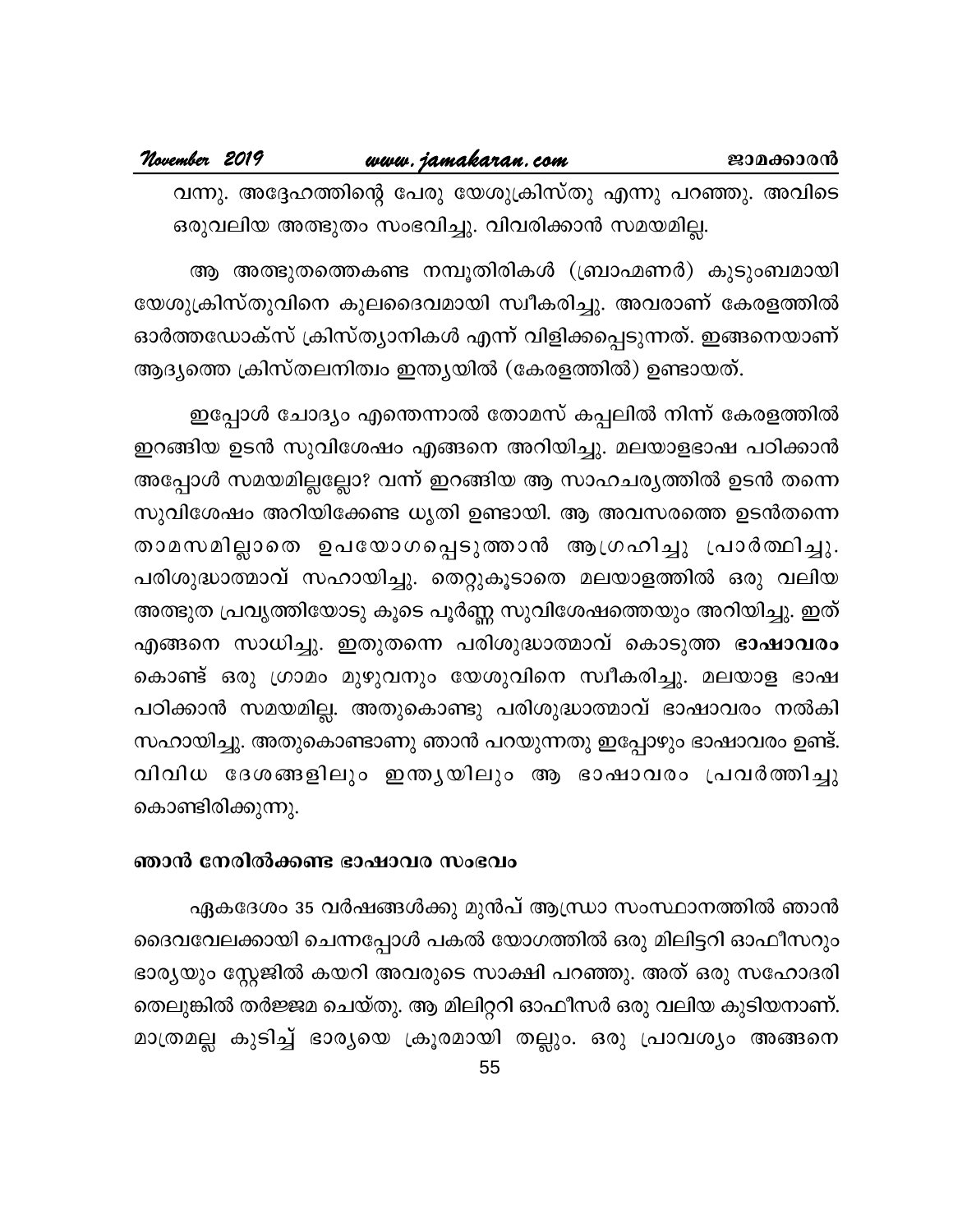വന്നു. അദ്ദേഹത്തിന്റെ പേരു യേശുക്രിസ്തു എന്നു പറഞ്ഞു. അവിടെ ഒരുവലിയ അത്ഭുതം സംഭവിച്ചു. വിവരിക്കാൻ സമയമില്ല.

ആ അത്ഭുതത്തെകണ്ട നമ്പൂതിരികൾ (ബ്രാഹ്മണർ) കുടുംബമായി യേശുക്രിസ്തുവിനെ കുലദൈവമായി സ്വീകരിച്ചു. അവരാണ് കേരളത്തിൽ ഓർത്തഡോക്സ് ക്രിസ്ത്യാനികൾ എന്ന് വിളിക്കപ്പെടുന്നത്. ഇങ്ങനെയാണ് ആദ്യത്തെ ക്രിസ്തലനിത്വം ഇന്ത്യയിൽ (കേരളത്തിൽ) ഉണ്ടായത്.

ഇപ്പോൾ ചോദ്യം എന്തെന്നാൽ തോമസ് കപ്പലിൽ നിന്ന് കേരളത്തിൽ ഇറങ്ങിയ ഉടൻ സുവിശേഷം എങ്ങനെ അറിയിച്ചു. മലയാളഭാഷ പഠിക്കാൻ അപ്പോൾ സമയമില്ലല്ലോ? വന്ന് ഇറങ്ങിയ ആ സാഹചര്യത്തിൽ ഉടൻ തന്നെ സുവിശേഷം അറിയിക്കേണ്ട ധൃതി ഉണ്ടായി. ആ അവസരത്തെ ഉടൻതന്നെ താമസമില്ലാതെ ഉപയോഗപ്പെടുത്താൻ ആഗ്രഹിച്ചു പ്രാർത്ഥിച്ചു. പരിശുദ്ധാത്മാവ് സഹായിച്ചു. തെറ്റുകൂടാതെ മലയാളത്തിൽ ഒരു വലിയ അത്ഭുത പ്രവൃത്തിയോടു കൂടെ പൂർണ്ണ സുവിശേഷത്തെയും അറിയിച്ചു. ഇത് എങ്ങനെ സാധിച്ചു. ഇതുതന്നെ പരിശുദ്ധാത്മാവ് കൊടുത്ത **ഭാഷാവരം** കൊണ്ട് ഒരു ഗ്രാമം മുഴുവനും യേശുവിനെ സ്വീകരിച്ചു. മലയാള ഭാഷ പഠിക്കാൻ സമയമില്ല. അതുകൊണ്ടു പരിശുദ്ധാത്മാവ് ഭാഷാവരം നൽകി സഹായിച്ചു. അതുകൊണ്ടാണു ഞാൻ പറയുന്നതു ഇപ്പോഴും ഭാഷാവരം ഉണ്ട്. വിവിധ ദേശങ്ങളിലും ഇന്ത്യയിലും ആ ഭാഷാവരം പ്രവർത്തിച്ചു കൊണ്ടിരിക്കുന്നു.

### ഞാൻ നേരിൽക്കണ്ട ഭാഷാവര സംഭവം

ഏകദേശം 35 വർഷങ്ങൾക്കു മുൻപ് ആന്ധ്രാ സംസ്ഥാനത്തിൽ ഞാൻ ദൈവവേലക്കായി ചെന്നപ്പോൾ പകൽ യോഗത്തിൽ ഒരു മിലിട്ടറി ഓഫീസറും ഭാര്യയും സ്റ്റേജിൽ കയറി അവരുടെ സാക്ഷി പറഞ്ഞു. അത് ഒരു സഹോദരി തെലുങ്കിൽ തർജ്ജമ ചെയ്തു. ആ മിലിറ്ററി ഓഫീസർ ഒരു വലിയ കുടിയനാണ്. മാത്രമല്ല കുടിച്ച് ഭാര്യയെ ക്രൂരമായി തല്ലും. ഒരു പ്രാവശ്യം അങ്ങനെ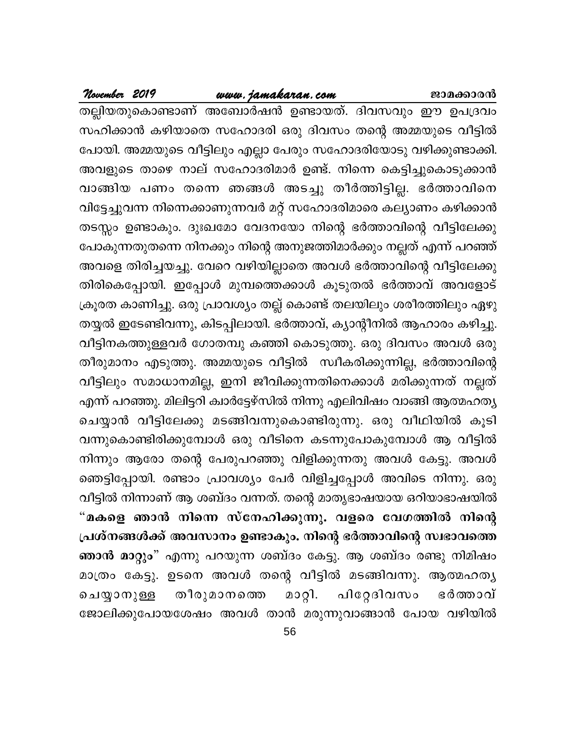തല്ലിയതുകൊണ്ടാണ് അബോർഷൻ ഉണ്ടായത്. ദിവസവും ഈ ഉപദ്രവം സഹിക്കാൻ കഴിയാതെ സഹോദരി ഒരു ദിവസം തന്റെ അമ്മയുടെ വീട്ടിൽ പോയി. അമ്മയുടെ വീട്ടിലും എല്ലാ പേരും സഹോദരിയോടു വഴിക്കുണ്ടാക്കി. അവളുടെ താഴെ നാല് സഹോദരിമാർ ഉണ്ട്. നിന്നെ കെട്ടിച്ചുകൊടുക്കാൻ വാങ്ങിയ പണം തന്നെ ഞങ്ങൾ അടച്ചു തീർത്തിട്ടില്ല. ഭർത്താവിനെ വിട്ടേച്ചുവന്ന നിന്നെക്കാണുന്നവർ മറ്റ് സഹോദരിമാരെ കല്യാണം കഴിക്കാൻ തടസ്സം ഉണ്ടാകും. ദുഃഖമോ വേദനയോ നിന്റെ ഭർത്താവിന്റെ വീട്ടിലേക്കു പോകുന്നതുതന്നെ നിനക്കും നിന്റെ അനുജത്തിമാർക്കും നല്ലത് എന്ന് പറഞ്ഞ് അവളെ തിരിച്ചയച്ചു. വേറെ വഴിയില്ലാതെ അവൾ ഭർത്താവിന്റെ വീട്ടിലേക്കു തിരികെപ്പോയി. ഇപ്പോൾ മുമ്പത്തെക്കാൾ കൂടുതൽ ഭർത്താവ് അവളോട് ക്രൂരത കാണിച്ചു. ഒരു പ്രാവശ്യം തല്ല് കൊണ്ട് തലയിലും ശരീരത്തിലും ഏഴു തയ്യൽ ഇടേണ്ടിവന്നു, കിടപ്പിലായി. ഭർത്താവ്, ക്യാന്റീനിൽ ആഹാരം കഴിച്ചു. വീട്ടിനകത്തുള്ളവർ ഗോതമ്പു കഞ്ഞി കൊടുത്തു. ഒരു ദിവസം അവൾ ഒരു തീരുമാനം എടുത്തു. അമ്മയുടെ വീട്ടിൽ സ്വീകരിക്കുന്നില്ല, ഭർത്താവിന്റെ വീട്ടിലും സമാധാനമില്ല, ഇനി ജീവിക്കുന്നതിനെക്കാൾ മരിക്കുന്നത് നല്ലത് എന്ന് പറഞ്ഞു. മിലിട്ടറി ക്വാർട്ടേഴ്സിൽ നിന്നു എലിവിഷം വാങ്ങി ആത്മഹത്യ ചെയ്യാൻ വീട്ടിലേക്കു മടങ്ങിവന്നുകൊണ്ടിരുന്നു. ഒരു വീഥിയിൽ കൂടി വന്നുകൊണ്ടിരിക്കുമ്പോൾ ഒരു വീടിനെ കടന്നുപോകുമ്പോൾ ആ വീട്ടിൽ നിന്നും ആരോ തന്റെ പേരുപറഞ്ഞു വിളിക്കുന്നതു അവൾ കേട്ടു. അവൾ ഞെട്ടിപ്പോയി. രണ്ടാം പ്രാവശ്യം പേർ വിളിച്ചപ്പോൾ അവിടെ നിന്നു. ഒരു വീട്ടിൽ നിന്നാണ് ആ ശബ്ദം വന്നത്. തന്റെ മാതൃഭാഷയായ ഒറിയാഭാഷയിൽ "**മകളെ ഞാൻ നിന്നെ സ്നേഹിക്കുന്നു. വളരെ വേഗത്തിൽ നിന്റെ പ്രശ്നങ്ങൾക്ക് അവസാനം ഉണ്ടാകും. നിന്റെ ഭർത്താവിന്റെ സ്വഭാവത്തെ ഞാൻ മാറ്റും**" എന്നു പറയുന്ന ശബ്ദം കേട്ടു. ആ ശബ്ദം രണ്ടു നിമിഷം മാത്രം കേട്ടു. ഉടനെ അവൾ തന്റെ വീട്ടിൽ മടങ്ങിവന്നു. ആത്മഹത്യ ചെയ്യാനുള്ള തീരുമാനത്തെ മാറ്റി. പിറ്റേദിവസം ഭർത്താവ് ജോലിക്കുപോയശേഷം അവൾ താൻ മരുന്നുവാങ്ങാൻ പോയ വഴിയിൽ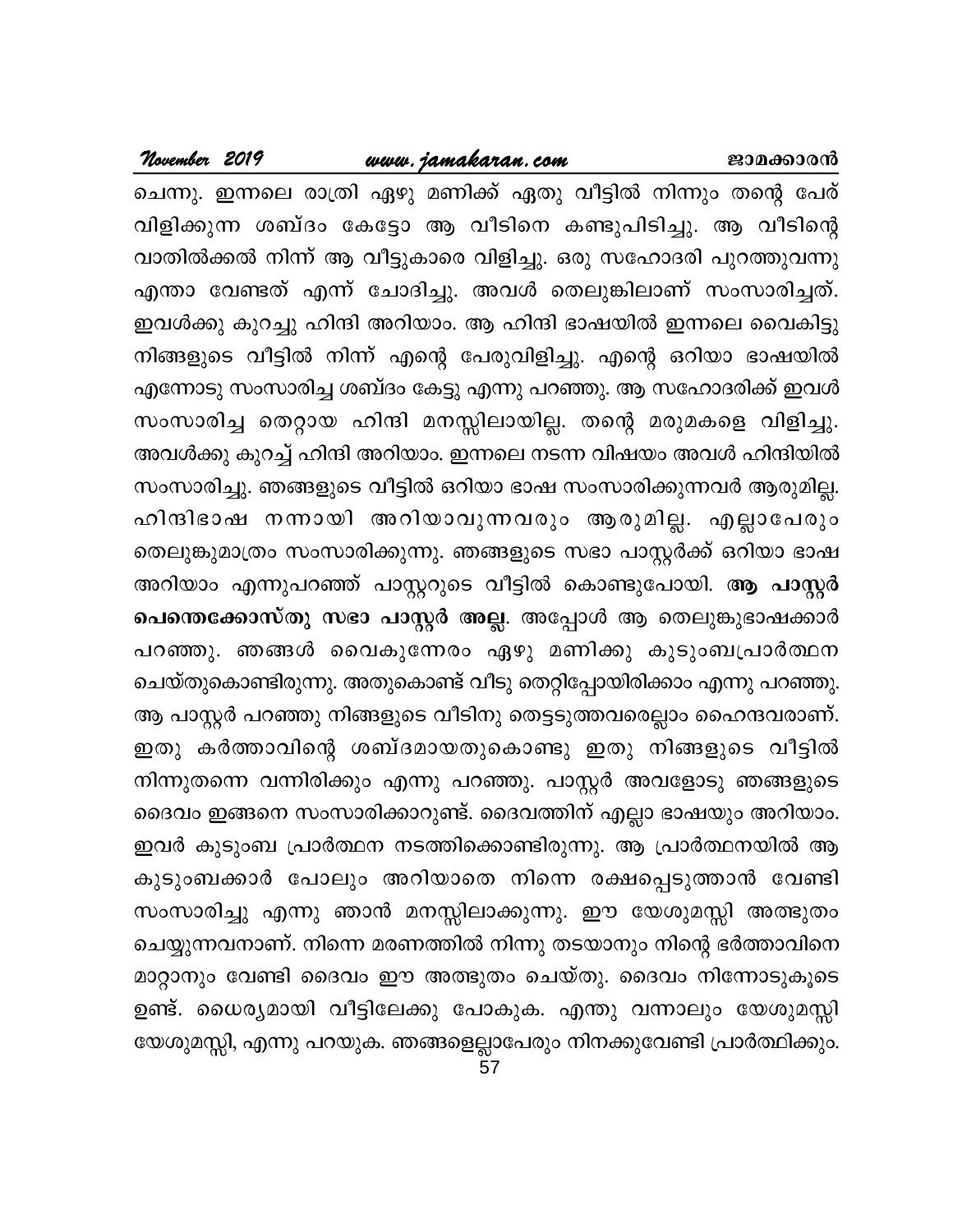ചെന്നു. ഇന്നലെ രാത്രി ഏഴു മണിക്ക് ഏതു വീട്ടിൽ നിന്നും തന്റെ പേര് വിളിക്കുന്ന ശബ്ദം കേട്ടോ ആ വീടിനെ കണ്ടുപിടിച്ചു. ആ വീടിന്റെ വാതിൽക്കൽ നിന്ന് ആ വീട്ടുകാരെ വിളിച്ചു. ഒരു സഹോദരി പുറത്തുവന്നു എന്താ വേണ്ടത് എന്ന് ചോദിച്ചു. അവൾ തെലുങ്കിലാണ് സംസാരിച്ചത്. ഇവൾക്കു കുറച്ചു ഹിന്ദി അറിയാം. ആ ഹിന്ദി ഭാഷയിൽ ഇന്നലെ വൈകിട്ടു നിങ്ങളുടെ വീട്ടിൽ നിന്ന് എന്റെ പേരുവിളിച്ചു. എന്റെ ഒറിയാ ഭാഷയിൽ എന്നോടു സംസാരിച്ച ശബ്ദം കേട്ടു എന്നു പറഞ്ഞു. ആ സഹോദരിക്ക് ഇവൾ സംസാരിച്ച തെറ്റായ ഹിന്ദി മനസ്സിലായില്ല. തന്റെ മരുമകളെ വിളിച്ചു. അവൾക്കു കുറച്ച് ഹിന്ദി അറിയാം. ഇന്നലെ നടന്ന വിഷയം അവൾ ഹിന്ദിയിൽ സംസാരിച്ചു. ഞങ്ങളുടെ വീട്ടിൽ ഒറിയാ ഭാഷ സംസാരിക്കുന്നവർ ആരുമില്ല. ഹിന്ദിഭാഷ നന്നായി അറിയാവുന്നവരും ആരുമില്ല. എല്ലാപേരും തെലുങ്കുമാത്രം സംസാരിക്കുന്നു. ഞങ്ങളുടെ സഭാ പാസ്റ്റർക്ക് ഒറിയാ ഭാഷ അറിയാം എന്നുപറഞ്ഞ് പാസ്റ്ററുടെ വീട്ടിൽ കൊണ്ടുപോയി. **ആ പാസ്റ്റർ പെന്തെക്കോസ്തു സഭാ പാസ്റ്റർ അല്ല**. അപ്പോൾ ആ തെലുങ്കുഭാഷക്കാർ പറഞ്ഞു. ഞങ്ങൾ വൈകുന്നേരം ഏഴു മണിക്കു കുടുംബപ്രാർത്ഥന ചെയ്തുകൊണ്ടിരുന്നു. അതുകൊണ്ട് വീടു തെറ്റിപ്പോയിരിക്കാം എന്നു പറഞ്ഞു. ആ പാസ്റ്റർ പറഞ്ഞു നിങ്ങളുടെ വീടിനു തൊട്ടടുത്തവരെല്ലാം ഹൈന്ദവരാണ്. ഇതു കർത്താവിന്റെ ശബ്ദമായതുകൊണ്ടു ഇതു നിങ്ങളുടെ വീട്ടിൽ നിന്നുതന്നെ വന്നിരിക്കും എന്നു പറഞ്ഞു. പാസ്റ്റർ അവളോടു ഞങ്ങളുടെ ദൈവം ഇങ്ങനെ സംസാരിക്കാറുണ്ട്. ദൈവത്തിന് എല്ലാ ഭാഷയും അറിയാം. ഇവർ കുടുംബ പ്രാർത്ഥന നടത്തിക്കൊണ്ടിരുന്നു. ആ പ്രാർത്ഥനയിൽ ആ കുടുംബക്കാർ പോലും അറിയാതെ നിന്നെ രക്ഷപ്പെടുത്താൻ വേണ്ടി സംസാരിച്ചു എന്നു ഞാൻ മനസ്സിലാക്കുന്നു. ഈ യേശുമസ്സി അത്ഭുതം ചെയ്യുന്നവനാണ്. നിന്നെ മരണത്തിൽ നിന്നു തടയാനും നിന്റെ ഭർത്താവിനെ മാറ്റാനും വേണ്ടി ദൈവം ഈ അത്ഭുതം ചെയ്തു. ദൈവം നിന്നോടുകൂടെ ഉണ്ട്. ധൈര്യമായി വീട്ടിലേക്കു പോകുക. എന്തു വന്നാലും യേശുമസ്സി യേശുമസ്സി, എന്നു പറയുക. ഞങ്ങളെല്ലാപേരും നിനക്കുവേണ്ടി പ്രാർത്ഥിക്കും.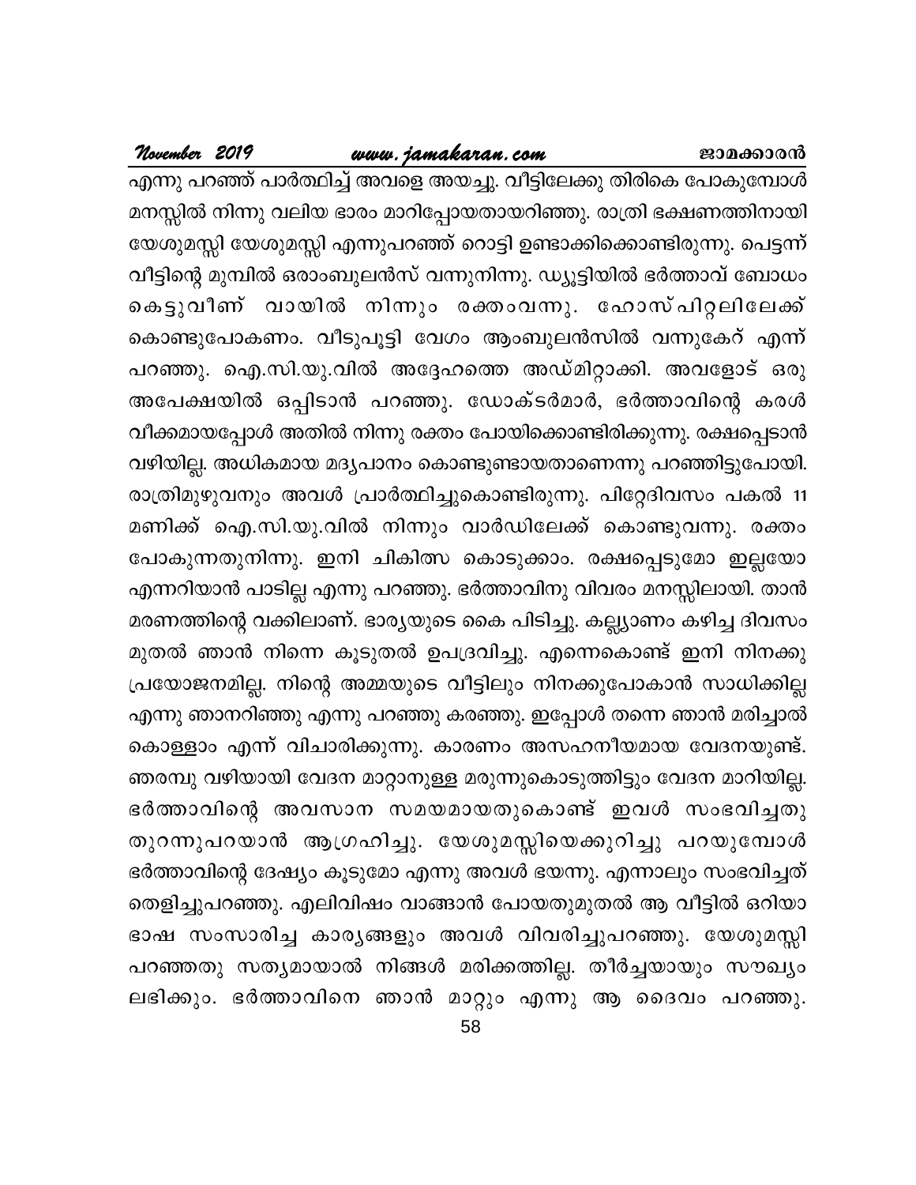എന്നു പറഞ്ഞ് പാർത്ഥിച്ച് അവളെ അയച്ചു. വീട്ടിലേക്കു തിരികെ പോകുമ്പോൾ മനസ്സിൽ നിന്നു വലിയ ഭാരം മാറിപ്പോയതായറിഞ്ഞു. രാത്രി ഭക്ഷണത്തിനായി യേശുമസ്സി യേശുമസ്സി എന്നുപറഞ്ഞ് റൊട്ടി ഉണ്ടാക്കിക്കൊണ്ടിരുന്നു. പെട്ടന്ന് വീട്ടിന്റെ മുമ്പിൽ ഒരാംബുലൻസ് വന്നുനിന്നു. ഡ്യൂട്ടിയിൽ ഭർത്താവ് ബോധം കെട്ടുവീണ് വായിൽ നിന്നും രക്തംവന്നു. ഹോസ്പിറ്റലിലേക്ക് കൊണ്ടുപോകണം. വീടുപൂട്ടി വേഗം ആംബുലൻസിൽ വന്നുകേറ് എന്ന് പറഞ്ഞു. ഐ.സി.യു.വിൽ അദ്ദേഹത്തെ അഡ്മിറ്റാക്കി. അവളോട് ഒരു അപേക്ഷയിൽ ഒപ്പിടാൻ പറഞ്ഞു. ഡോക്ടർമാർ, ഭർത്താവിന്റെ കരൾ വീക്കമായപ്പോൾ അതിൽ നിന്നു രക്തം പോയിക്കൊണ്ടിരിക്കുന്നു. രക്ഷപ്പെടാൻ വഴിയില്ല. അധികമായ മദ്യപാനം കൊണ്ടുണ്ടായതാണെന്നു പറഞ്ഞിട്ടുപോയി. രാത്രിമുഴുവനും അവൾ പ്രാർത്ഥിച്ചുകൊണ്ടിരുന്നു. പിറ്റേദിവസം പകൽ 11 മണിക്ക് ഐ.സി.യു.വിൽ നിന്നും വാർഡിലേക്ക് കൊണ്ടുവന്നു. രക്തം പോകുന്നതുനിന്നു. ഇനി ചികിത്സ കൊടുക്കാം. രക്ഷപ്പെടുമോ ഇല്ലയോ എന്നറിയാൻ പാടില്ല എന്നു പറഞ്ഞു. ഭർത്താവിനു വിവരം മനസ്സിലായി. താൻ മരണത്തിന്റെ വക്കിലാണ്. ഭാര്യയുടെ കൈ പിടിച്ചു. കല്യാണം കഴിച്ച ദിവസം മുതൽ ഞാൻ നിന്നെ കൂടുതൽ ഉപദ്രവിച്ചു. എന്നെകൊണ്ട് ഇനി നിനക്കു പ്രയോജനമില്ല. നിന്റെ അമ്മയുടെ വീട്ടിലും നിനക്കുപോകാൻ സാധിക്കില്ല എന്നു ഞാനറിഞ്ഞു എന്നു പറഞ്ഞു കരഞ്ഞു. ഇപ്പോൾ തന്നെ ഞാൻ മരിച്ചാൽ കൊള്ളാം എന്ന് വിചാരിക്കുന്നു. കാരണം അസഹനീയമായ വേദനയുണ്ട്. ഞരമ്പു വഴിയായി വേദന മാറ്റാനുള്ള മരുന്നുകൊടുത്തിട്ടും വേദന മാറിയില്ല. ഭർത്താവിന്റെ അവസാന സമയമായതുകൊണ്ട് ഇവൾ സംഭവിച്ചതു തുറന്നുപറയാൻ ആഗ്രഹിച്ചു. യേശുമസ്സിയെക്കുറിച്ചു പറയുമ്പോൾ ഭർത്താവിന്റെ ദേഷ്യം കൂടുമോ എന്നു അവൾ ഭയന്നു. എന്നാലും സംഭവിച്ചത് തെളിച്ചുപറഞ്ഞു. എലിവിഷം വാങ്ങാൻ പോയതുമുതൽ ആ വീട്ടിൽ ഒറിയാ ഭാഷ സംസാരിച്ച കാര്യങ്ങളും അവൾ വിവരിച്ചുപറഞ്ഞു. യേശുമസ്സി പറഞ്ഞതു സത്യമായാൽ നിങ്ങൾ മരിക്കത്തില്ല. തീർച്ചയായും സൗഖ്യം ലഭിക്കും. ഭർത്താവിനെ ഞാൻ മാറ്റും എന്നു ആ ദൈവം പറഞ്ഞു.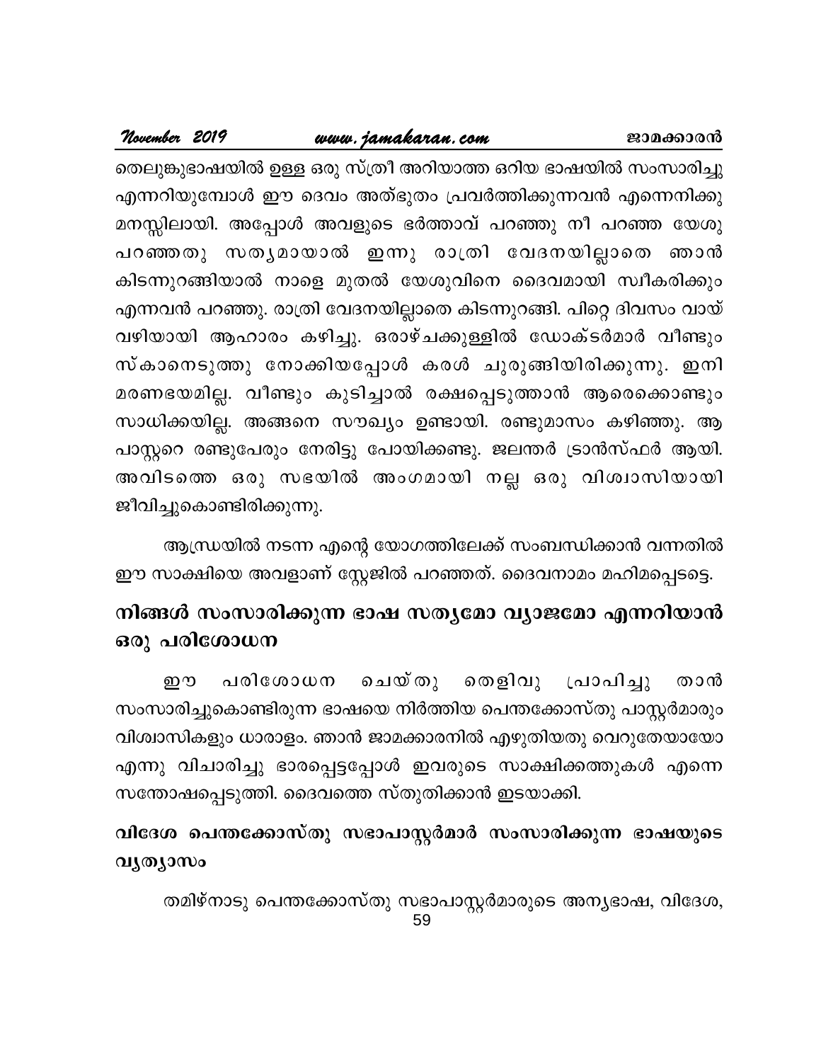തെലുങ്കുഭാഷയിൽ ഉള്ള ഒരു സ്ത്രീ അറിയാത്ത ഒറിയ ഭാഷയിൽ സംസാരിച്ചു എന്നറിയുമ്പോൾ ഈ ദെവം അത്ഭുതം പ്രവർത്തിക്കുന്നവൻ എന്നെനിക്കു മനസ്സിലായി. അപ്പോൾ അവളുടെ ഭർത്താവ് പറഞ്ഞു നീ പറഞ്ഞ യേശു പറഞ്ഞതു സത്യമായാൽ ഇന്നു രാത്രി വേദനയില്ലാതെ ഞാൻ കിടന്നുറങ്ങിയാൽ നാളെ മുതൽ യേശുവിനെ ദൈവമായി സ്വീകരിക്കും എന്നവൻ പറഞ്ഞു. രാത്രി വേദനയില്ലാതെ കിടന്നുറങ്ങി. പിറ്റെ ദിവസം വായ് വഴിയായി ആഹാരം കഴിച്ചു. ഒരാഴ്ചക്കുള്ളിൽ ഡോക്ടർമാർ വീണ്ടും സ്കാനെടുത്തു നോക്കിയപ്പോൾ കരൾ ചുരുങ്ങിയിരിക്കുന്നു. ഇനി മരണഭയമില്ല. വീണ്ടും കുടിച്ചാൽ രക്ഷപ്പെടുത്താൻ ആരെക്കൊണ്ടും സാധിക്കയില്ല. അങ്ങനെ സൗഖ്യം ഉണ്ടായി. രണ്ടുമാസം കഴിഞ്ഞു. ആ പാസ്റ്ററെ രണ്ടുപേരും നേരിട്ടു പോയിക്കണ്ടു. ജലന്തർ ട്രാൻസ്ഫർ ആയി. അവിടത്തെ ഒരു സഭയിൽ അംഗമായി നല്ല ഒരു വിശ്വാസിയായി ജീവിച്ചുകൊണ്ടിരിക്കുന്നു.

ആന്ധ്രയിൽ നടന്ന എന്റെ യോഗത്തിലേക്ക് സംബന്ധിക്കാൻ വന്നതിൽ ഈ സാക്ഷിയെ അവളാണ് സ്റ്റേജിൽ പറഞ്ഞത്. ദൈവനാമം മഹിമപ്പെടട്ടെ.

## നിങ്ങൾ സംസാരിക്കുന്ന ഭാഷ സത്യമോ വ്യാജമോ എന്നറിയാൻ ഒരു പരിശോധന

ഈ പരിശോധന ചെയ്തു തെളിവു പ്രാപിച്ചു താൻ സംസാരിച്ചുകൊണ്ടിരുന്ന ഭാഷയെ നിർത്തിയ പെന്തക്കോസ്തു പാസ്റ്റർമാരും വിശ്വാസികളും ധാരാളം. ഞാൻ ജാമക്കാരനിൽ എഴുതിയതു വെറുതേയായോ എന്നു വിചാരിച്ചു ഭാരപ്പെട്ടപ്പോൾ ഇവരുടെ സാക്ഷിക്കത്തുകൾ എന്നെ സന്തോഷപ്പെടുത്തി. ദൈവത്തെ സ്തുതിക്കാൻ ഇടയാക്കി.

## വിദേശ പെന്തക്കോസ്തു സഭാപാസ്റ്റർമാർ സംസാരിക്കുന്ന ഭാഷയുടെ വ്യത്യാസം

തമിഴ്നാടു പെന്തക്കോസ്തു സഭാപാസ്റ്റർമാരുടെ അന്യഭാഷ, വിദേശ,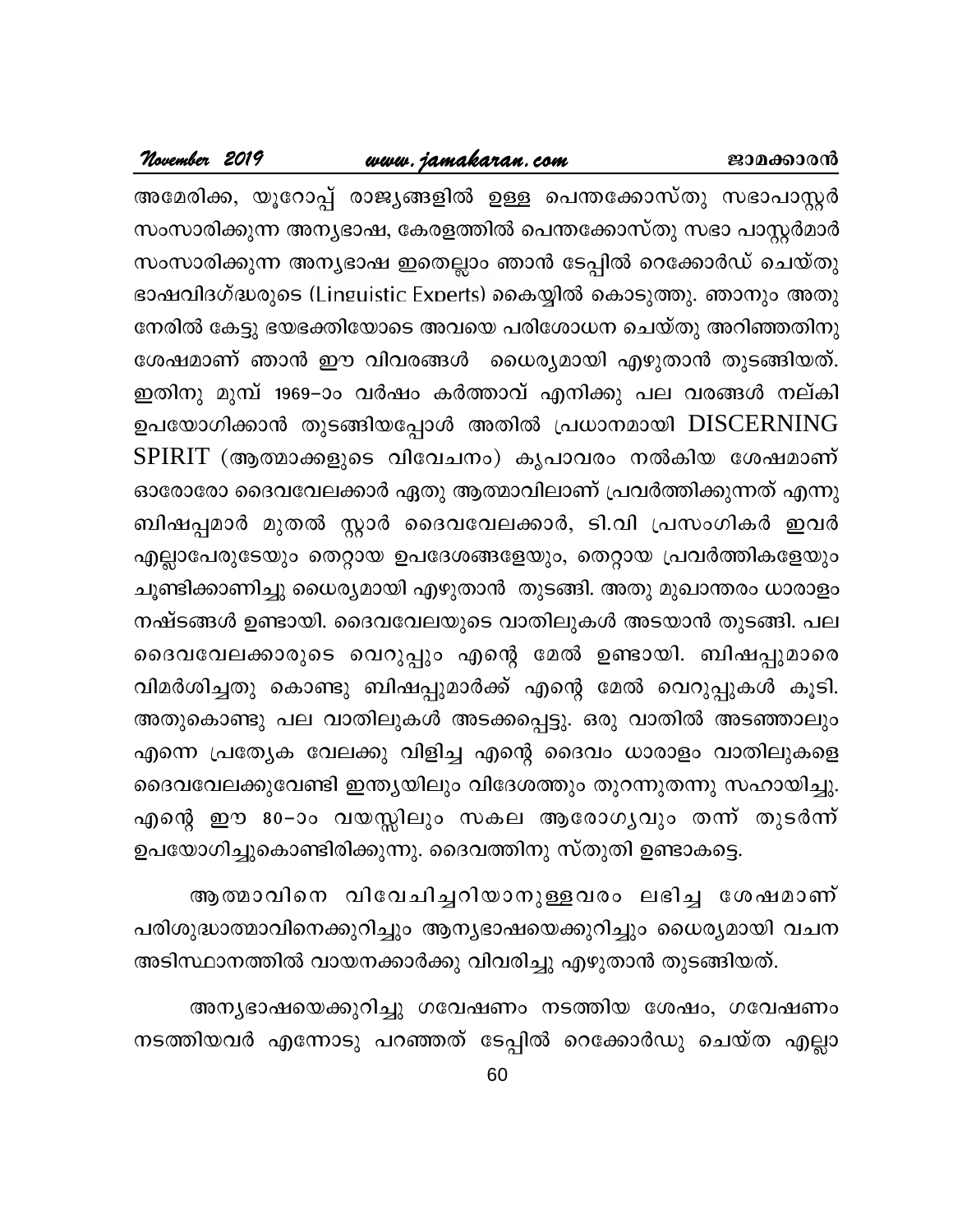അമേരിക്ക, യൂറോപ്പ് രാജ്യങ്ങളിൽ ഉള്ള പെന്തക്കോസ്തു സഭാപാസ്റ്റർ സംസാരിക്കുന്ന അന്യഭാഷ, കേരളത്തിൽ പെന്തക്കോസ്തു സഭാ പാസ്റ്റർമാർ സംസാരിക്കുന്ന അന്യഭാഷ ഇതെല്ലാം ഞാൻ ടേപ്പിൽ റെക്കോർഡ് ചെയ്തു ഭാഷവിദഗ്ദ്ധരുടെ (Linguistic Experts) കൈയ്യിൽ കൊടുത്തു. ഞാനും അതു നേരിൽ കേട്ടു ഭയഭക്തിയോടെ അവയെ പരിശോധന ചെയ്തു അറിഞ്ഞതിനു ശേഷമാണ് ഞാൻ ഈ വിവരങ്ങൾ ധൈര്യമായി എഴുതാൻ തുടങ്ങിയത്. ഇതിനു മുമ്പ് 1969-ാം വർഷം കർത്താവ് എനിക്കു പല വരങ്ങൾ നല്കി ഉപയോഗിക്കാൻ തുടങ്ങിയപ്പോൾ അതിൽ പ്രധാനമായി DISCERNING SPIRIT (ആത്മാക്കളുടെ വിവേചനം) കൃപാവരം നൽകിയ ശേഷമാണ് ഓരോരോ ദൈവവേലക്കാർ ഏതു ആത്മാവിലാണ് പ്രവർത്തിക്കുന്നത് എന്നു ബിഷപ്പമാർ മുതൽ സ്റ്റാർ ദൈവവേലക്കാർ, ടി.വി പ്രസംഗികർ ഇവർ എല്ലാപേരുടേയും തെറ്റായ ഉപദേശങ്ങളേയും, തെറ്റായ പ്രവർത്തികളേയും ചൂണ്ടിക്കാണിച്ചു ധൈര്യമായി എഴുതാൻ തുടങ്ങി. അതു മുഖാന്തരം ധാരാളം നഷ്ടങ്ങൾ ഉണ്ടായി. ദൈവവേലയുടെ വാതിലുകൾ അടയാൻ തുടങ്ങി. പല ദൈവവേലക്കാരുടെ വെറുപ്പും എന്റെ മേൽ ഉണ്ടായി. ബിഷപ്പുമാരെ വിമർശിച്ചതു കൊണ്ടു ബിഷപ്പുമാർക്ക് എന്റെ മേൽ വെറുപ്പുകൾ കൂടി. അതുകൊണ്ടു പല വാതിലുകൾ അടക്കപ്പെട്ടു. ഒരു വാതിൽ അടഞ്ഞാലും എന്നെ പ്രത്യേക വേലക്കു വിളിച്ച എന്റെ ദൈവം ധാരാളം വാതിലുകളെ ദൈവവേലക്കുവേണ്ടി ഇന്ത്യയിലും വിദേശത്തും തുറന്നുതന്നു സഹായിച്ചു. എന്റെ ഈ 80-ാം വയസ്സിലും സകല ആരോഗ്യവും തന്ന് തുടർന്ന് ഉപയോഗിച്ചുകൊണ്ടിരിക്കുന്നു. ദൈവത്തിനു സ്തുതി ഉണ്ടാകട്ടെ.

ആത്മാവിനെ വിവേചിച്ചറിയാനുള്ളവരം ലഭിച്ച ശേഷമാണ് പരിശുദ്ധാത്മാവിനെക്കുറിച്ചും ആന്യഭാഷയെക്കുറിച്ചും ധൈര്യമായി വചന അടിസ്ഥാനത്തിൽ വായനക്കാർക്കു വിവരിച്ചു എഴുതാൻ തുടങ്ങിയത്.

അന്യഭാഷയെക്കുറിച്ചു ഗവേഷണം നടത്തിയ ശേഷം, ഗവേഷണം നടത്തിയവർ എന്നോടു പറഞ്ഞത് ടേപ്പിൽ റെക്കോർഡു ചെയ്ത എല്ലാ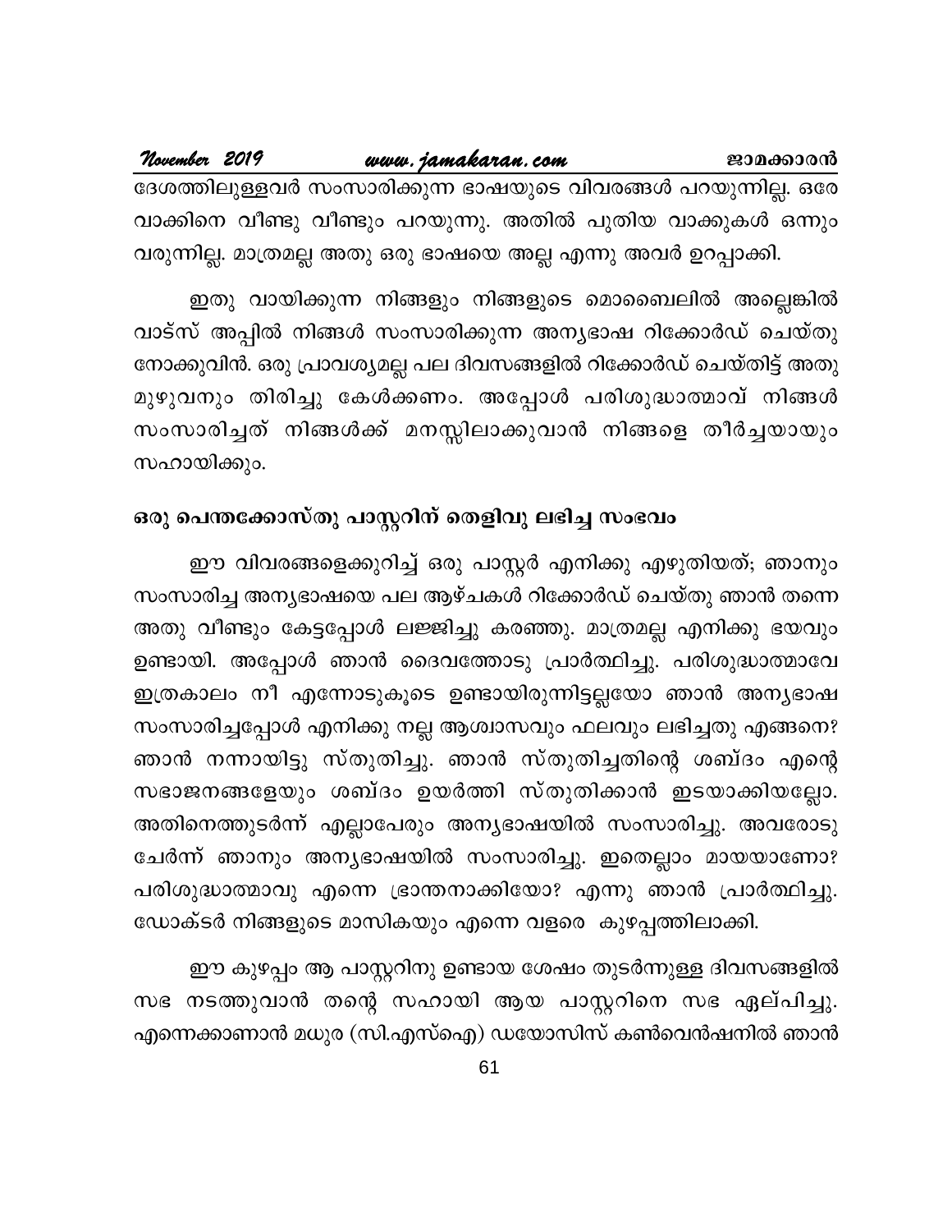ദേശത്തിലുള്ളവർ സംസാരിക്കുന്ന ഭാഷയുടെ വിവരങ്ങൾ പറയുന്നില്ല. ഒരേ വാക്കിനെ വീണ്ടു വീണ്ടും പറയുന്നു. അതിൽ പുതിയ വാക്കുകൾ ഒന്നും വരുന്നില്ല. മാത്രമല്ല അതു ഒരു ഭാഷയെ അല്ല എന്നു അവർ ഉറപ്പാക്കി.

ഇതു വായിക്കുന്ന നിങ്ങളും നിങ്ങളുടെ മൊബൈലിൽ അല്ലെങ്കിൽ വാട്സ് അപ്പിൽ നിങ്ങൾ സംസാരിക്കുന്ന അന്യഭാഷ റിക്കോർഡ് ചെയ്തു നോക്കുവിൻ. ഒരു പ്രാവശ്യമല്ല പല ദിവസങ്ങളിൽ റിക്കോർഡ് ചെയ്തിട്ട് അതു മുഴുവനും തിരിച്ചു കേൾക്കണം. അപ്പോൾ പരിശുദ്ധാത്മാവ് നിങ്ങൾ സംസാരിച്ചത് നിങ്ങൾക്ക് മനസ്സിലാക്കുവാൻ നിങ്ങളെ തീർച്ചയായും സഹായിക്കും.

## ഒരു പെന്തക്കോസ്തു പാസ്റ്ററിന് തെളിവു ലഭിച്ച സംഭവം

ഈ വിവരങ്ങളെക്കുറിച്ച് ഒരു പാസ്റ്റർ എനിക്കു എഴുതിയത്; ഞാനും സംസാരിച്ച അന്യഭാഷയെ പല ആഴ്ചകൾ റിക്കോർഡ് ചെയ്തു ഞാൻ തന്നെ അതു വീണ്ടും കേട്ടപ്പോൾ ലജ്ജിച്ചു കരഞ്ഞു. മാത്രമല്ല എനിക്കു ഭയവും ഉണ്ടായി. അപ്പോൾ ഞാൻ ദൈവത്തോടു പ്രാർത്ഥിച്ചു. പരിശുദ്ധാത്മാവേ ഇത്രകാലം നീ എന്നോടുകൂടെ ഉണ്ടായിരുന്നിട്ടല്ലയോ ഞാൻ അന്യഭാഷ സംസാരിച്ചപ്പോൾ എനിക്കു നല്ല ആശ്വാസവും ഫലവും ലഭിച്ചതു എങ്ങനെ? ഞാൻ നന്നായിട്ടു സ്തുതിച്ചു. ഞാൻ സ്തുതിച്ചതിന്റെ ശബ്ദം എന്റെ സഭാജനങ്ങളേയും ശബ്ദം ഉയർത്തി സ്തുതിക്കാൻ ഇടയാക്കിയല്ലോ. അതിനെത്തുടർന്ന് എല്ലാപേരും അന്യഭാഷയിൽ സംസാരിച്ചു. അവരോടു ചേർന്ന് ഞാനും അന്യഭാഷയിൽ സംസാരിച്ചു. ഇതെല്ലാം മായയാണോ? പരിശുദ്ധാത്മാവു എന്നെ ഭ്രാന്തനാക്കിയോ? എന്നു ഞാൻ പ്രാർത്ഥിച്ചു. ഡോക്ടർ നിങ്ങളുടെ മാസികയും എന്നെ വളരെ കുഴപ്പത്തിലാക്കി.

ഈ കുഴപ്പം ആ പാസ്റ്ററിനു ഉണ്ടായ ശേഷം തുടർന്നുള്ള ദിവസങ്ങളിൽ സഭ നടത്തുവാൻ തന്റെ സഹായി ആയ പാസ്റ്ററിനെ സഭ ഏല്പിച്ചു. എന്നെക്കാണാൻ മധുര (സി.എസ്ഐ) ഡയോസിസ് കൺവെൻഷനിൽ ഞാൻ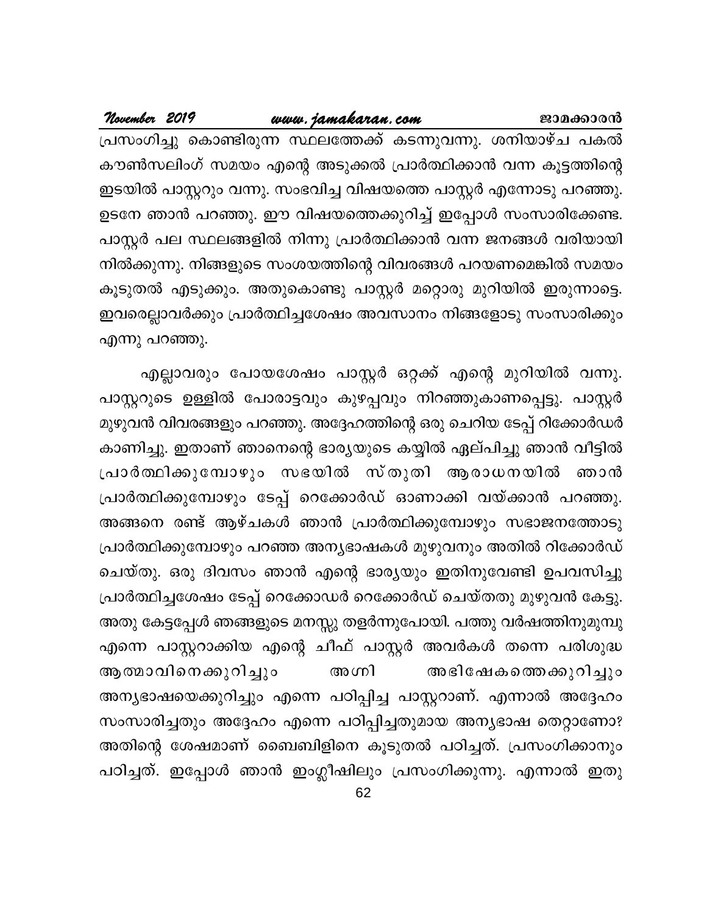പ്രസംഗിച്ചു കൊണ്ടിരുന്ന സ്ഥലത്തേക്ക് കടന്നുവന്നു. ശനിയാഴ്ച പകൽ കൗൺസലിംഗ് സമയം എന്റെ അടുക്കൽ പ്രാർത്ഥിക്കാൻ വന്ന കൂട്ടത്തിന്റെ ഇടയിൽ പാസ്റ്ററും വന്നു. സംഭവിച്ച വിഷയത്തെ പാസ്റ്റർ എന്നോടു പറഞ്ഞു. ഉടനേ ഞാൻ പറഞ്ഞു. ഈ വിഷയത്തെക്കുറിച്ച് ഇപ്പോൾ സംസാരിക്കേണ്ട. പാസ്റ്റർ പല സ്ഥലങ്ങളിൽ നിന്നു പ്രാർത്ഥിക്കാൻ വന്ന ജനങ്ങൾ വരിയായി നിൽക്കുന്നു. നിങ്ങളുടെ സംശയത്തിന്റെ വിവരങ്ങൾ പറയണമെങ്കിൽ സമയം കൂടുതൽ എടുക്കും. അതുകൊണ്ടു പാസ്റ്റർ മറ്റൊരു മുറിയിൽ ഇരുന്നാട്ടെ. ഇവരെല്ലാവർക്കും പ്രാർത്ഥിച്ചശേഷം അവസാനം നിങ്ങളോടു സംസാരിക്കും എന്നു പറഞ്ഞു.

എല്ലാവരും പോയശേഷം പാസ്റ്റർ ഒറ്റക്ക് എന്റെ മുറിയിൽ വന്നു. പാസ്റ്ററുടെ ഉള്ളിൽ പോരാട്ടവും കുഴപ്പവും നിറഞ്ഞുകാണപ്പെട്ടു. പാസ്റ്റർ മുഴുവൻ വിവരങ്ങളും പറഞ്ഞു. അദ്ദേഹത്തിന്റെ ഒരു ചെറിയ ടേപ്പ് റിക്കോർഡർ കാണിച്ചു. ഇതാണ് ഞാനെന്റെ ഭാര്യയുടെ കയ്യിൽ ഏല്പിച്ചു ഞാൻ വീട്ടിൽ പ്രാർത്ഥിക്കുമ്പോഴും സഭയിൽ സ്തുതി ആരാധനയിൽ ഞാൻ പ്രാർത്ഥിക്കുമ്പോഴും ടേപ്പ് റെക്കോർഡ് ഓണാക്കി വയ്ക്കാൻ പറഞ്ഞു. അങ്ങനെ രണ്ട് ആഴ്ചകൾ ഞാൻ പ്രാർത്ഥിക്കുമ്പോഴും സഭാജനത്തോടു പ്രാർത്ഥിക്കുമ്പോഴും പറഞ്ഞ അന്യഭാഷകൾ മുഴുവനും അതിൽ റിക്കോർഡ് ചെയ്തു. ഒരു ദിവസം ഞാൻ എന്റെ ഭാര്യയും ഇതിനുവേണ്ടി ഉപവസിച്ചു പ്രാർത്ഥിച്ചശേഷം ടേപ്പ് റെക്കോഡർ റെക്കോർഡ് ചെയ്തതു മുഴുവൻ കേട്ടു. അതു കേട്ടപ്പേൾ ഞങ്ങളുടെ മനസ്സു തളർന്നുപോയി. പത്തു വർഷത്തിനുമുമ്പു എന്നെ പാസ്റ്ററാക്കിയ എന്റെ ചീഫ് പാസ്റ്റർ അവർകൾ തന്നെ പരിശുദ്ധ ആത്മാവിനെക്കുറിച്ചും അഗ്നി അഭിഷേകത്തെക്കുറിച്ചും അന്യഭാഷയെക്കുറിച്ചും എന്നെ പഠിപ്പിച്ച പാസ്റ്ററാണ്. എന്നാൽ അദ്ദേഹം സംസാരിച്ചതും അദ്ദേഹം എന്നെ പഠിപ്പിച്ചതുമായ അന്യഭാഷ തെറ്റാണോ? അതിന്റെ ശേഷമാണ് ബൈബിളിനെ കൂടുതൽ പഠിച്ചത്. പ്രസംഗിക്കാനും പഠിച്ചത്. ഇപ്പോൾ ഞാൻ ഇംഗ്ലീഷിലും പ്രസംഗിക്കുന്നു. എന്നാൽ ഇതു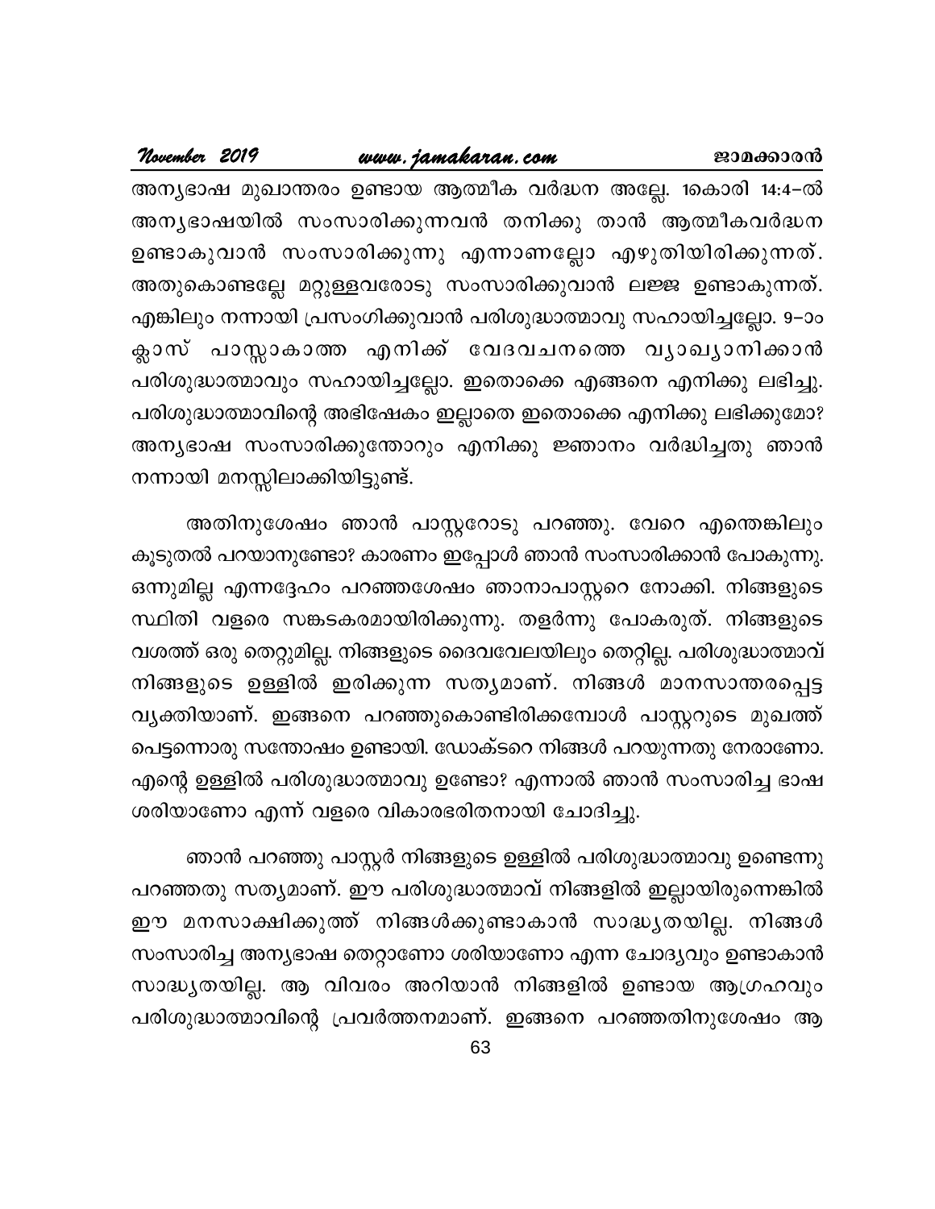അന്യഭാഷ മുഖാന്തരം ഉണ്ടായ ആത്മീക വർദ്ധന അല്ലേ. 1കൊരി 14:4–ൽ അന്യഭാഷയിൽ സംസാരിക്കുന്നവൻ തനിക്കു താൻ ആത്മീകവർദ്ധന ഉണ്ടാകുവാൻ സംസാരിക്കുന്നു എന്നാണല്ലോ എഴുതിയിരിക്കുന്നത്. അതുകൊണ്ടല്ലേ മറ്റുള്ളവരോടു സംസാരിക്കുവാൻ ലജ്ജ ഉണ്ടാകുന്നത്. എങ്കിലും നന്നായി പ്രസംഗിക്കുവാൻ പരിശുദ്ധാത്മാവു സഹായിച്ചല്ലോ. 9–ാം ക്ലാസ് പാസ്സാകാത്ത എനിക്ക് വേദവചനത്തെ വ്യാഖ്യാനിക്കാൻ പരിശുദ്ധാത്മാവും സഹായിച്ചല്ലോ. ഇതൊക്കെ എങ്ങനെ എനിക്കു ലഭിച്ചു. പരിശുദ്ധാത്മാവിന്റെ അഭിഷേകം ഇല്ലാതെ ഇതൊക്കെ എനിക്കു ലഭിക്കുമോ? അന്യഭാഷ സംസാരിക്കുന്തോറും എനിക്കു ജ്ഞാനം വർദ്ധിച്ചതു ഞാൻ നന്നായി മനസ്സിലാക്കിയിട്ടുണ്ട്.

അതിനുശേഷം ഞാൻ പാസ്റ്ററോടു പറഞ്ഞു. വേറെ എന്തെങ്കിലും കൂടുതൽ പറയാനുണ്ടോ? കാരണം ഇപ്പോൾ ഞാൻ സംസാരിക്കാൻ പോകുന്നു. ഒന്നുമില്ല എന്നദ്ദേഹം പറഞ്ഞശേഷം ഞാനാപാസ്റ്ററെ നോക്കി. നിങ്ങളുടെ സ്ഥിതി വളരെ സങ്കടകരമായിരിക്കുന്നു. തളർന്നു പോകരുത്. നിങ്ങളുടെ വശത്ത് ഒരു തെറ്റുമില്ല. നിങ്ങളുടെ ദൈവവേലയിലും തെറ്റില്ല. പരിശുദ്ധാത്മാവ് നിങ്ങളുടെ ഉള്ളിൽ ഇരിക്കുന്ന സത്യമാണ്. നിങ്ങൾ മാനസാന്തരപ്പെട്ട വ്യക്തിയാണ്. ഇങ്ങനെ പറഞ്ഞുകൊണ്ടിരിക്കമ്പോൾ പാസ്റ്ററുടെ മുഖത്ത് പെട്ടന്നൊരു സന്തോഷം ഉണ്ടായി. ഡോക്ടറെ നിങ്ങൾ പറയുന്നതു നേരാണോ. എന്റെ ഉള്ളിൽ പരിശുദ്ധാത്മാവു ഉണ്ടോ? എന്നാൽ ഞാൻ സംസാരിച്ച ഭാഷ ശരിയാണോ എന്ന് വളരെ വികാരഭരിതനായി ചോദിച്ചു.

ഞാൻ പറഞ്ഞു പാസ്റ്റർ നിങ്ങളുടെ ഉള്ളിൽ പരിശുദ്ധാത്മാവു ഉണ്ടെന്നു പറഞ്ഞതു സത്യമാണ്. ഈ പരിശുദ്ധാത്മാവ് നിങ്ങളിൽ ഇല്ലായിരുന്നെങ്കിൽ ഈ മനസാക്ഷിക്കുത്ത് നിങ്ങൾക്കുണ്ടാകാൻ സാദ്ധ്യതയില്ല. നിങ്ങൾ സംസാരിച്ച അന്യഭാഷ തെറ്റാണോ ശരിയാണോ എന്ന ചോദ്യവും ഉണ്ടാകാൻ സാദ്ധ്യതയില്ല. ആ വിവരം അറിയാൻ നിങ്ങളിൽ ഉണ്ടായ ആഗ്രഹവും പരിശുദ്ധാത്മാവിന്റെ പ്രവർത്തനമാണ്. ഇങ്ങനെ പറഞ്ഞതിനുശേഷം ആ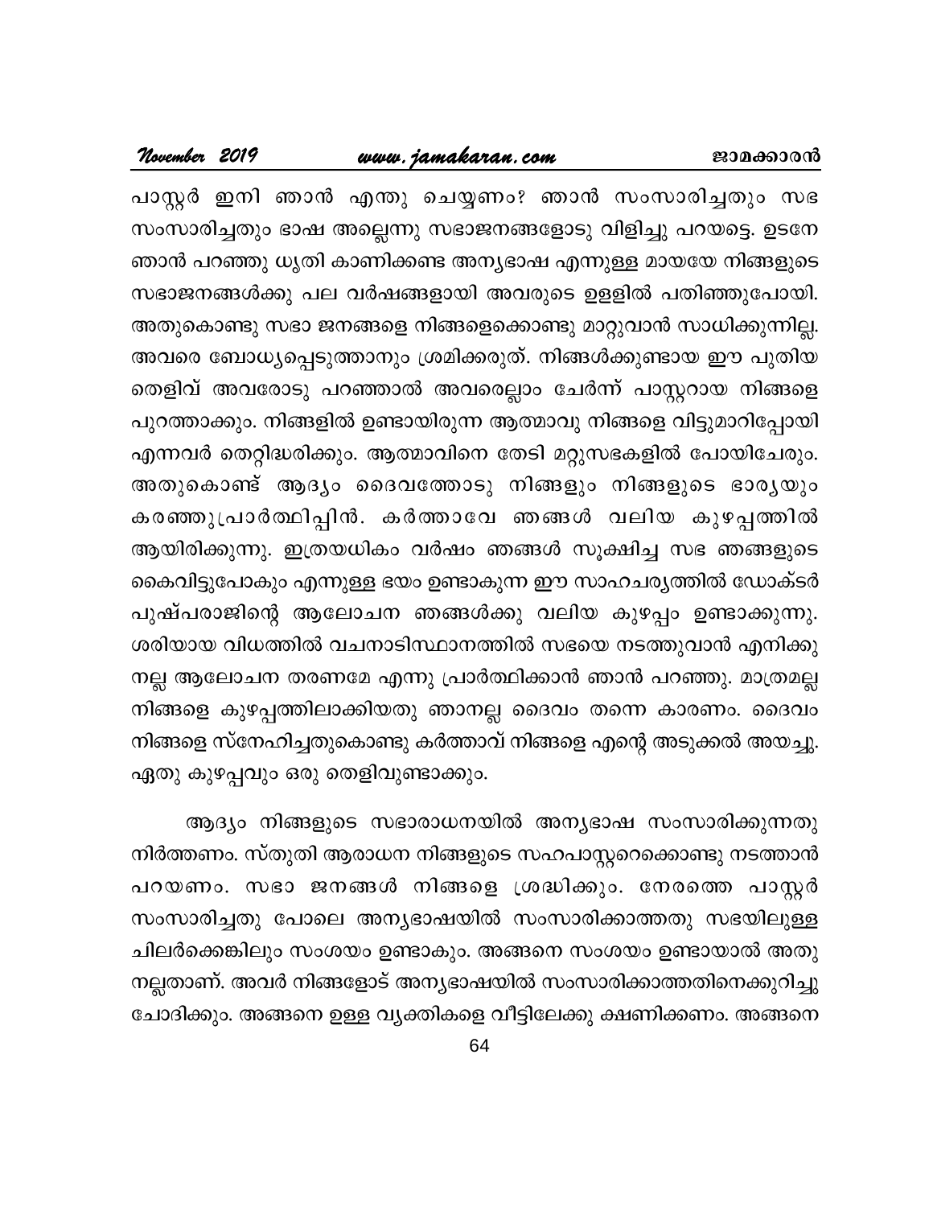പാസ്റ്റർ ഇനി ഞാൻ എന്തു ചെയ്യണം? ഞാൻ സംസാരിച്ചതും സഭ സംസാരിച്ചതും ഭാഷ അല്ലെന്നു സഭാജനങ്ങളോടു വിളിച്ചു പറയട്ടെ. ഉടനേ ഞാൻ പറഞ്ഞു ധൃതി കാണിക്കണ്ട അന്യഭാഷ എന്നുള്ള മായയേ നിങ്ങളുടെ സഭാജനങ്ങൾക്കു പല വർഷങ്ങളായി അവരുടെ ഉളളിൽ പതിഞ്ഞുപോയി. അതുകൊണ്ടു സഭാ ജനങ്ങളെ നിങ്ങളെക്കൊണ്ടു മാറ്റുവാൻ സാധിക്കുന്നില്ല. അവരെ ബോധ്യപ്പെടുത്താനും ശ്രമിക്കരുത്. നിങ്ങൾക്കുണ്ടായ ഈ പുതിയ തെളിവ് അവരോടു പറഞ്ഞാൽ അവരെല്ലാം ചേർന്ന് പാസ്റ്ററായ നിങ്ങളെ പുറത്താക്കും. നിങ്ങളിൽ ഉണ്ടായിരുന്ന ആത്മാവു നിങ്ങളെ വിട്ടുമാറിപ്പോയി എന്നവർ തെറ്റിദ്ധരിക്കും. ആത്മാവിനെ തേടി മറ്റുസഭകളിൽ പോയിചേരും. അതുകൊണ്ട് ആദ്യം ദൈവത്തോടു നിങ്ങളും നിങ്ങളുടെ ഭാര്യയും കരഞ്ഞുപ്രാർത്ഥിപ്പിൻ. കർത്താവേ ഞങ്ങൾ വലിയ കുഴപ്പത്തിൽ ആയിരിക്കുന്നു. ഇത്രയധികം വർഷം ഞങ്ങൾ സൂക്ഷിച്ച സഭ ഞങ്ങളുടെ കൈവിട്ടുപോകും എന്നുള്ള ഭയം ഉണ്ടാകുന്ന ഈ സാഹചര്യത്തിൽ ഡോക്ടർ പുഷ്പരാജിന്റെ ആലോചന ഞങ്ങൾക്കു വലിയ കുഴപ്പം ഉണ്ടാക്കുന്നു. ശരിയായ വിധത്തിൽ വചനാടിസ്ഥാനത്തിൽ സഭയെ നടത്തുവാൻ എനിക്കു നല്ല ആലോചന തരണമേ എന്നു പ്രാർത്ഥിക്കാൻ ഞാൻ പറഞ്ഞു. മാത്രമല്ല നിങ്ങളെ കുഴപ്പത്തിലാക്കിയതു ഞാനല്ല ദൈവം തന്നെ കാരണം. ദൈവം നിങ്ങളെ സ്നേഹിച്ചതുകൊണ്ടു കർത്താവ് നിങ്ങളെ എന്റെ അടുക്കൽ അയച്ചു. ഏതു കുഴപ്പവും ഒരു തെളിവുണ്ടാക്കും.

ആദ്യം നിങ്ങളുടെ സഭാരാധനയിൽ അന്യഭാഷ സംസാരിക്കുന്നതു നിർത്തണം. സ്തുതി ആരാധന നിങ്ങളുടെ സഹപാസ്റ്ററെക്കൊണ്ടു നടത്താൻ പറയണം. സഭാ ജനങ്ങൾ നിങ്ങളെ ശ്രദ്ധിക്കും. നേരത്തെ പാസ്റ്റർ സംസാരിച്ചതു പോലെ അന്യഭാഷയിൽ സംസാരിക്കാത്തതു സഭയിലുള്ള ചിലർക്കെങ്കിലും സംശയം ഉണ്ടാകും. അങ്ങനെ സംശയം ഉണ്ടായാൽ അതു നല്ലതാണ്. അവർ നിങ്ങളോട് അന്യഭാഷയിൽ സംസാരിക്കാത്തതിനെക്കുറിച്ചു ചോദിക്കും. അങ്ങനെ ഉള്ള വ്യക്തികളെ വീട്ടിലേക്കു ക്ഷണിക്കണം. അങ്ങനെ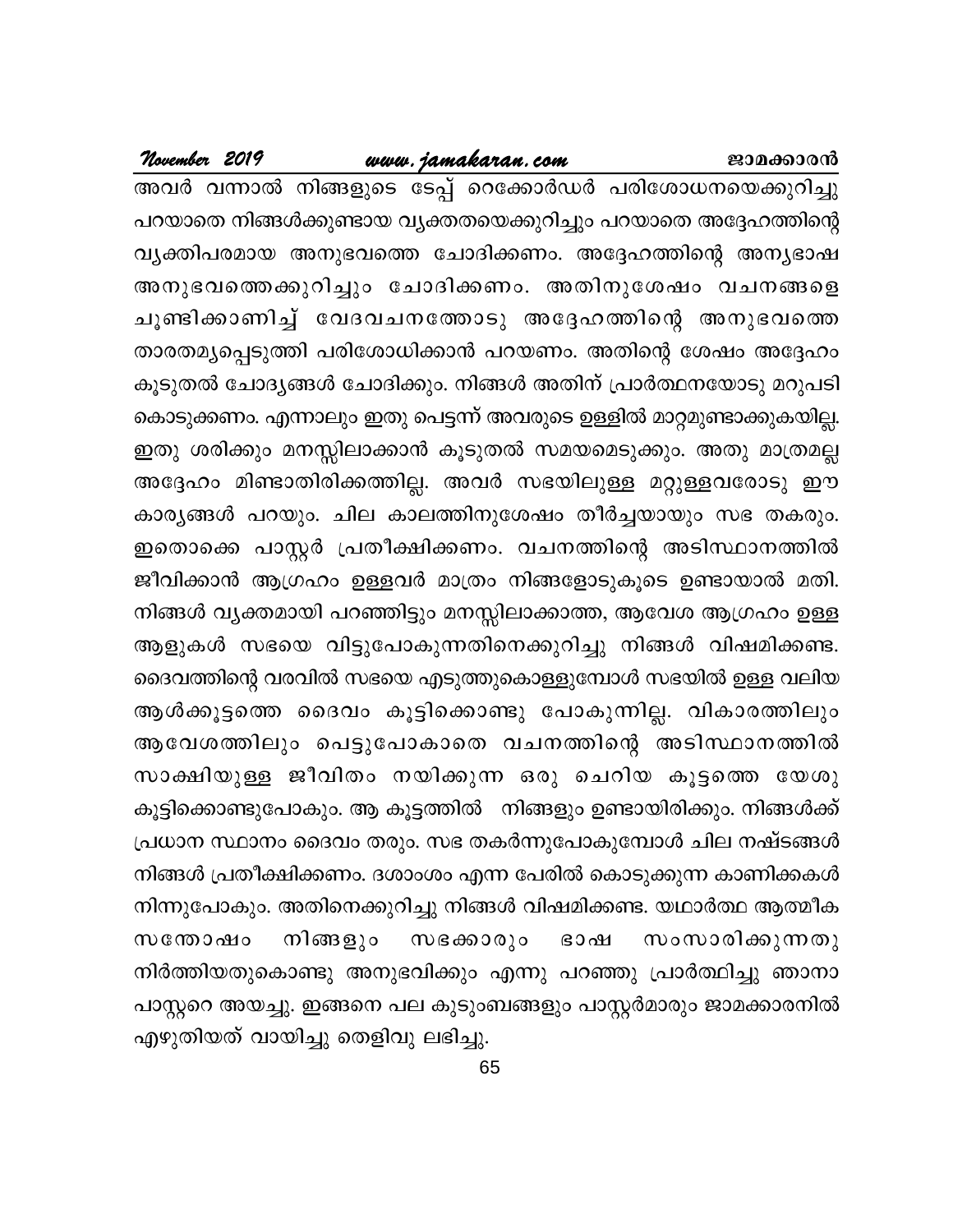അവർ വന്നാൽ നിങ്ങളുടെ ടേപ്പ് റെക്കോർഡർ പരിശോധനയെക്കുറിച്ചു പറയാതെ നിങ്ങൾക്കുണ്ടായ വ്യക്തതയെക്കുറിച്ചും പറയാതെ അദ്ദേഹത്തിന്റെ വ്യക്തിപരമായ അനുഭവത്തെ ചോദിക്കണം. അദ്ദേഹത്തിന്റെ അന്യഭാഷ അനുഭവത്തെക്കുറിച്ചും ചോദിക്കണം. അതിനുശേഷം വചനങ്ങളെ ചൂണ്ടിക്കാണിച്ച് വേദവചനത്തോടു അദ്ദേഹത്തിന്റെ അനുഭവത്തെ താരതമ്യപ്പെടുത്തി പരിശോധിക്കാൻ പറയണം. അതിന്റെ ശേഷം അദ്ദേഹം കൂടുതൽ ചോദ്യങ്ങൾ ചോദിക്കും. നിങ്ങൾ അതിന് പ്രാർത്ഥനയോടു മറുപടി കൊടുക്കണം. എന്നാലും ഇതു പെട്ടന്ന് അവരുടെ ഉള്ളിൽ മാറ്റമുണ്ടാക്കുകയില്ല. ഇതു ശരിക്കും മനസ്സിലാക്കാൻ കൂടുതൽ സമയമെടുക്കും. അതു മാത്രമല്ല അദ്ദേഹം മിണ്ടാതിരിക്കത്തില്ല. അവർ സഭയിലുള്ള മറ്റുള്ളവരോടു ഈ കാര്യങ്ങൾ പറയും. ചില കാലത്തിനുശേഷം തീർച്ചയായും സഭ തകരും. ഇതൊക്കെ പാസ്റ്റർ പ്രതീക്ഷിക്കണം. വചനത്തിന്റെ അടിസ്ഥാനത്തിൽ ജീവിക്കാൻ ആഗ്രഹം ഉള്ളവർ മാത്രം നിങ്ങളോടുകൂടെ ഉണ്ടായാൽ മതി. നിങ്ങൾ വ്യക്തമായി പറഞ്ഞിട്ടും മനസ്സിലാക്കാത്ത, ആവേശ ആഗ്രഹം ഉള്ള ആളുകൾ സഭയെ വിട്ടുപോകുന്നതിനെക്കുറിച്ചു നിങ്ങൾ വിഷമിക്കണ്ട. ദൈവത്തിന്റെ വരവിൽ സഭയെ എടുത്തുകൊള്ളുമ്പോൾ സഭയിൽ ഉള്ള വലിയ ആൾക്കൂട്ടത്തെ ദൈവം കൂട്ടിക്കൊണ്ടു പോകുന്നില്ല. വികാരത്തിലും ആവേശത്തിലും പെട്ടുപോകാതെ വചനത്തിന്റെ അടിസ്ഥാനത്തിൽ സാക്ഷിയുള്ള ജീവിതം നയിക്കുന്ന ഒരു ചെറിയ കൂട്ടത്തെ യേശു കൂട്ടിക്കൊണ്ടുപോകും. ആ കൂട്ടത്തിൽ നിങ്ങളും ഉണ്ടായിരിക്കും. നിങ്ങൾക്ക് പ്രധാന സ്ഥാനം ദൈവം തരും. സഭ തകർന്നുപോകുമ്പോൾ ചില നഷ്ടങ്ങൾ നിങ്ങൾ പ്രതീക്ഷിക്കണം. ദശാംശം എന്ന പേരിൽ കൊടുക്കുന്ന കാണിക്കകൾ നിന്നുപോകും. അതിനെക്കുറിച്ചു നിങ്ങൾ വിഷമിക്കണ്ട. യഥാർത്ഥ ആത്മീക സന്തോഷം നിങ്ങളും സഭക്കാരും ഭാഷ സംസാരിക്കുന്നതു നിർത്തിയതുകൊണ്ടു അനുഭവിക്കും എന്നു പറഞ്ഞു പ്രാർത്ഥിച്ചു ഞാനാ പാസ്റ്ററെ അയച്ചു. ഇങ്ങനെ പല കുടുംബങ്ങളും പാസ്റ്റർമാരും ജാമക്കാരനിൽ എഴുതിയത് വായിച്ചു തെളിവു ലഭിച്ചു.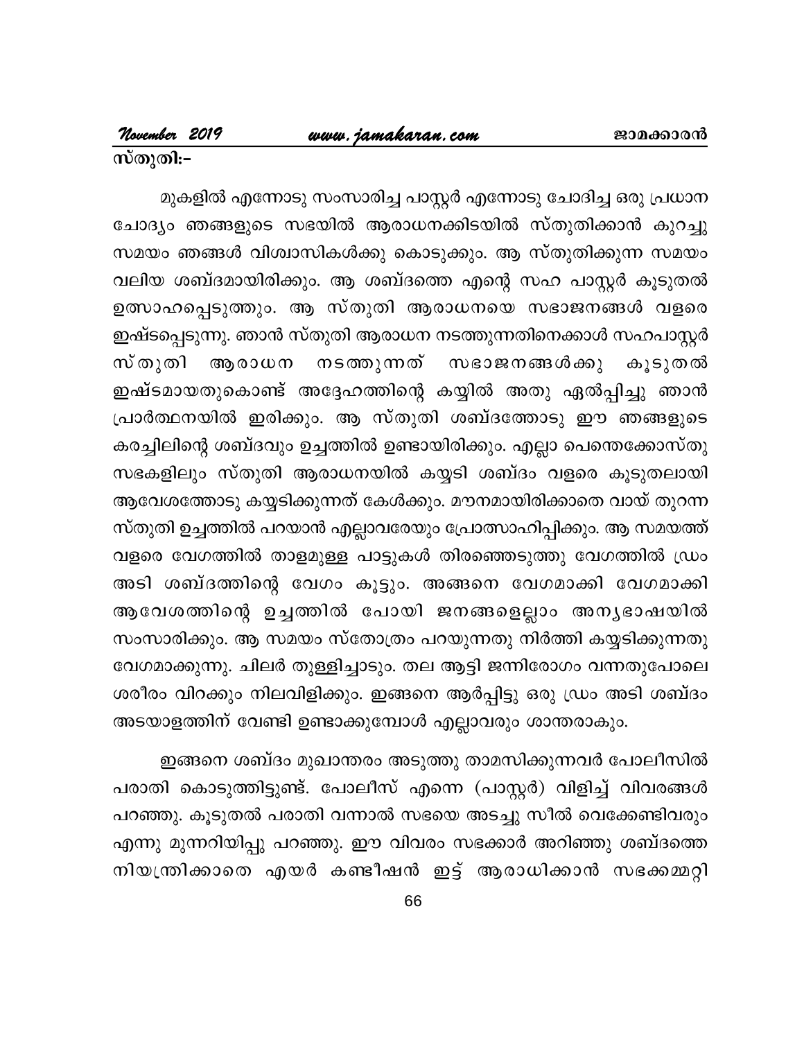**സ്തുതി:-**

മുകളിൽ എന്നോടു സംസാരിച്ച പാസ്റ്റർ എന്നോടു ചോദിച്ച ഒരു പ്രധാന ചോദ്യം ഞങ്ങളുടെ സഭയിൽ ആരാധനക്കിടയിൽ സ്തുതിക്കാൻ കുറച്ചു സമയം ഞങ്ങൾ വിശ്വാസികൾക്കു കൊടുക്കും. ആ സ്തുതിക്കുന്ന സമയം വലിയ ശബ്ദമായിരിക്കും. ആ ശബ്ദത്തെ എന്റെ സഹ പാസ്റ്റർ കൂടുതൽ ഉത്സാഹപ്പെടുത്തും. ആ സ്തുതി ആരാധനയെ സഭാജനങ്ങൾ വളരെ ഇഷ്ടപ്പെടുന്നു. ഞാൻ സ്തുതി ആരാധന നടത്തുന്നതിനെക്കാൾ സഹപാസ്റ്റർ സ്തുതി ആരാധന നടത്തുന്നത് സഭാജനങ്ങൾക്കു കൂടുതൽ ഇഷ്ടമായതുകൊണ്ട് അദ്ദേഹത്തിന്റെ കയ്യിൽ അതു ഏൽപ്പിച്ചു ഞാൻ പ്രാർത്ഥനയിൽ ഇരിക്കും. ആ സ്തുതി ശബ്ദത്തോടു ഈ ഞങ്ങളുടെ കരച്ചിലിന്റെ ശബ്ദവും ഉച്ചത്തിൽ ഉണ്ടായിരിക്കും. എല്ലാ പെന്തെക്കോസ്തു സഭകളിലും സ്തുതി ആരാധനയിൽ കയ്യടി ശബ്ദം വളരെ കൂടുതലായി ആവേശത്തോടു കയ്യടിക്കുന്നത് കേൾക്കും. മൗനമായിരിക്കാതെ വായ് തുറന്ന സ്തുതി ഉച്ചത്തിൽ പറയാൻ എല്ലാവരേയും പ്രോത്സാഹിപ്പിക്കും. ആ സമയത്ത് വളരെ വേഗത്തിൽ താളമുള്ള പാട്ടുകൾ തിരഞ്ഞെടുത്തു വേഗത്തിൽ ഡ്രം അടി ശബ്ദത്തിന്റെ വേഗം കൂട്ടും. അങ്ങനെ വേഗമാക്കി വേഗമാക്കി ആവേശത്തിന്റെ ഉച്ചത്തിൽ പോയി ജനങ്ങളെല്ലാം അന്യഭാഷയിൽ സംസാരിക്കും. ആ സമയം സ്തോത്രം പറയുന്നതു നിർത്തി കയ്യടിക്കുന്നതു വേഗമാക്കുന്നു. ചിലർ തുള്ളിച്ചാടും. തല ആട്ടി ജന്നിരോഗം വന്നതുപോലെ ശരീരം വിറക്കും നിലവിളിക്കും. ഇങ്ങനെ ആർപ്പിട്ടു ഒരു ഡ്രം അടി ശബ്ദം അടയാളത്തിന് വേണ്ടി ഉണ്ടാക്കുമ്പോൾ എല്ലാവരും ശാന്തരാകും.

ഇങ്ങനെ ശബ്ദം മുഖാന്തരം അടുത്തു താമസിക്കുന്നവർ പോലീസിൽ പരാതി കൊടുത്തിട്ടുണ്ട്. പോലീസ് എന്നെ (പാസ്റ്റർ) വിളിച്ച് വിവരങ്ങൾ പറഞ്ഞു. കൂടുതൽ പരാതി വന്നാൽ സഭയെ അടച്ചു സീൽ വെക്കേണ്ടിവരും എന്നു മുന്നറിയിപ്പു പറഞ്ഞു. ഈ വിവരം സഭക്കാർ അറിഞ്ഞു ശബ്ദത്തെ നിയന്ത്രിക്കാതെ എയർ കണ്ടീഷൻ ഇട്ട് ആരാധിക്കാൻ സഭക്കമ്മറ്റി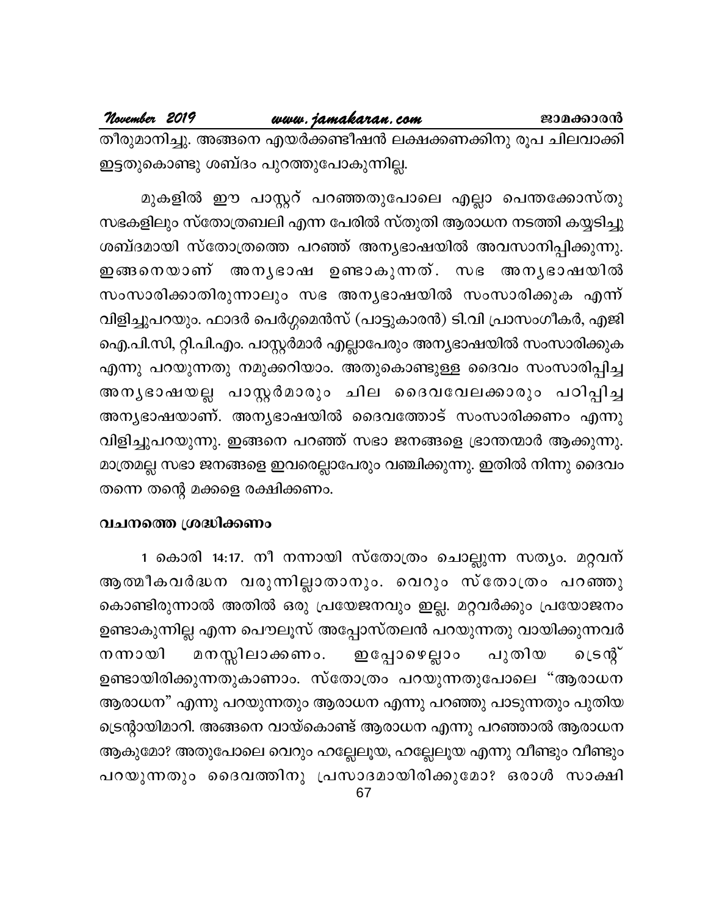തീരുമാനിച്ചു. അങ്ങനെ എയർക്കണ്ടീഷൻ ലക്ഷക്കണക്കിനു രൂപ ചിലവാക്കി ഇട്ടതുകൊണ്ടു ശബ്ദം പുറത്തുപോകുന്നില്ല.

മുകളിൽ ഈ പാസ്റ്റർ പറഞ്ഞതുപോലെ എല്ലാ പെന്തക്കോസ്തു സഭകളിലും സ്തോത്രബലി എന്ന പേരിൽ സ്തുതി ആരാധന നടത്തി കയ്യടിച്ചു ശബ്ദമായി സ്തോത്രത്തെ പറഞ്ഞ് അന്യഭാഷയിൽ അവസാനിപ്പിക്കുന്നു. ഇങ്ങനെയാണ് അന്യഭാഷ ഉണ്ടാകുന്നത്. സഭ അന്യഭാഷയിൽ സംസാരിക്കാതിരുന്നാലും സഭ അന്യഭാഷയിൽ സംസാരിക്കുക എന്ന് വിളിച്ചുപറയും. ഫാദർ പെർഗ്ഗമെൻസ് (പാട്ടുകാരൻ) ടി.വി പ്രാസംഗീകർ, എജി ഐ.പി.സി, റ്റി.പി.എം. പാസ്റ്റർമാർ എല്ലാപേരും അന്യഭാഷയിൽ സംസാരിക്കുക എന്നു പറയുന്നതു നമുക്കറിയാം. അതുകൊണ്ടുള്ള ദൈവം സംസാരിപ്പിച്ച അന്യഭാഷയല്ല പാസ്റ്റർമാരും ചില ദൈവവേലക്കാരും പഠിപ്പിച്ച അന്യഭാഷയാണ്. അന്യഭാഷയിൽ ദൈവത്തോട് സംസാരിക്കണം എന്നു വിളിച്ചുപറയുന്നു. ഇങ്ങനെ പറഞ്ഞ് സഭാ ജനങ്ങളെ ഭ്രാന്തന്മാർ ആക്കുന്നു. മാത്രമല്ല സഭാ ജനങ്ങളെ ഇവരെല്ലാപേരും വഞ്ചിക്കുന്നു. ഇതിൽ നിന്നു ദൈവം തന്നെ തന്റെ മക്കളെ രക്ഷിക്കണം.

**വചനത്തെ ശ്രദ്ധിക്കണം**

1 കൊരി 14:17. നീ നന്നായി സ്തോത്രം ചൊല്ലുന്ന സത്യം. മറ്റവന് ആത്മീകവർദ്ധന വരുന്നില്ലാതാനും. വെറും സ്തോത്രം പറഞ്ഞു കൊണ്ടിരുന്നാൽ അതിൽ ഒരു പ്രയേജനവും ഇല്ല. മറ്റവർക്കും പ്രയോജനം ഉണ്ടാകുന്നില്ല എന്ന പൌലൂസ് അപ്പോസ്തലൻ പറയുന്നതു വായിക്കുന്നവർ നന്നായി മനസ്സിലാക്കണം. ഇപ്പോഴെല്ലാം പുതിയ ട്രെന്റ് ഉണ്ടായിരിക്കുന്നതുകാണാം. സ്തോത്രം പറയുന്നതുപോലെ "ആരാധന ആരാധന" എന്നു പറയുന്നതും ആരാധന എന്നു പറഞ്ഞു പാടുന്നതും പുതിയ ട്രെന്റായിമാറി. അങ്ങനെ വായ്കൊണ്ട് ആരാധന എന്നു പറഞ്ഞാൽ ആരാധന ആകുമോ? അതുപോലെ വെറും ഹല്ലേലൂയ, ഹല്ലേലൂയ എന്നു വീണ്ടും വീണ്ടും പറയുന്നതും ദൈവത്തിനു പ്രസാദമായിരിക്കുമോ? ഒരാൾ സാക്ഷി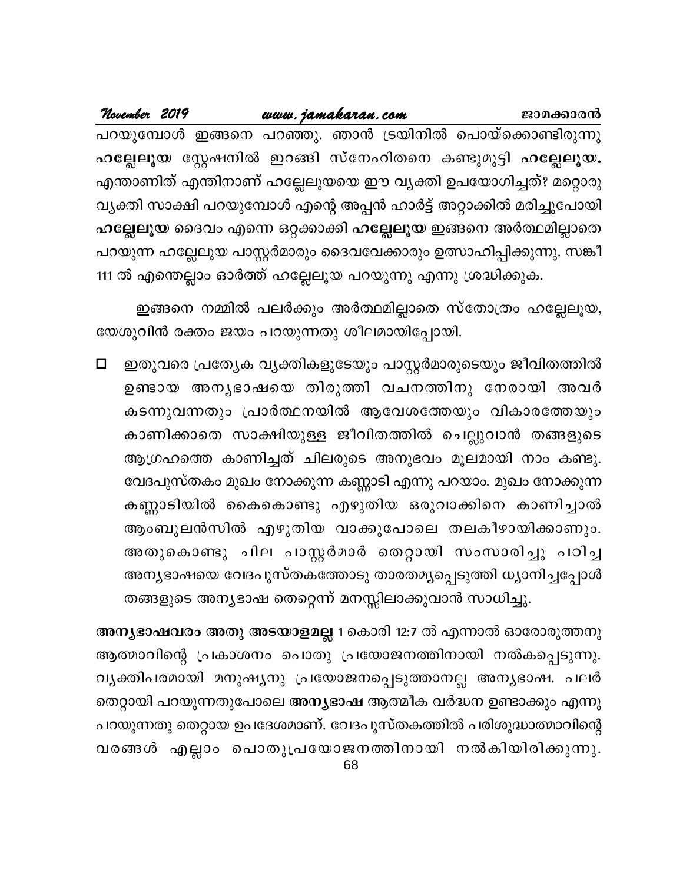പറയുമ്പോൾ ഇങ്ങനെ പറഞ്ഞു. ഞാൻ ട്രയിനിൽ പൊയ്ക്കൊണ്ടിരുന്നു **ഹല്ലേലൂയ** സ്റ്റേഷനിൽ ഇറങ്ങി സ്നേഹിതനെ കണ്ടുമുട്ടി **ഹല്ലേലൂയ.** എന്താണിത് എന്തിനാണ് ഹല്ലേലൂയയെ ഈ വ്യക്തി ഉപയോഗിച്ചത്? മറ്റൊരു വ്യക്തി സാക്ഷി പറയുമ്പോൾ എന്റെ അപ്പൻ ഹാർട്ട് അറ്റാക്കിൽ മരിച്ചുപോയി **ഹല്ലേലൂയ** ദൈവം എന്നെ ഒറ്റക്കാക്കി **ഹല്ലേലൂയ** ഇങ്ങനെ അർത്ഥമില്ലാതെ പറയുന്ന ഹല്ലേലൂയ പാസ്റ്റർമാരും ദൈവവേക്കാരും ഉത്സാഹിപ്പിക്കുന്നു. സങ്കീ 111 ൽ എന്തെല്ലാം ഓർത്ത് ഹല്ലേലൂയ പറയുന്നു എന്നു ശ്രദ്ധിക്കുക.

ഇങ്ങനെ നമ്മിൽ പലർക്കും അർത്ഥമില്ലാതെ സ്തോത്രം ഹല്ലേലൂയ, യേശുവിൻ രക്തം ജയം പറയുന്നതു ശീലമായിപ്പോയി.

- ഇതുവരെ പ്രത്യേക വ്യക്തികളുടേയും പാസ്റ്റർമാരുടെയും ജീവിതത്തിൽ ഉണ്ടായ അന്യഭാഷയെ തിരുത്തി വചനത്തിനു നേരായി അവർ കടന്നുവന്നതും പ്രാർത്ഥനയിൽ ആവേശത്തേയും വികാരത്തേയും കാണിക്കാതെ സാക്ഷിയുള്ള ജീവിതത്തിൽ ചെല്ലുവാൻ തങ്ങളുടെ ആഗ്രഹത്തെ കാണിച്ചത് ചിലരുടെ അനുഭവം മൂലമായി നാം കണ്ടു. വേദപുസ്തകം മുഖം നോക്കുന്ന കണ്ണാടി എന്നു പറയാം. മുഖം നോക്കുന്ന കണ്ണാടിയിൽ കൈകൊണ്ടു എഴുതിയ ഒരുവാക്കിനെ കാണിച്ചാൽ ആംബുലൻസിൽ എഴുതിയ വാക്കുപോലെ തലകീഴായിക്കാണും. അതുകൊണ്ടു ചില പാസ്റ്റർമാർ തെറ്റായി സംസാരിച്ചു പഠിച്ച അന്യഭാഷയെ വേദപുസ്തകത്തോടു താരതമ്യപ്പെടുത്തി ധ്യാനിച്ചപ്പോൾ തങ്ങളുടെ അന്യഭാഷ തെറ്റെന്ന് മനസ്സിലാക്കുവാൻ സാധിച്ചു.

**അന്യഭാഷവരം അതു അടയാളമല്ല** 1 കൊരി 12:7 ൽ എന്നാൽ ഓരോരുത്തനു ആത്മാവിന്റെ പ്രകാശനം പൊതു പ്രയോജനത്തിനായി നൽകപ്പെടുന്നു. വ്യക്തിപരമായി മനുഷ്യനു പ്രയോജനപ്പെടുത്താനല്ല അന്യഭാഷ. പലർ തെറ്റായി പറയുന്നതുപോലെ **അന്യഭാഷ** ആത്മീക വർദ്ധന ഉണ്ടാക്കും എന്നു പറയുന്നതു തെറ്റായ ഉപദേശമാണ്. വേദപുസ്തകത്തിൽ പരിശുദ്ധാത്മാവിന്റെ വരങ്ങൾ എല്ലാം പൊതുപ്രയോജനത്തിനായി നൽകിയിരിക്കുന്നു.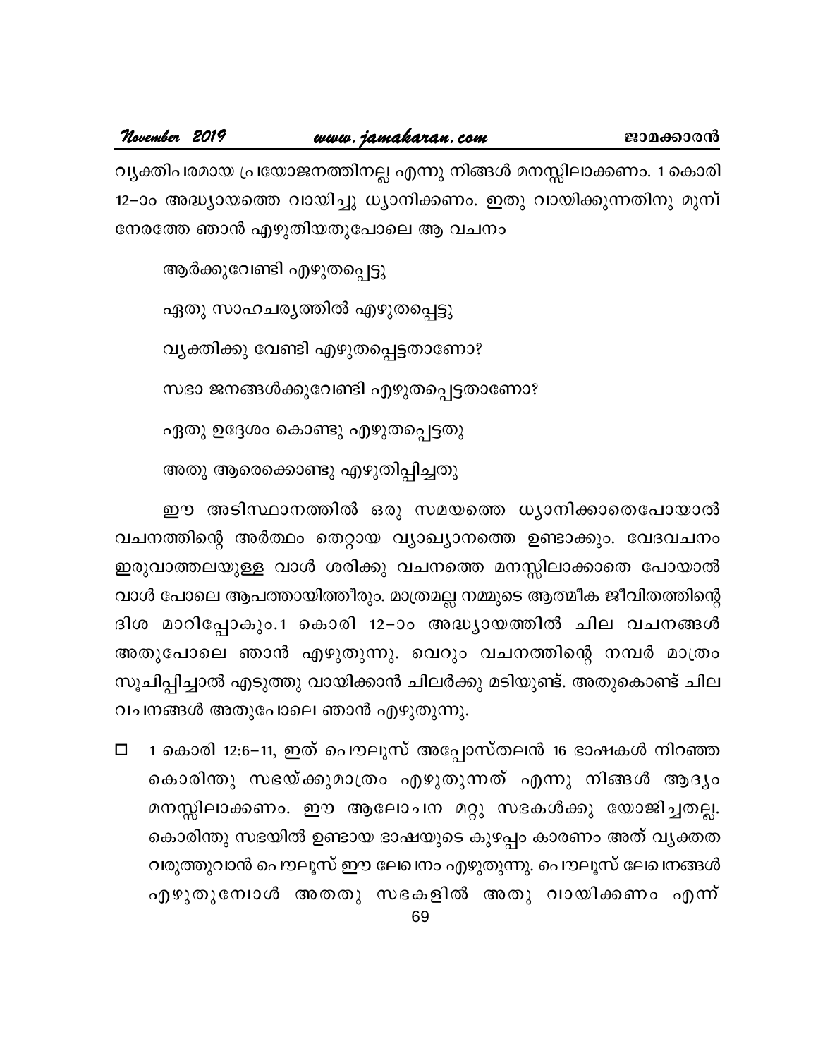വ്യക്തിപരമായ പ്രയോജനത്തിനല്ല എന്നു നിങ്ങൾ മനസ്സിലാക്കണം. 1 കൊരി 12–ാം അദ്ധ്യായത്തെ വായിച്ചു ധ്യാനിക്കണം. ഇതു വായിക്കുന്നതിനു മുമ്പ് നേരത്തേ ഞാൻ എഴുതിയതുപോലെ ആ വചനം

ആർക്കുവേണ്ടി എഴുതപ്പെട്ടു

ഏതു സാഹചര്യത്തിൽ എഴുതപ്പെട്ടു

വ്യക്തിക്കു വേണ്ടി എഴുതപ്പെട്ടതാണോ?

സഭാ ജനങ്ങൾക്കുവേണ്ടി എഴുതപ്പെട്ടതാണോ?

ഏതു ഉദ്ദേശം കൊണ്ടു എഴുതപ്പെട്ടതു

അതു ആരെക്കൊണ്ടു എഴുതിപ്പിച്ചതു

ഈ അടിസ്ഥാനത്തിൽ ഒരു സമയത്തെ ധ്യാനിക്കാതെപോയാൽ വചനത്തിന്റെ അർത്ഥം തെറ്റായ വ്യാഖ്യാനത്തെ ഉണ്ടാക്കും. വേദവചനം ഇരുവാത്തലയുള്ള വാൾ ശരിക്കു വചനത്തെ മനസ്സിലാക്കാതെ പോയാൽ വാൾ പോലെ ആപത്തായിത്തീരും. മാത്രമല്ല നമ്മുടെ ആത്മീക ജീവിതത്തിന്റെ ദിശ മാറിപ്പോകും.1 കൊരി 12–ാം അദ്ധ്യായത്തിൽ ചില വചനങ്ങൾ അതുപോലെ ഞാൻ എഴുതുന്നു. വെറും വചനത്തിന്റെ നമ്പർ മാത്രം സൂചിപ്പിച്ചാൽ എടുത്തു വായിക്കാൻ ചിലർക്കു മടിയുണ്ട്. അതുകൊണ്ട് ചില വചനങ്ങൾ അതുപോലെ ഞാൻ എഴുതുന്നു.

- 1 കൊരി 12:6–11, ഇത് പൌലൂസ് അപ്പോസ്തലൻ 16 ഭാഷകൾ നിറഞ്ഞ കൊരിന്തു സഭയ്ക്കുമാത്രം എഴുതുന്നത് എന്നു നിങ്ങൾ ആദ്യം മനസ്സിലാക്കണം. ഈ ആലോചന മറ്റു സഭകൾക്കു യോജിച്ചതല്ല. കൊരിന്തു സഭയിൽ ഉണ്ടായ ഭാഷയുടെ കുഴപ്പം കാരണം അത് വ്യക്തത വരുത്തുവാൻ പൌലൂസ് ഈ ലേഖനം എഴുതുന്നു. പൌലൂസ് ലേഖനങ്ങൾ എഴുതുമ്പോൾ അതതു സഭകളിൽ അതു വായിക്കണം എന്ന്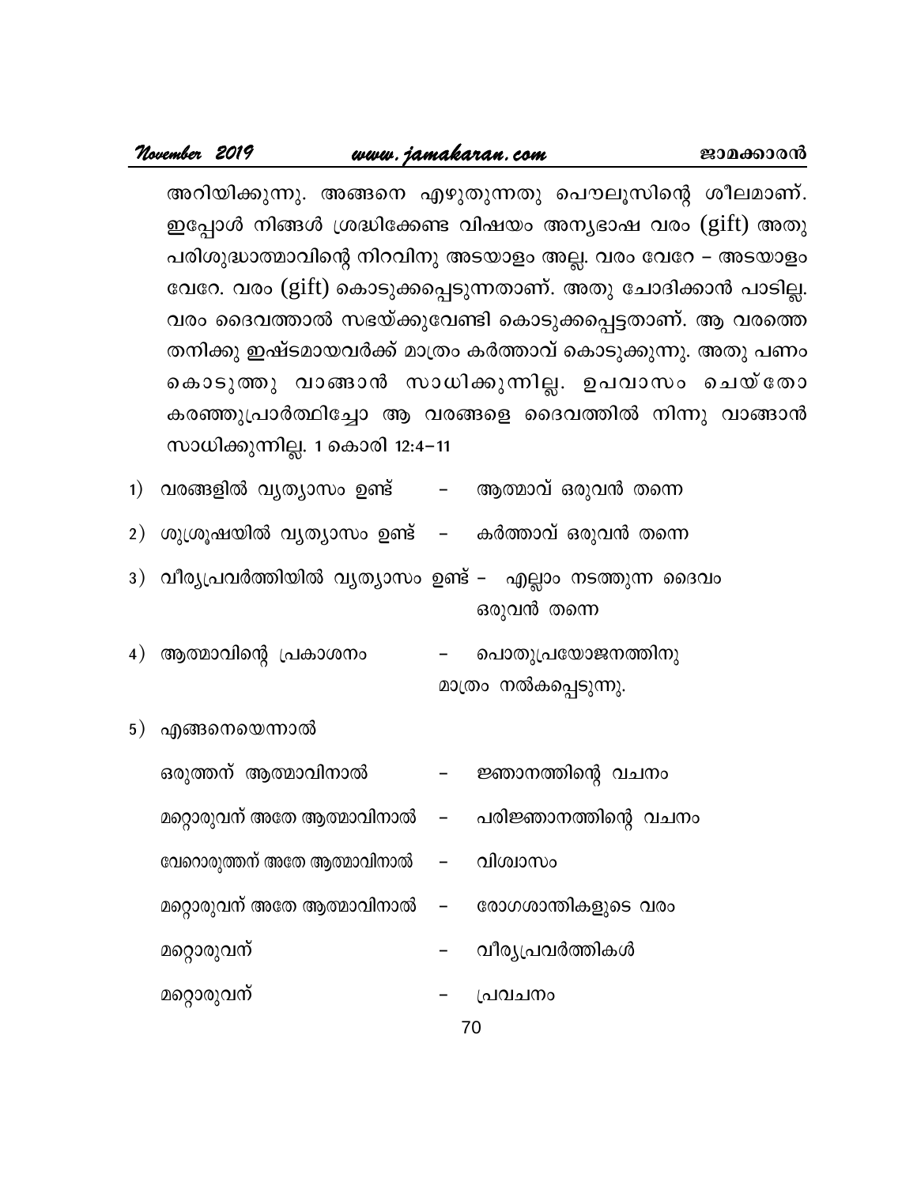അറിയിക്കുന്നു. അങ്ങനെ എഴുതുന്നതു പൌലൂസിന്റെ ശീലമാണ്. ഇപ്പോൾ നിങ്ങൾ ശ്രദ്ധിക്കേണ്ട വിഷയം അന്യഭാഷ വരം (gift) അതു പരിശുദ്ധാത്മാവിന്റെ നിറവിനു അടയാളം അല്ല. വരം വേറേ – അടയാളം വേറേ. വരം (gift) കൊടുക്കപ്പെടുന്നതാണ്. അതു ചോദിക്കാൻ പാടില്ല. വരം ദൈവത്താൽ സഭയ്ക്കുവേണ്ടി കൊടുക്കപ്പെട്ടതാണ്. ആ വരത്തെ തനിക്കു ഇഷ്ടമായവർക്ക് മാത്രം കർത്താവ് കൊടുക്കുന്നു. അതു പണം കൊടുത്തു വാങ്ങാൻ സാധിക്കുന്നില്ല. ഉപവാസം ചെയ്തോ കരഞ്ഞുപ്രാർത്ഥിച്ചോ ആ വരങ്ങളെ ദൈവത്തിൽ നിന്നു വാങ്ങാൻ സാധിക്കുന്നില്ല. 1 കൊരി 12:4-11

1) വരങ്ങളിൽ വ്യത്യാസം ഉണ്ട് – ആത്മാവ് ഒരുവൻ തന്നെ

2) ശുശ്രൂഷയിൽ വ്യത്യാസം ഉണ്ട് – കർത്താവ് ഒരുവൻ തന്നെ

3) വീര്യപ്രവർത്തിയിൽ വ്യത്യാസം ഉണ്ട് – എല്ലാം നടത്തുന്ന ദൈവം ഒരുവൻ തന്നെ

4) ആത്മാവിന്റെ പ്രകാശനം – പൊതുപ്രയോജനത്തിനു മാത്രം നൽകപ്പെടുന്നു.

5) എങ്ങനെയെന്നാൽ

ഒരുത്തന് ആത്മാവിനാൽ – ജ്ഞാനത്തിന്റെ വചനം

മറ്റൊരുവന് അതേ ആത്മാവിനാൽ – പരിജ്ഞാനത്തിന്റെ വചനം

വേറൊരുത്തന് അതേ ആത്മാവിനാൽ – വിശ്വാസം

മറ്റൊരുവന് അതേ ആത്മാവിനാൽ – രോഗശാന്തികളുടെ വരം

മറ്റൊരുവന് – വീര്യപ്രവർത്തികൾ

മറ്റൊരുവന് – പ്രവചനം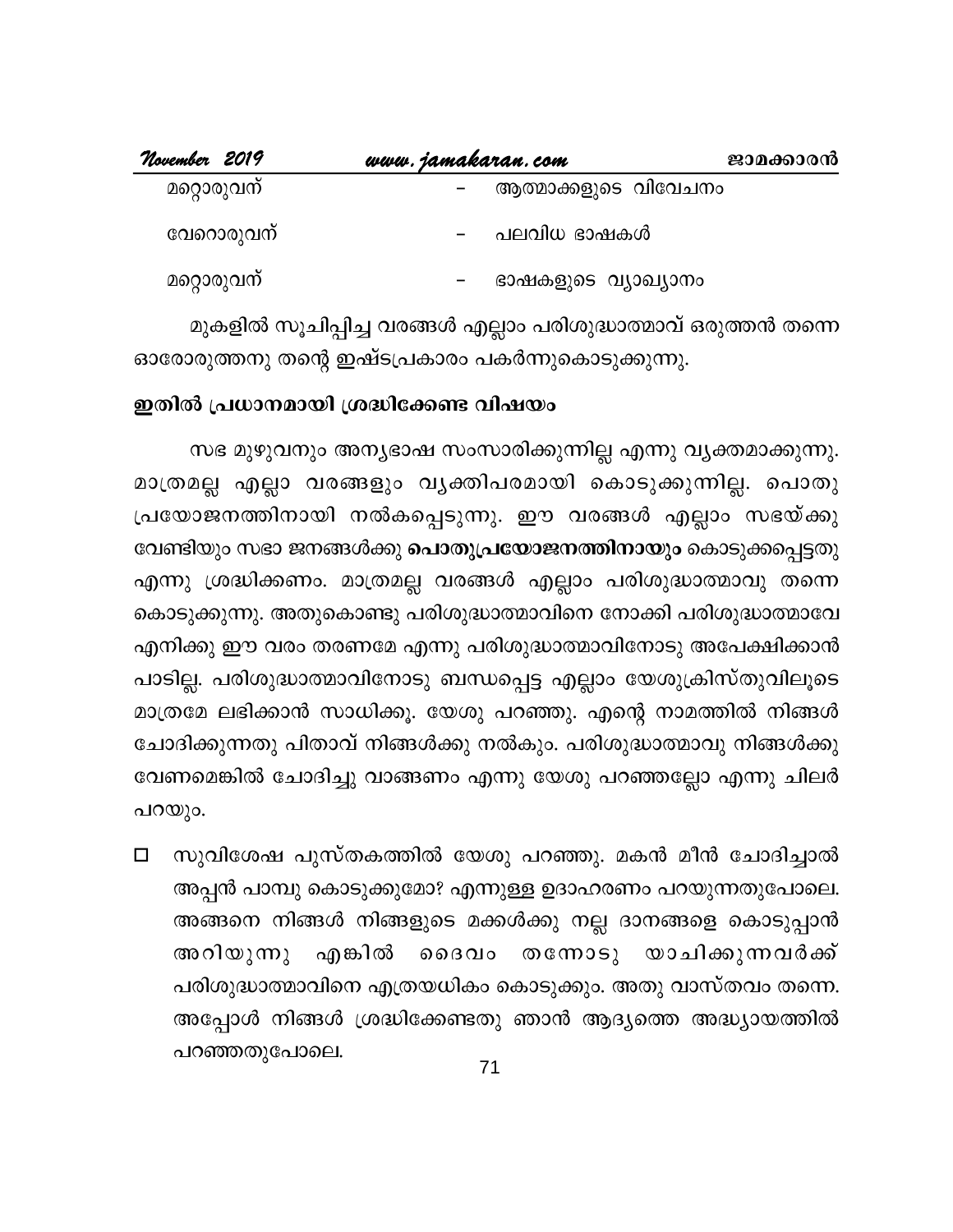| | | |
|---|---|---|
| മറ്റൊരുവന് | – | ആത്മാക്കളുടെ വിവേചനം |
| വേറൊരുവന് | – | പലവിധ ഭാഷകൾ |
| മറ്റൊരുവന് | – | ഭാഷകളുടെ വ്യാഖ്യാനം |

മുകളിൽ സൂചിപ്പിച്ച വരങ്ങൾ എല്ലാം പരിശുദ്ധാത്മാവ് ഒരുത്തൻ തന്നെ ഓരോരുത്തനു തന്റെ ഇഷ്ടപ്രകാരം പകർന്നുകൊടുക്കുന്നു.

**ഇതിൽ പ്രധാനമായി ശ്രദ്ധിക്കേണ്ട വിഷയം**

സഭ മുഴുവനും അന്യഭാഷ സംസാരിക്കുന്നില്ല എന്നു വ്യക്തമാക്കുന്നു. മാത്രമല്ല എല്ലാ വരങ്ങളും വ്യക്തിപരമായി കൊടുക്കുന്നില്ല. പൊതു പ്രയോജനത്തിനായി നൽകപ്പെടുന്നു. ഈ വരങ്ങൾ എല്ലാം സഭയ്ക്കു വേണ്ടിയും സഭാ ജനങ്ങൾക്കു **പൊതുപ്രയോജനത്തിനായും** കൊടുക്കപ്പെട്ടതു എന്നു ശ്രദ്ധിക്കണം. മാത്രമല്ല വരങ്ങൾ എല്ലാം പരിശുദ്ധാത്മാവു തന്നെ കൊടുക്കുന്നു. അതുകൊണ്ടു പരിശുദ്ധാത്മാവിനെ നോക്കി പരിശുദ്ധാത്മാവേ എനിക്കു ഈ വരം തരണമേ എന്നു പരിശുദ്ധാത്മാവിനോടു അപേക്ഷിക്കാൻ പാടില്ല. പരിശുദ്ധാത്മാവിനോടു ബന്ധപ്പെട്ട എല്ലാം യേശുക്രിസ്തുവിലൂടെ മാത്രമേ ലഭിക്കാൻ സാധിക്കൂ. യേശു പറഞ്ഞു. എന്റെ നാമത്തിൽ നിങ്ങൾ ചോദിക്കുന്നതു പിതാവ് നിങ്ങൾക്കു നൽകും. പരിശുദ്ധാത്മാവു നിങ്ങൾക്കു വേണമെങ്കിൽ ചോദിച്ചു വാങ്ങണം എന്നു യേശു പറഞ്ഞല്ലോ എന്നു ചിലർ പറയും.

- സുവിശേഷ പുസ്തകത്തിൽ യേശു പറഞ്ഞു. മകൻ മീൻ ചോദിച്ചാൽ അപ്പൻ പാമ്പു കൊടുക്കുമോ? എന്നുള്ള ഉദാഹരണം പറയുന്നതുപോലെ. അങ്ങനെ നിങ്ങൾ നിങ്ങളുടെ മക്കൾക്കു നല്ല ദാനങ്ങളെ കൊടുപ്പാൻ അറിയുന്നു എങ്കിൽ ദൈവം തന്നോടു യാചിക്കുന്നവർക്ക് പരിശുദ്ധാത്മാവിനെ എത്രയധികം കൊടുക്കും. അതു വാസ്തവം തന്നെ. അപ്പോൾ നിങ്ങൾ ശ്രദ്ധിക്കേണ്ടതു ഞാൻ ആദ്യത്തെ അദ്ധ്യായത്തിൽ പറഞ്ഞതുപോലെ.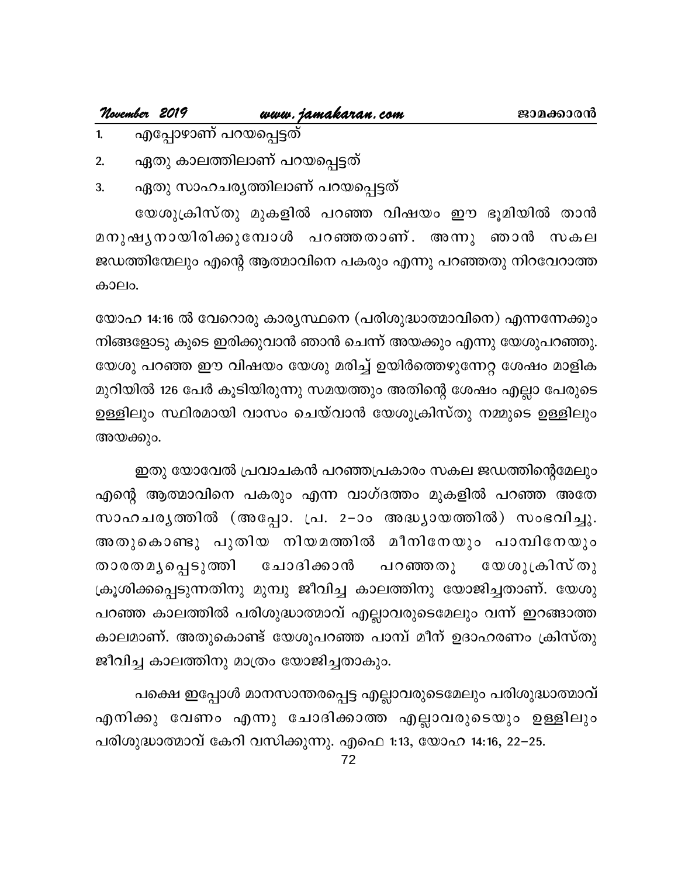1. എപ്പോഴാണ് പറയപ്പെട്ടത്
2. ഏതു കാലത്തിലാണ് പറയപ്പെട്ടത്
3. ഏതു സാഹചര്യത്തിലാണ് പറയപ്പെട്ടത്

യേശുക്രിസ്തു മുകളിൽ പറഞ്ഞ വിഷയം ഈ ഭൂമിയിൽ താൻ മനുഷ്യനായിരിക്കുമ്പോൾ പറഞ്ഞതാണ്. അന്നു ഞാൻ സകല ജഡത്തിന്മേലും എന്റെ ആത്മാവിനെ പകരും എന്നു പറഞ്ഞതു നിറവേറാത്ത കാലം.

യോഹ 14:16 ൽ വേറൊരു കാര്യസ്ഥനെ (പരിശുദ്ധാത്മാവിനെ) എന്നന്നേക്കും നിങ്ങളോടു കൂടെ ഇരിക്കുവാൻ ഞാൻ ചെന്ന് അയക്കും എന്നു യേശുപറഞ്ഞു. യേശു പറഞ്ഞ ഈ വിഷയം യേശു മരിച്ച് ഉയിർത്തെഴുന്നേറ്റ ശേഷം മാളിക മുറിയിൽ 126 പേർ കൂടിയിരുന്നു സമയത്തും അതിന്റെ ശേഷം എല്ലാ പേരുടെ ഉള്ളിലും സ്ഥിരമായി വാസം ചെയ്‌വാൻ യേശുക്രിസ്തു നമ്മുടെ ഉള്ളിലും അയക്കും.

ഇതു യോവേൽ പ്രവാചകൻ പറഞ്ഞപ്രകാരം സകല ജഡത്തിന്റെമേലും എന്റെ ആത്മാവിനെ പകരും എന്ന വാഗ്ദത്തം മുകളിൽ പറഞ്ഞ അതേ സാഹചര്യത്തിൽ (അപ്പോ. പ്ര. 2-ാം അദ്ധ്യായത്തിൽ) സംഭവിച്ചു. അതുകൊണ്ടു പുതിയ നിയമത്തിൽ മീനിനേയും പാമ്പിനേയും താരതമ്യപ്പെടുത്തി ചോദിക്കാൻ പറഞ്ഞതു യേശുക്രിസ്തു ക്രൂശിക്കപ്പെടുന്നതിനു മുമ്പു ജീവിച്ച കാലത്തിനു യോജിച്ചതാണ്. യേശു പറഞ്ഞ കാലത്തിൽ പരിശുദ്ധാത്മാവ് എല്ലാവരുടെമേലും വന്ന് ഇറങ്ങാത്ത കാലമാണ്. അതുകൊണ്ട് യേശുപറഞ്ഞ പാമ്പ് മീന് ഉദാഹരണം ക്രിസ്തു ജീവിച്ച കാലത്തിനു മാത്രം യോജിച്ചതാകും.

പക്ഷെ ഇപ്പോൾ മാനസാന്തരപ്പെട്ട എല്ലാവരുടെമേലും പരിശുദ്ധാത്മാവ് എനിക്കു വേണം എന്നു ചോദിക്കാത്ത എല്ലാവരുടെയും ഉള്ളിലും പരിശുദ്ധാത്മാവ് കേറി വസിക്കുന്നു. എഫെ 1:13, യോഹ 14:16, 22-25.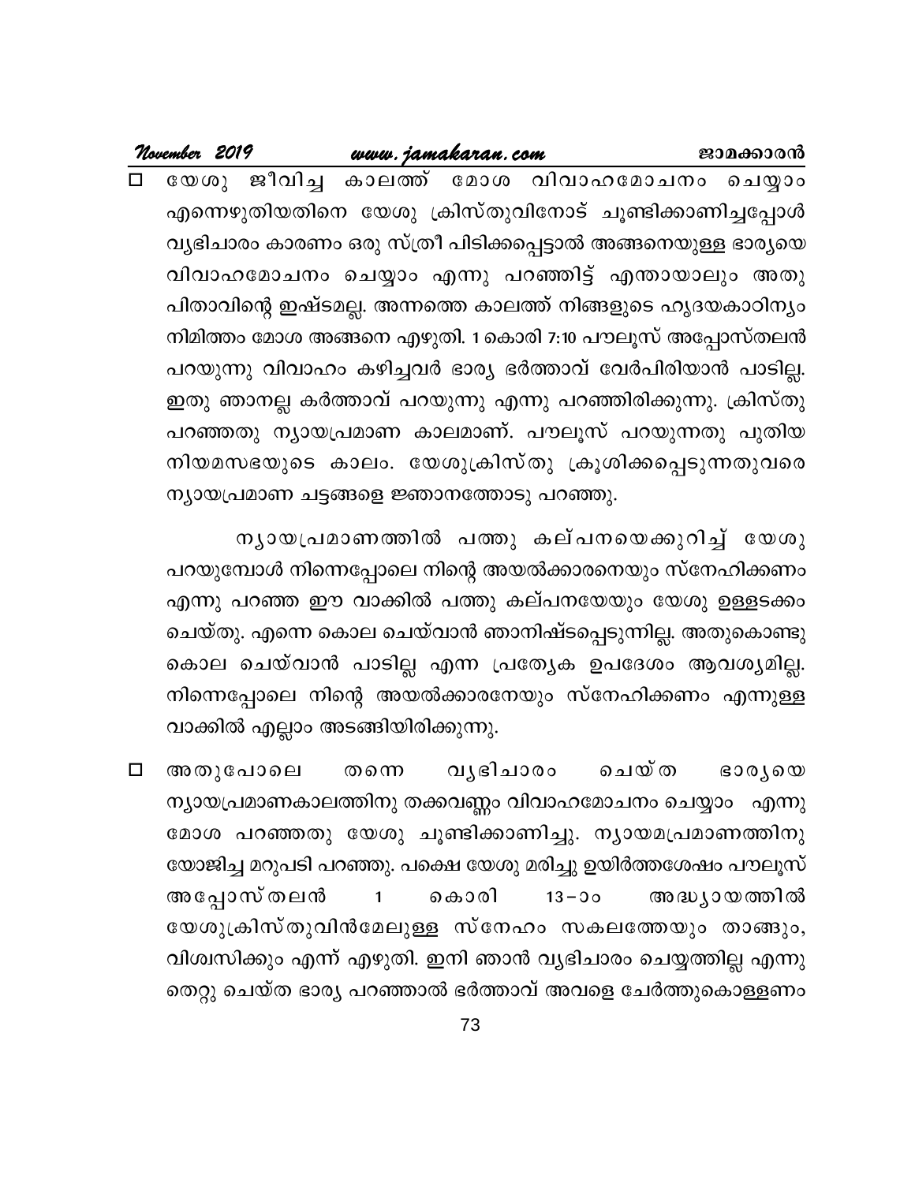- യേശു ജീവിച്ച കാലത്ത് മോശ വിവാഹമോചനം ചെയ്യാം എന്നെഴുതിയതിനെ യേശു ക്രിസ്തുവിനോട് ചൂണ്ടിക്കാണിച്ചപ്പോൾ വ്യഭിചാരം കാരണം ഒരു സ്ത്രീ പിടിക്കപ്പെട്ടാൽ അങ്ങനെയുള്ള ഭാര്യയെ വിവാഹമോചനം ചെയ്യാം എന്നു പറഞ്ഞിട്ട് എന്തായാലും അതു പിതാവിന്റെ ഇഷ്ടമല്ല. അന്നത്തെ കാലത്ത് നിങ്ങളുടെ ഹൃദയകാഠിന്യം നിമിത്തം മോശ അങ്ങനെ എഴുതി. 1 കൊരി 7:10 പൗലൂസ് അപ്പോസ്തലൻ പറയുന്നു വിവാഹം കഴിച്ചവർ ഭാര്യ ഭർത്താവ് വേർപിരിയാൻ പാടില്ല. ഇതു ഞാനല്ല കർത്താവ് പറയുന്നു എന്നു പറഞ്ഞിരിക്കുന്നു. ക്രിസ്തു പറഞ്ഞതു ന്യായപ്രമാണ കാലമാണ്. പൗലൂസ് പറയുന്നതു പുതിയ നിയമസഭയുടെ കാലം. യേശുക്രിസ്തു ക്രൂശിക്കപ്പെടുന്നതുവരെ ന്യായപ്രമാണ ചട്ടങ്ങളെ ജ്ഞാനത്തോടു പറഞ്ഞു.

ന്യായപ്രമാണത്തിൽ പത്തു കല്പനയെക്കുറിച്ച് യേശു പറയുമ്പോൾ നിന്നെപ്പോലെ നിന്റെ അയൽക്കാരനെയും സ്നേഹിക്കണം എന്നു പറഞ്ഞ ഈ വാക്കിൽ പത്തു കല്പനയേയും യേശു ഉള്ളടക്കം ചെയ്തു. എന്നെ കൊല ചെയ്വാൻ ഞാനിഷ്ടപ്പെടുന്നില്ല. അതുകൊണ്ടു കൊല ചെയ്വാൻ പാടില്ല എന്ന പ്രത്യേക ഉപദേശം ആവശ്യമില്ല. നിന്നെപ്പോലെ നിന്റെ അയൽക്കാരനേയും സ്നേഹിക്കണം എന്നുള്ള വാക്കിൽ എല്ലാം അടങ്ങിയിരിക്കുന്നു.

- അതുപോലെ തന്നെ വ്യഭിചാരം ചെയ്ത ഭാര്യയെ ന്യായപ്രമാണകാലത്തിനു തക്കവണ്ണം വിവാഹമോചനം ചെയ്യാം എന്നു മോശ പറഞ്ഞതു യേശു ചൂണ്ടിക്കാണിച്ചു. ന്യായമപ്രമാണത്തിനു യോജിച്ച മറുപടി പറഞ്ഞു. പക്ഷെ യേശു മരിച്ചു ഉയിർത്തശേഷം പൗലൂസ് അപ്പോസ്തലൻ 1 കൊരി 13-ാം അദ്ധ്യായത്തിൽ യേശുക്രിസ്തുവിൻമേലുള്ള സ്നേഹം സകലത്തേയും താങ്ങും, വിശ്വസിക്കും എന്ന് എഴുതി. ഇനി ഞാൻ വ്യഭിചാരം ചെയ്യത്തില്ല എന്നു തെറ്റു ചെയ്ത ഭാര്യ പറഞ്ഞാൽ ഭർത്താവ് അവളെ ചേർത്തുകൊള്ളണം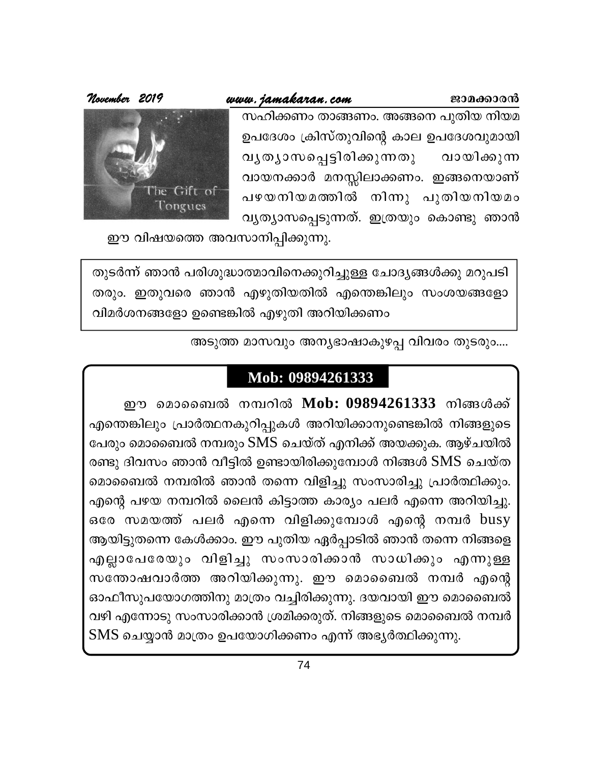സഹിക്കണം താങ്ങണം. അങ്ങനെ പുതിയ നിയമ ഉപദേശം ക്രിസ്തുവിന്റെ കാല ഉപദേശവുമായി വ്യത്യാസപ്പെട്ടിരിക്കുന്നതു വായിക്കുന്ന വായനക്കാർ മനസ്സിലാക്കണം. ഇങ്ങനെയാണ് പഴയനിയമത്തിൽ നിന്നു പുതിയനിയമം വ്യത്യാസപ്പെടുന്നത്. ഇത്രയും കൊണ്ടു ഞാൻ ഈ വിഷയത്തെ അവസാനിപ്പിക്കുന്നു.

തുടർന്ന് ഞാൻ പരിശുദ്ധാത്മാവിനെക്കുറിച്ചുള്ള ചോദ്യങ്ങൾക്കു മറുപടി തരും. ഇതുവരെ ഞാൻ എഴുതിയതിൽ എന്തെങ്കിലും സംശയങ്ങളോ വിമർശനങ്ങളോ ഉണ്ടെങ്കിൽ എഴുതി അറിയിക്കണം

അടുത്ത മാസവും അന്യഭാഷാകുഴപ്പ വിവരം തുടരും....

## Mob: 09894261333

ഈ മൊബൈൽ നമ്പറിൽ **Mob: 09894261333** നിങ്ങൾക്ക് എന്തെങ്കിലും പ്രാർത്ഥനകുറിപ്പുകൾ അറിയിക്കാനുണ്ടെങ്കിൽ നിങ്ങളുടെ പേരും മൊബൈൽ നമ്പരും SMS ചെയ്ത് എനിക്ക് അയക്കുക. ആഴ്ചയിൽ രണ്ടു ദിവസം ഞാൻ വീട്ടിൽ ഉണ്ടായിരിക്കുമ്പോൾ നിങ്ങൾ SMS ചെയ്ത മൊബൈൽ നമ്പരിൽ ഞാൻ തന്നെ വിളിച്ചു സംസാരിച്ചു പ്രാർത്ഥിക്കും. എന്റെ പഴയ നമ്പറിൽ ലൈൻ കിട്ടാത്ത കാര്യം പലർ എന്നെ അറിയിച്ചു. ഒരേ സമയത്ത് പലർ എന്നെ വിളിക്കുമ്പോൾ എന്റെ നമ്പർ busy ആയിട്ടുതന്നെ കേൾക്കാം. ഈ പുതിയ ഏർപ്പാടിൽ ഞാൻ തന്നെ നിങ്ങളെ എല്ലാപേരേയും വിളിച്ചു സംസാരിക്കാൻ സാധിക്കും എന്നുള്ള സന്തോഷവാർത്ത അറിയിക്കുന്നു. ഈ മൊബൈൽ നമ്പർ എന്റെ ഓഫീസുപയോഗത്തിനു മാത്രം വച്ചിരിക്കുന്നു. ദയവായി ഈ മൊബൈൽ വഴി എന്നോടു സംസാരിക്കാൻ ശ്രമിക്കരുത്. നിങ്ങളുടെ മൊബൈൽ നമ്പർ SMS ചെയ്യാൻ മാത്രം ഉപയോഗിക്കണം എന്ന് അഭ്യർത്ഥിക്കുന്നു.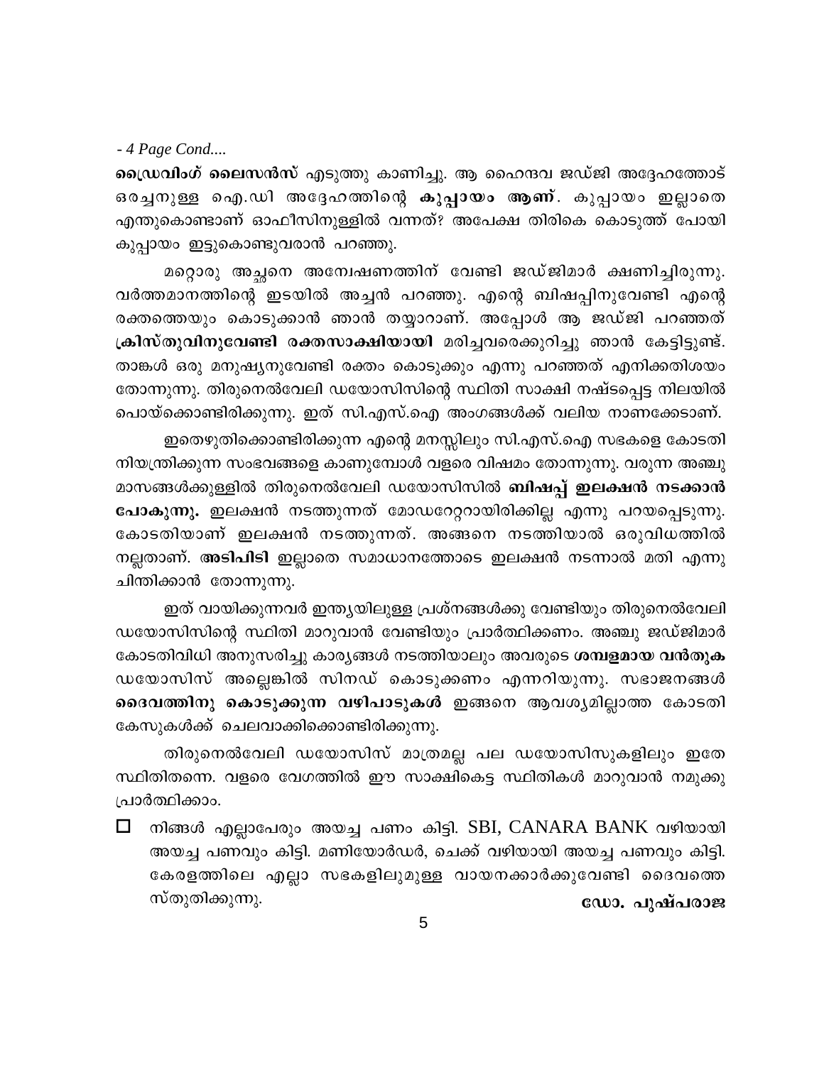*- 4 Page Cond....*

**ഡ്രൈവിംഗ് ലൈസൻസ്** എടുത്തു കാണിച്ചു. ആ ഹൈന്ദവ ജഡ്ജി അദ്ദേഹത്തോട് ഒരച്ചനുള്ള ഐ.ഡി അദ്ദേഹത്തിന്റെ **കുപ്പായം ആണ്**. കുപ്പായം ഇല്ലാതെ എന്തുകൊണ്ടാണ് ഓഫീസിനുള്ളിൽ വന്നത്? അപേക്ഷ തിരികെ കൊടുത്ത് പോയി കുപ്പായം ഇട്ടുകൊണ്ടുവരാൻ പറഞ്ഞു.

മറ്റൊരു അച്ചനെ അന്വേഷണത്തിന് വേണ്ടി ജഡ്ജിമാർ ക്ഷണിച്ചിരുന്നു. വർത്തമാനത്തിന്റെ ഇടയിൽ അച്ചൻ പറഞ്ഞു. എന്റെ ബിഷപ്പിനുവേണ്ടി എന്റെ രക്തത്തെയും കൊടുക്കാൻ ഞാൻ തയ്യാറാണ്. അപ്പോൾ ആ ജഡ്ജി പറഞ്ഞത് **ക്രിസ്തുവിനുവേണ്ടി രക്തസാക്ഷിയായി** മരിച്ചവരെക്കുറിച്ചു ഞാൻ കേട്ടിട്ടുണ്ട്. താങ്കൾ ഒരു മനുഷ്യനുവേണ്ടി രക്തം കൊടുക്കും എന്നു പറഞ്ഞത് എനിക്കതിശയം തോന്നുന്നു. തിരുനെൽവേലി ഡയോസിസിന്റെ സ്ഥിതി സാക്ഷി നഷ്ടപ്പെട്ട നിലയിൽ പൊയ്ക്കൊണ്ടിരിക്കുന്നു. ഇത് സി.എസ്.ഐ അംഗങ്ങൾക്ക് വലിയ നാണക്കേടാണ്.

ഇതെഴുതിക്കൊണ്ടിരിക്കുന്ന എന്റെ മനസ്സിലും സി.എസ്.ഐ സഭകളെ കോടതി നിയന്ത്രിക്കുന്ന സംഭവങ്ങളെ കാണുമ്പോൾ വളരെ വിഷമം തോന്നുന്നു. വരുന്ന അഞ്ചു മാസങ്ങൾക്കുള്ളിൽ തിരുനെൽവേലി ഡയോസിസിൽ **ബിഷപ്പ് ഇലക്ഷൻ നടക്കാൻ പോകുന്നു.** ഇലക്ഷൻ നടത്തുന്നത് മോഡറേറ്ററായിരിക്കില്ല എന്നു പറയപ്പെടുന്നു. കോടതിയാണ് ഇലക്ഷൻ നടത്തുന്നത്. അങ്ങനെ നടത്തിയാൽ ഒരുവിധത്തിൽ നല്ലതാണ്. **അടിപിടി** ഇല്ലാതെ സമാധാനത്തോടെ ഇലക്ഷൻ നടന്നാൽ മതി എന്നു ചിന്തിക്കാൻ തോന്നുന്നു.

ഇത് വായിക്കുന്നവർ ഇന്ത്യയിലുള്ള പ്രശ്നങ്ങൾക്കു വേണ്ടിയും തിരുനെൽവേലി ഡയോസിസിന്റെ സ്ഥിതി മാറുവാൻ വേണ്ടിയും പ്രാർത്ഥിക്കണം. അഞ്ചു ജഡ്ജിമാർ കോടതിവിധി അനുസരിച്ചു കാര്യങ്ങൾ നടത്തിയാലും അവരുടെ **ശമ്പളമായ വൻതുക** ഡയോസിസ് അല്ലെങ്കിൽ സിനഡ് കൊടുക്കണം എന്നറിയുന്നു. സഭാജനങ്ങൾ **ദൈവത്തിനു കൊടുക്കുന്ന വഴിപാടുകൾ** ഇങ്ങനെ ആവശ്യമില്ലാത്ത കോടതി കേസുകൾക്ക് ചെലവാക്കിക്കൊണ്ടിരിക്കുന്നു.

തിരുനെൽവേലി ഡയോസിസ് മാത്രമല്ല പല ഡയോസിസുകളിലും ഇതേ സ്ഥിതിതന്നെ. വളരെ വേഗത്തിൽ ഈ സാക്ഷികെട്ട സ്ഥിതികൾ മാറുവാൻ നമുക്കു പ്രാർത്ഥിക്കാം.

- ☐ നിങ്ങൾ എല്ലാപേരും അയച്ച പണം കിട്ടി. SBI, CANARA BANK വഴിയായി അയച്ച പണവും കിട്ടി. മണിയോർഡർ, ചെക്ക് വഴിയായി അയച്ച പണവും കിട്ടി. കേരളത്തിലെ എല്ലാ സഭകളിലുമുള്ള വായനക്കാർക്കുവേണ്ടി ദൈവത്തെ സ്തുതിക്കുന്നു.

**ഡോ. പുഷ്പരാജ**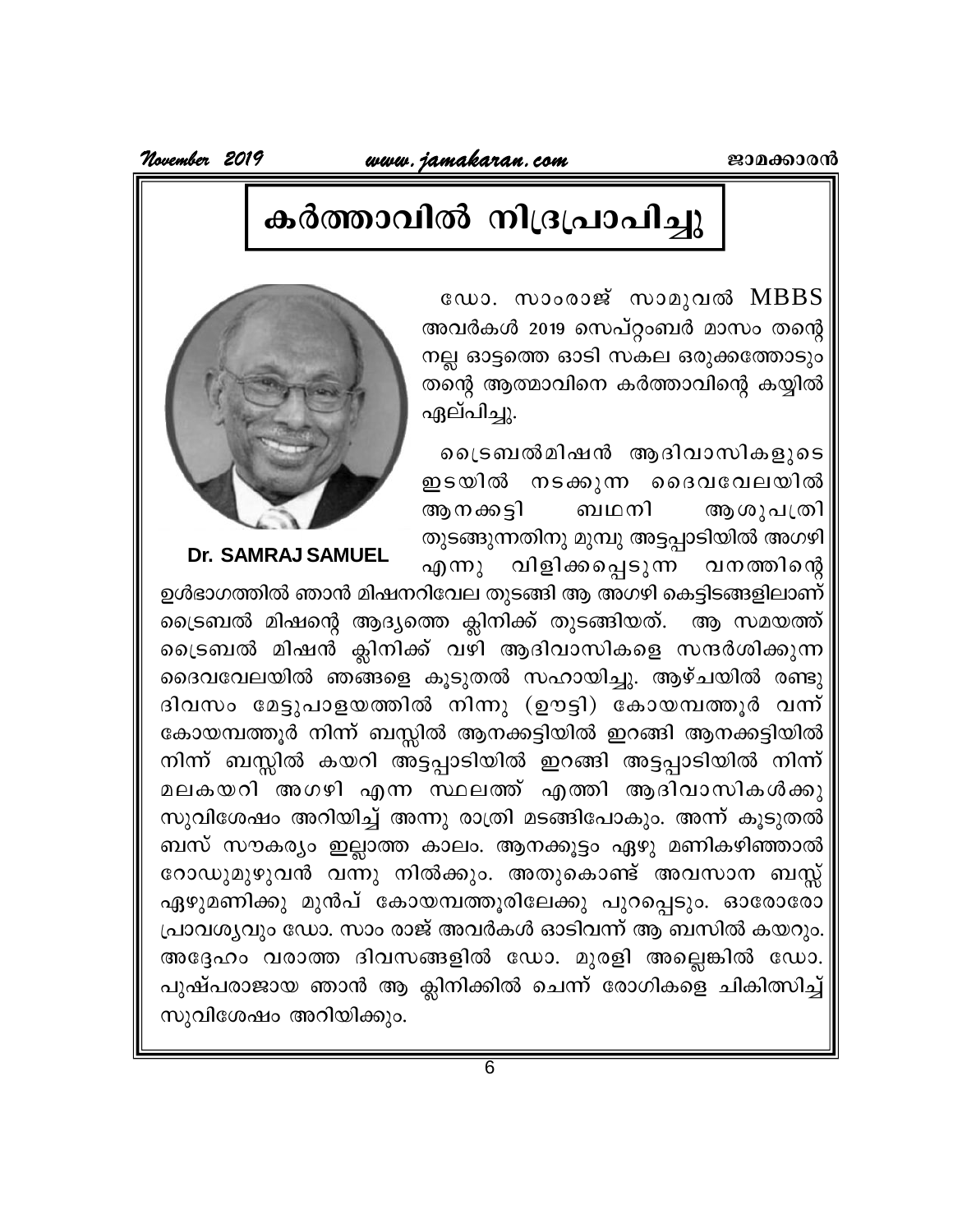# കർത്താവിൽ നിദ്രപ്രാപിച്ചു

**Dr. SAMRAJ SAMUEL**

ഡോ. സാംരാജ് സാമുവൽ MBBS അവർകൾ 2019 സെപ്റ്റംബർ മാസം തന്റെ നല്ല ഓട്ടത്തെ ഓടി സകല ഒരുക്കത്തോടും തന്റെ ആത്മാവിനെ കർത്താവിന്റെ കയ്യിൽ ഏല്പിച്ചു.

ട്രൈബൽമിഷൻ ആദിവാസികളുടെ ഇടയിൽ നടക്കുന്ന ദൈവവേലയിൽ ആനക്കട്ടി ബഥനി ആശുപത്രി തുടങ്ങുന്നതിനു മുമ്പു അട്ടപ്പാടിയിൽ അഗഴി എന്നു വിളിക്കപ്പെടുന്ന വനത്തിന്റെ ഉൾഭാഗത്തിൽ ഞാൻ മിഷനറിവേല തുടങ്ങി ആ അഗഴി കെട്ടിടങ്ങളിലാണ് ട്രൈബൽ മിഷന്റെ ആദ്യത്തെ ക്ലിനിക്ക് തുടങ്ങിയത്. ആ സമയത്ത് ട്രൈബൽ മിഷൻ ക്ലിനിക്ക് വഴി ആദിവാസികളെ സന്ദർശിക്കുന്ന ദൈവവേലയിൽ ഞങ്ങളെ കൂടുതൽ സഹായിച്ചു. ആഴ്ചയിൽ രണ്ടു ദിവസം മേട്ടുപാളയത്തിൽ നിന്നു (ഊട്ടി) കോയമ്പത്തൂർ വന്ന് കോയമ്പത്തൂർ നിന്ന് ബസ്സിൽ ആനക്കട്ടിയിൽ ഇറങ്ങി ആനക്കട്ടിയിൽ നിന്ന് ബസ്സിൽ കയറി അട്ടപ്പാടിയിൽ ഇറങ്ങി അട്ടപ്പാടിയിൽ നിന്ന് മലകയറി അഗഴി എന്ന സ്ഥലത്ത് എത്തി ആദിവാസികൾക്കു സുവിശേഷം അറിയിച്ച് അന്നു രാത്രി മടങ്ങിപോകും. അന്ന് കൂടുതൽ ബസ് സൗകര്യം ഇല്ലാത്ത കാലം. ആനക്കൂട്ടം ഏഴു മണികഴിഞ്ഞാൽ റോഡുമുഴുവൻ വന്നു നിൽക്കും. അതുകൊണ്ട് അവസാന ബസ്സ് ഏഴുമണിക്കു മുൻപ് കോയമ്പത്തൂരിലേക്കു പുറപ്പെടും. ഓരോരോ പ്രാവശ്യവും ഡോ. സാം രാജ് അവർകൾ ഓടിവന്ന് ആ ബസിൽ കയറും. അദ്ദേഹം വരാത്ത ദിവസങ്ങളിൽ ഡോ. മുരളി അല്ലെങ്കിൽ ഡോ. പുഷ്പരാജായ ഞാൻ ആ ക്ലിനിക്കിൽ ചെന്ന് രോഗികളെ ചികിത്സിച്ച് സുവിശേഷം അറിയിക്കും.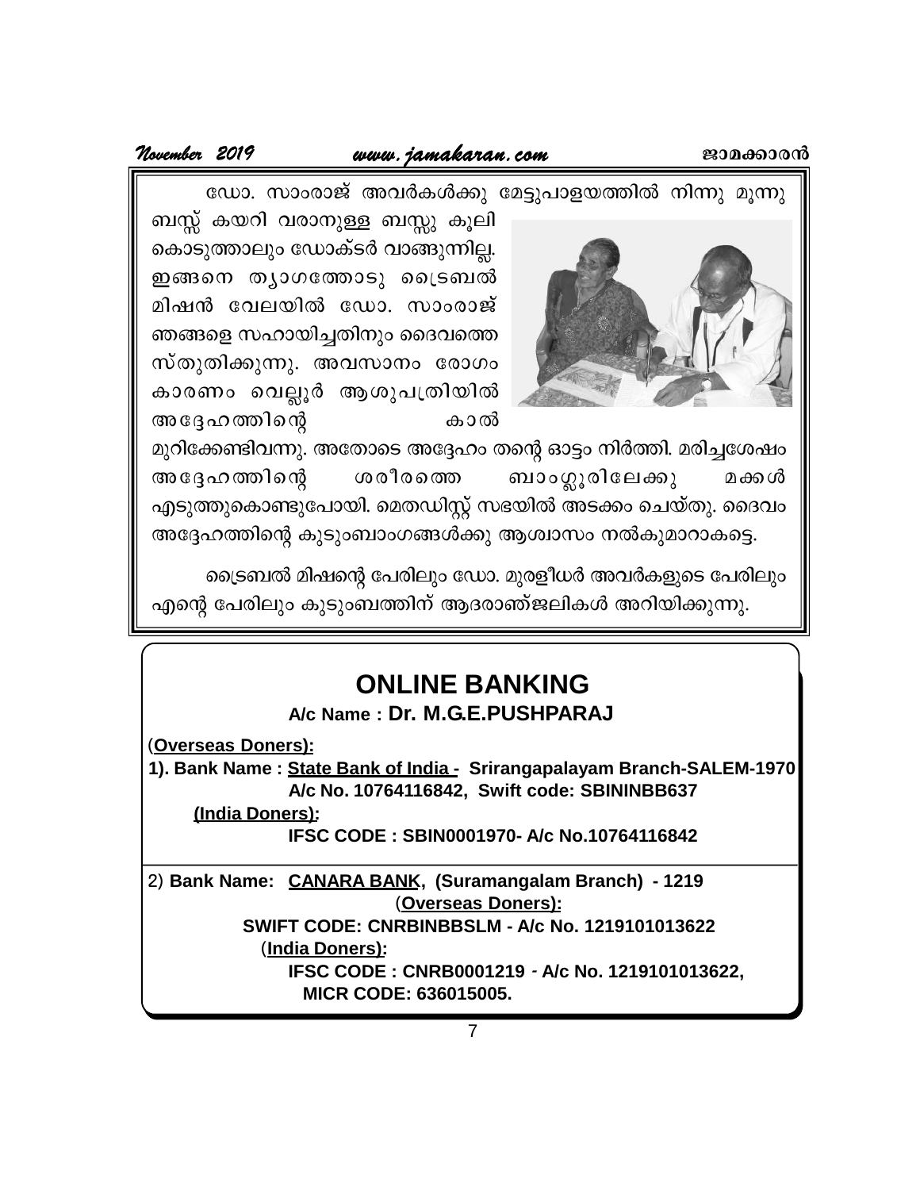ഡോ. സാംരാജ് അവർകൾക്കു മേട്ടുപാളയത്തിൽ നിന്നു മൂന്നു ബസ്സ് കയറി വരാനുള്ള ബസ്സു കൂലി കൊടുത്താലും ഡോക്ടർ വാങ്ങുന്നില്ല. ഇങ്ങനെ ത്യാഗത്തോടു ട്രൈബൽ മിഷൻ വേലയിൽ ഡോ. സാംരാജ് ഞങ്ങളെ സഹായിച്ചതിനും ദൈവത്തെ സ്തുതിക്കുന്നു. അവസാനം രോഗം കാരണം വെല്ലൂർ ആശുപത്രിയിൽ അദ്ദേഹത്തിന്റെ കാൽ മുറിക്കേണ്ടിവന്നു. അതോടെ അദ്ദേഹം തന്റെ ഓട്ടം നിർത്തി. മരിച്ചശേഷം അദ്ദേഹത്തിന്റെ ശരീരത്തെ ബാംഗ്ലൂരിലേക്കു മക്കൾ എടുത്തുകൊണ്ടുപോയി. മെതഡിസ്റ്റ് സഭയിൽ അടക്കം ചെയ്തു. ദൈവം അദ്ദേഹത്തിന്റെ കുടുംബാംഗങ്ങൾക്കു ആശ്വാസം നൽകുമാറാകട്ടെ.

ട്രൈബൽ മിഷന്റെ പേരിലും ഡോ. മുരളീധർ അവർകളുടെ പേരിലും എന്റെ പേരിലും കുടുംബത്തിന് ആദരാഞ്ജലികൾ അറിയിക്കുന്നു.

## ONLINE BANKING

**A/c Name : Dr. M.G.E.PUSHPARAJ**

(**Overseas Doners):**

**1). Bank Name : State Bank of India - Srirangapalayam Branch-SALEM-1970**
**A/c No. 10764116842, Swift code: SBININBB637**

**(India Doners):**
**IFSC CODE : SBIN0001970- A/c No.10764116842**

2) **Bank Name: CANARA BANK, (Suramangalam Branch) - 1219**

(**Overseas Doners):**
**SWIFT CODE: CNRBINBBSLM - A/c No. 1219101013622**

(**India Doners):**
**IFSC CODE : CNRB0001219 - A/c No. 1219101013622,**
**MICR CODE: 636015005.**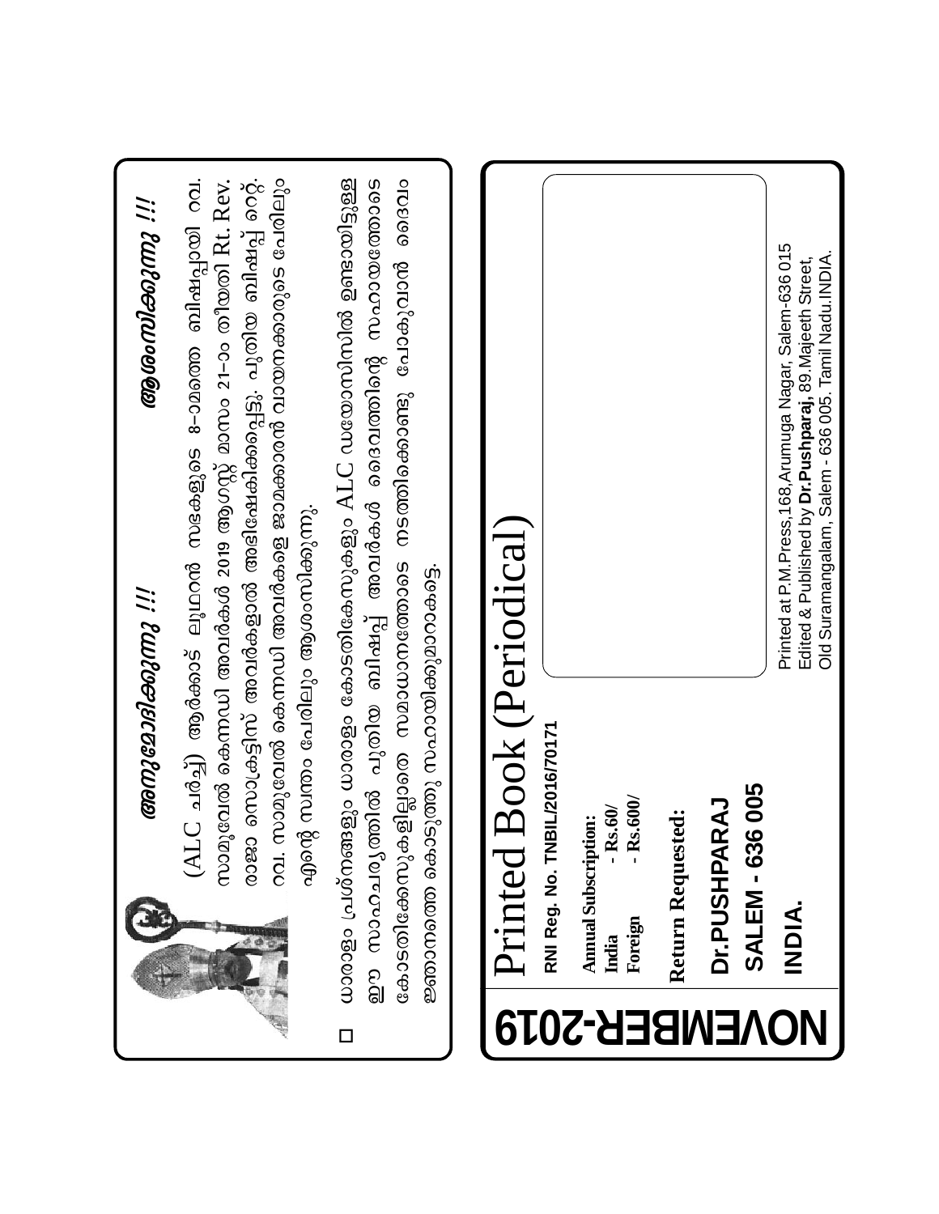*അനുമോദിക്കുന്നു !!!* *ആശംസിക്കുന്നു !!!*

(ALC ചർച്ച്) ആർക്കാട് ലൂഥറൻ സഭകളുടെ 8–ാമത്തെ ബിഷപ്പായി റവ. സാമുവേൽ കെന്നഡി അവർകൾ 2019 ആഗസ്റ്റ് മാസം 21–ാം തീയതി Rt. Rev. രാജാ സൊക്രട്ടീസ് അവർകളാൽ അഭിഷേകിക്കപ്പെട്ടു. പുതിയ ബിഷപ്പ് റൈറ്റ്. റവ. സാമുവേൽ കെന്നഡി അവർകളെ ജാമക്കാരൻ വായനക്കാരുടെ പേരിലും എന്റെ സ്വന്തം പേരിലും ആശംസിക്കുന്നു.

- യാതൊരു പ്രശ്നങ്ങളും യാതൊരു കോടതികേസുകളും ALC ഡയോസിസിൽ ഉണ്ടായിട്ടുള്ള ഈ സാഹചര്യത്തിൽ പുതിയ ബിഷപ്പ് അവർകൾ ദൈവത്തിന്റെ സഹായത്തോടെ കോടതിക്കേസുകളില്ലാതെ സമാധാനത്തോടെ നടത്തിക്കൊണ്ടു പോകുവാൻ ദൈവം ജ്ഞാനത്തെ കൊടുത്തു സഹായിക്കുമാറാകട്ടെ.

---

**NOVEMBER-2019**

# Printed Book (Periodical)

**RNI Reg. No. TNBIL/2016/70171**

**Annual Subscription:**
**India - Rs.60/**
**Foreign - Rs.600/**

**Return Requested:**

**Dr.PUSHPARAJ**
**SALEM - 636 005**
**INDIA.**

Printed at P.M.Press,168,Arumuga Nagar, Salem-636 015
Edited & Published by **Dr.Pushparaj,** 89.Majeeth Street,
Old Suramangalam, Salem - 636 005. Tamil Nadu.INDIA.